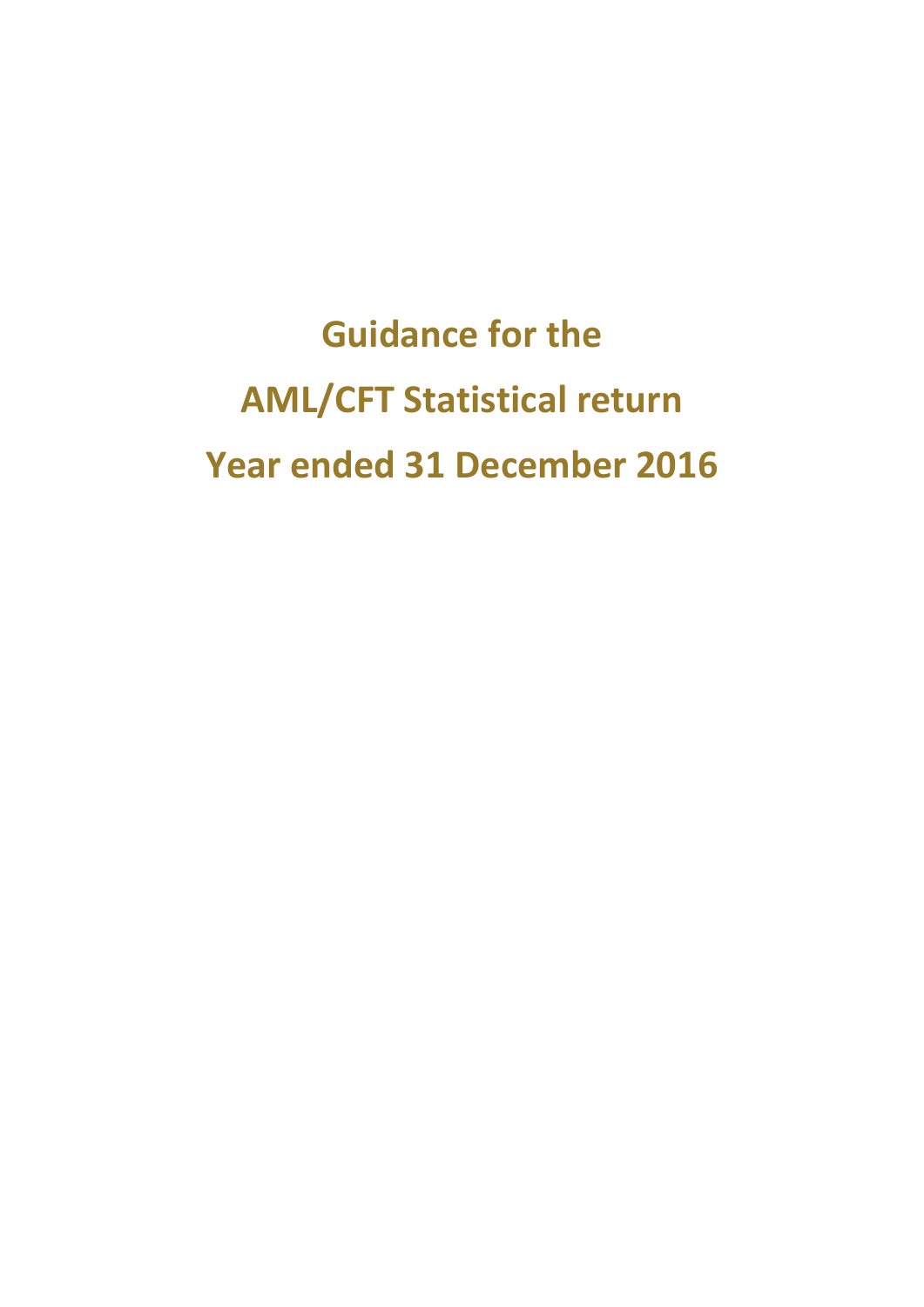# Guidance for the AML/CFT Statistical return Year ended 31 December 2016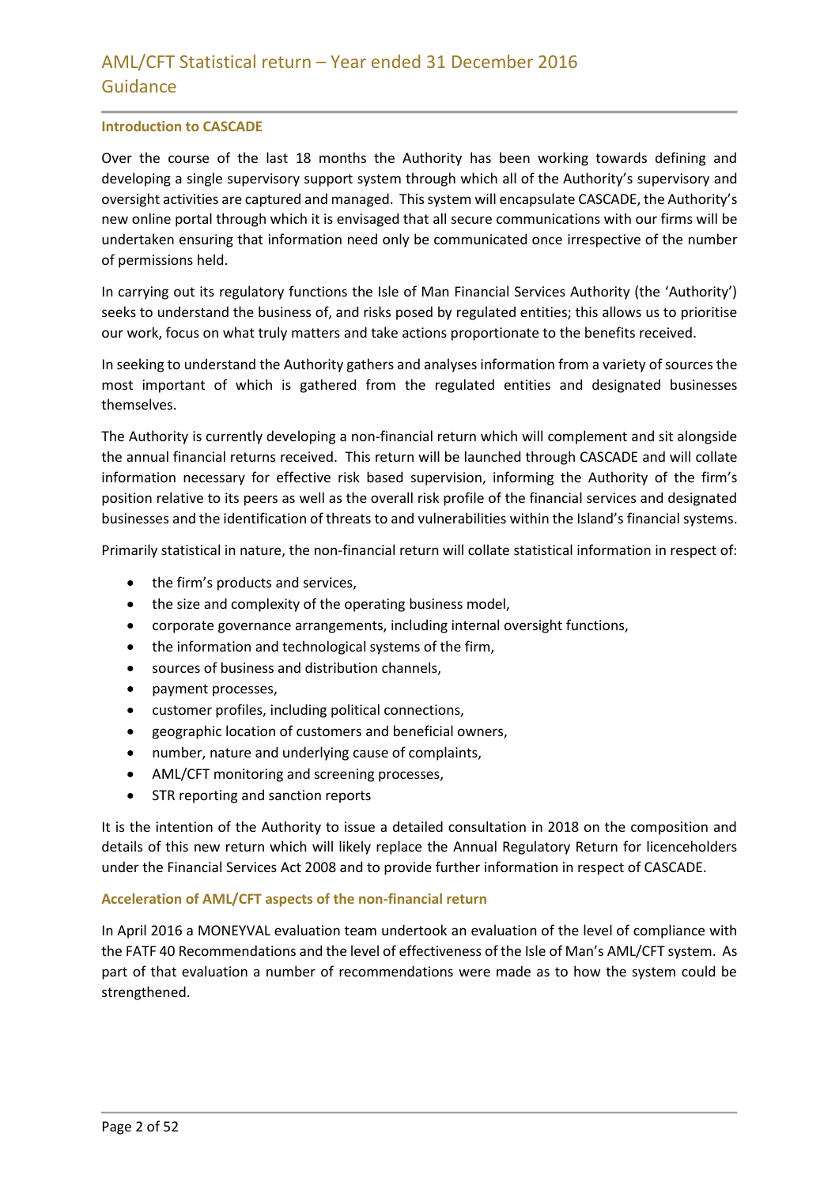## Introduction to CASCADE

Over the course of the last 18 months the Authority has been working towards defining and developing a single supervisory support system through which all of the Authority's supervisory and oversight activities are captured and managed. This system will encapsulate CASCADE, the Authority's new online portal through which it is envisaged that all secure communications with our firms will be undertaken ensuring that information need only be communicated once irrespective of the number of permissions held.

In carrying out its regulatory functions the Isle of Man Financial Services Authority (the 'Authority') seeks to understand the business of, and risks posed by regulated entities; this allows us to prioritise our work, focus on what truly matters and take actions proportionate to the benefits received.

In seeking to understand the Authority gathers and analyses information from a variety of sources the most important of which is gathered from the regulated entities and designated businesses themselves.

The Authority is currently developing a non-financial return which will complement and sit alongside the annual financial returns received. This return will be launched through CASCADE and will collate information necessary for effective risk based supervision, informing the Authority of the firm's position relative to its peers as well as the overall risk profile of the financial services and designated businesses and the identification of threats to and vulnerabilities within the Island's financial systems.

Primarily statistical in nature, the non-financial return will collate statistical information in respect of:

- the firm's products and services,
- the size and complexity of the operating business model,
- corporate governance arrangements, including internal oversight functions,
- the information and technological systems of the firm,
- sources of business and distribution channels,
- payment processes,
- customer profiles, including political connections,
- geographic location of customers and beneficial owners,
- number, nature and underlying cause of complaints,
- AML/CFT monitoring and screening processes,
- STR reporting and sanction reports

It is the intention of the Authority to issue a detailed consultation in 2018 on the composition and details of this new return which will likely replace the Annual Regulatory Return for licenceholders under the Financial Services Act 2008 and to provide further information in respect of CASCADE.

## Acceleration of AML/CFT aspects of the non-financial return

In April 2016 a MONEYVAL evaluation team undertook an evaluation of the level of compliance with the FATF 40 Recommendations and the level of effectiveness of the Isle of Man's AML/CFT system. As part of that evaluation a number of recommendations were made as to how the system could be strengthened.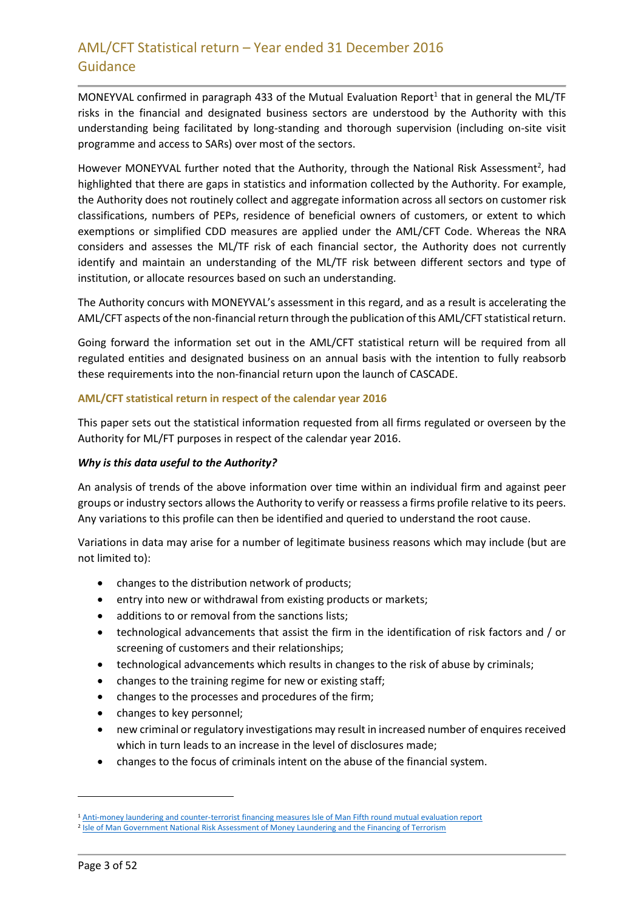MONEYVAL confirmed in paragraph 433 of the Mutual Evaluation Report[1] that in general the ML/TF risks in the financial and designated business sectors are understood by the Authority with this understanding being facilitated by long-standing and thorough supervision (including on-site visit programme and access to SARs) over most of the sectors.

However MONEYVAL further noted that the Authority, through the National Risk Assessment[2], had highlighted that there are gaps in statistics and information collected by the Authority. For example, the Authority does not routinely collect and aggregate information across all sectors on customer risk classifications, numbers of PEPs, residence of beneficial owners of customers, or extent to which exemptions or simplified CDD measures are applied under the AML/CFT Code. Whereas the NRA considers and assesses the ML/TF risk of each financial sector, the Authority does not currently identify and maintain an understanding of the ML/TF risk between different sectors and type of institution, or allocate resources based on such an understanding.

The Authority concurs with MONEYVAL's assessment in this regard, and as a result is accelerating the AML/CFT aspects of the non-financial return through the publication of this AML/CFT statistical return.

Going forward the information set out in the AML/CFT statistical return will be required from all regulated entities and designated business on an annual basis with the intention to fully reabsorb these requirements into the non-financial return upon the launch of CASCADE.

### AML/CFT statistical return in respect of the calendar year 2016

This paper sets out the statistical information requested from all firms regulated or overseen by the Authority for ML/FT purposes in respect of the calendar year 2016.

***Why is this data useful to the Authority?***

An analysis of trends of the above information over time within an individual firm and against peer groups or industry sectors allows the Authority to verify or reassess a firms profile relative to its peers. Any variations to this profile can then be identified and queried to understand the root cause.

Variations in data may arise for a number of legitimate business reasons which may include (but are not limited to):

- changes to the distribution network of products;
- entry into new or withdrawal from existing products or markets;
- additions to or removal from the sanctions lists;
- technological advancements that assist the firm in the identification of risk factors and / or screening of customers and their relationships;
- technological advancements which results in changes to the risk of abuse by criminals;
- changes to the training regime for new or existing staff;
- changes to the processes and procedures of the firm;
- changes to key personnel;
- new criminal or regulatory investigations may result in increased number of enquires received which in turn leads to an increase in the level of disclosures made;
- changes to the focus of criminals intent on the abuse of the financial system.

[1] Anti-money laundering and counter-terrorist financing measures Isle of Man Fifth round mutual evaluation report

[2] Isle of Man Government National Risk Assessment of Money Laundering and the Financing of Terrorism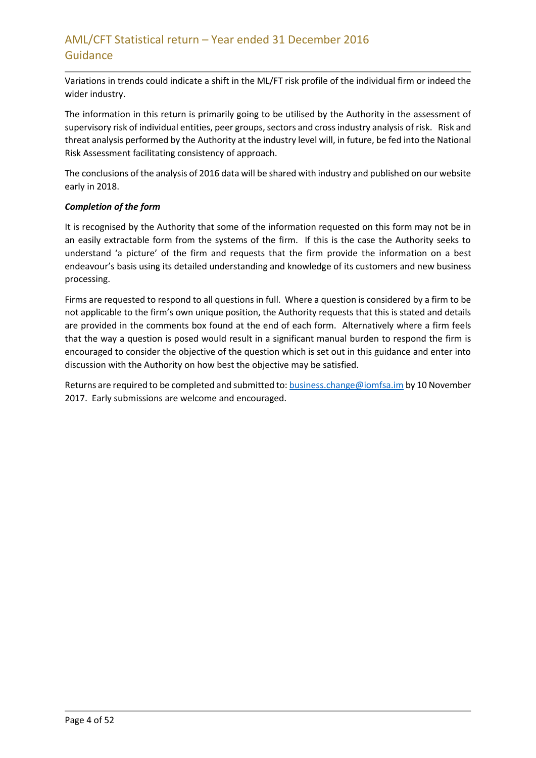Variations in trends could indicate a shift in the ML/FT risk profile of the individual firm or indeed the wider industry.

The information in this return is primarily going to be utilised by the Authority in the assessment of supervisory risk of individual entities, peer groups, sectors and cross industry analysis of risk. Risk and threat analysis performed by the Authority at the industry level will, in future, be fed into the National Risk Assessment facilitating consistency of approach.

The conclusions of the analysis of 2016 data will be shared with industry and published on our website early in 2018.

***Completion of the form***

It is recognised by the Authority that some of the information requested on this form may not be in an easily extractable form from the systems of the firm. If this is the case the Authority seeks to understand 'a picture' of the firm and requests that the firm provide the information on a best endeavour's basis using its detailed understanding and knowledge of its customers and new business processing.

Firms are requested to respond to all questions in full. Where a question is considered by a firm to be not applicable to the firm's own unique position, the Authority requests that this is stated and details are provided in the comments box found at the end of each form. Alternatively where a firm feels that the way a question is posed would result in a significant manual burden to respond the firm is encouraged to consider the objective of the question which is set out in this guidance and enter into discussion with the Authority on how best the objective may be satisfied.

Returns are required to be completed and submitted to: [business.change@iomfsa.im](mailto:business.change@iomfsa.im) by 10 November 2017. Early submissions are welcome and encouraged.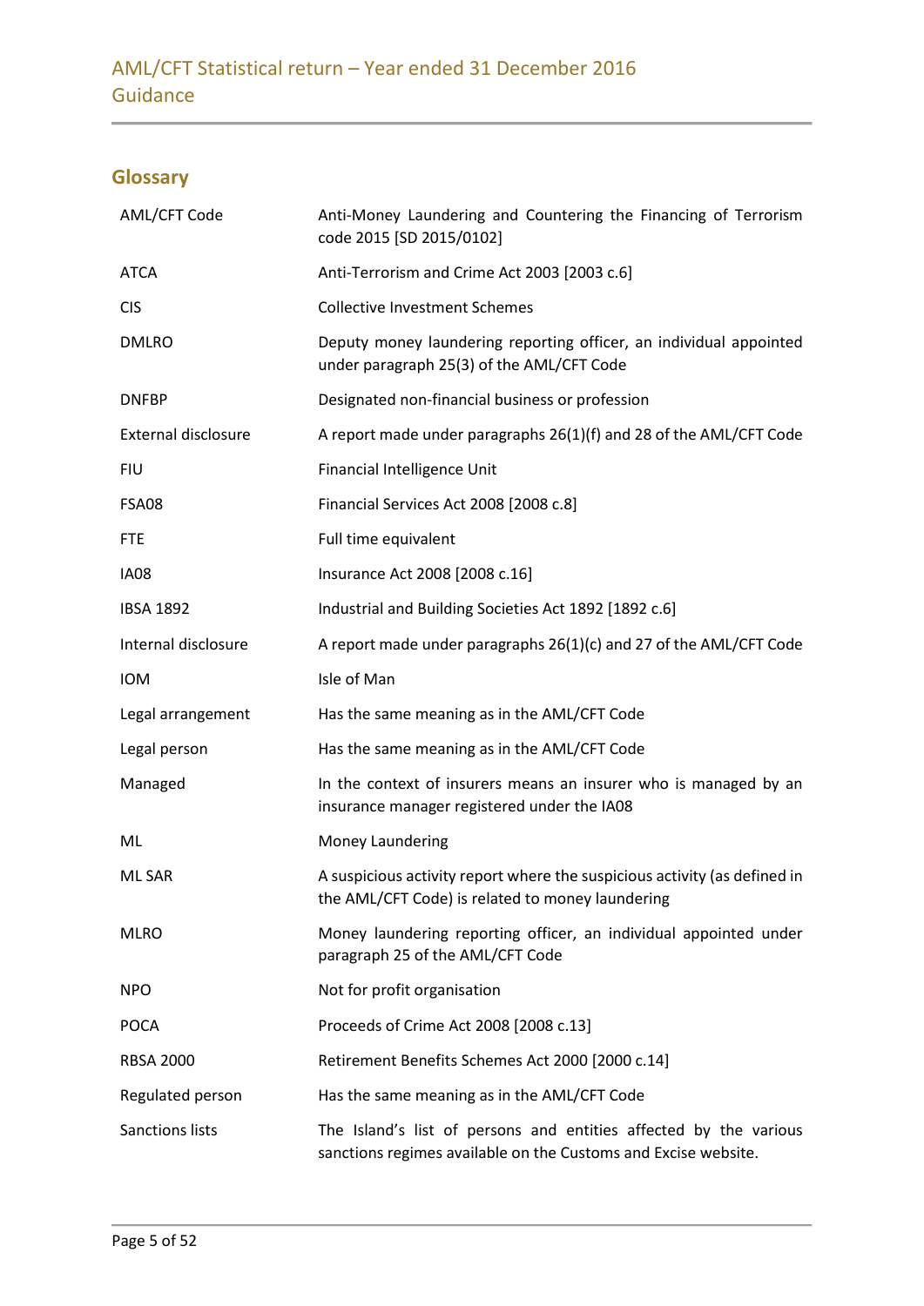## Glossary

| | |
|---|---|
| AML/CFT Code | Anti-Money Laundering and Countering the Financing of Terrorism code 2015 [SD 2015/0102] |
| ATCA | Anti-Terrorism and Crime Act 2003 [2003 c.6] |
| CIS | Collective Investment Schemes |
| DMLRO | Deputy money laundering reporting officer, an individual appointed under paragraph 25(3) of the AML/CFT Code |
| DNFBP | Designated non-financial business or profession |
| External disclosure | A report made under paragraphs 26(1)(f) and 28 of the AML/CFT Code |
| FIU | Financial Intelligence Unit |
| FSA08 | Financial Services Act 2008 [2008 c.8] |
| FTE | Full time equivalent |
| IA08 | Insurance Act 2008 [2008 c.16] |
| IBSA 1892 | Industrial and Building Societies Act 1892 [1892 c.6] |
| Internal disclosure | A report made under paragraphs 26(1)(c) and 27 of the AML/CFT Code |
| IOM | Isle of Man |
| Legal arrangement | Has the same meaning as in the AML/CFT Code |
| Legal person | Has the same meaning as in the AML/CFT Code |
| Managed | In the context of insurers means an insurer who is managed by an insurance manager registered under the IA08 |
| ML | Money Laundering |
| ML SAR | A suspicious activity report where the suspicious activity (as defined in the AML/CFT Code) is related to money laundering |
| MLRO | Money laundering reporting officer, an individual appointed under paragraph 25 of the AML/CFT Code |
| NPO | Not for profit organisation |
| POCA | Proceeds of Crime Act 2008 [2008 c.13] |
| RBSA 2000 | Retirement Benefits Schemes Act 2000 [2000 c.14] |
| Regulated person | Has the same meaning as in the AML/CFT Code |
| Sanctions lists | The Island's list of persons and entities affected by the various sanctions regimes available on the Customs and Excise website. |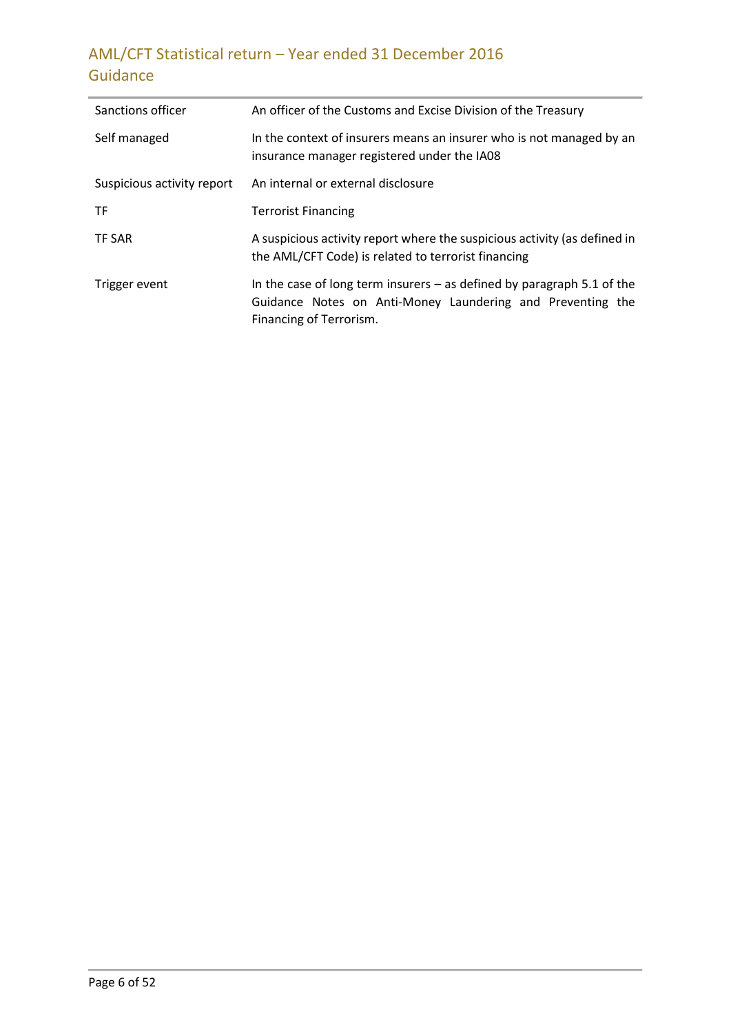| | |
|---|---|
| Sanctions officer | An officer of the Customs and Excise Division of the Treasury |
| Self managed | In the context of insurers means an insurer who is not managed by an insurance manager registered under the IA08 |
| Suspicious activity report | An internal or external disclosure |
| TF | Terrorist Financing |
| TF SAR | A suspicious activity report where the suspicious activity (as defined in the AML/CFT Code) is related to terrorist financing |
| Trigger event | In the case of long term insurers – as defined by paragraph 5.1 of the Guidance Notes on Anti-Money Laundering and Preventing the Financing of Terrorism. |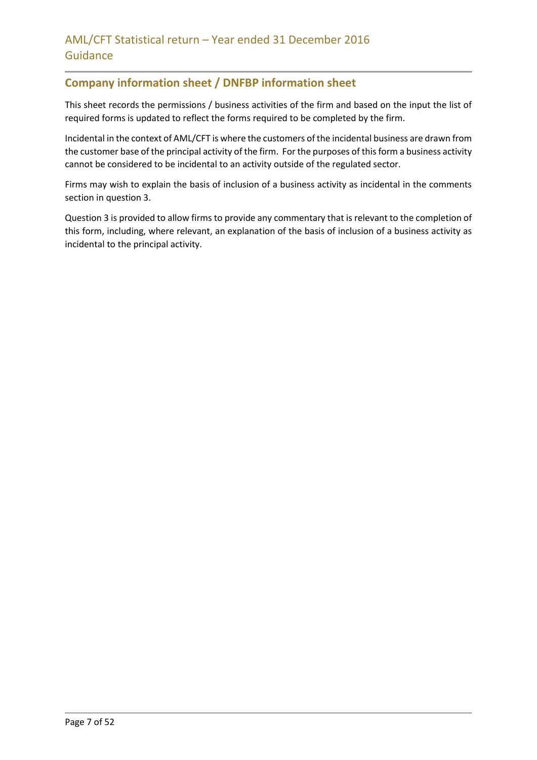## Company information sheet / DNFBP information sheet

This sheet records the permissions / business activities of the firm and based on the input the list of required forms is updated to reflect the forms required to be completed by the firm.

Incidental in the context of AML/CFT is where the customers of the incidental business are drawn from the customer base of the principal activity of the firm. For the purposes of this form a business activity cannot be considered to be incidental to an activity outside of the regulated sector.

Firms may wish to explain the basis of inclusion of a business activity as incidental in the comments section in question 3.

Question 3 is provided to allow firms to provide any commentary that is relevant to the completion of this form, including, where relevant, an explanation of the basis of inclusion of a business activity as incidental to the principal activity.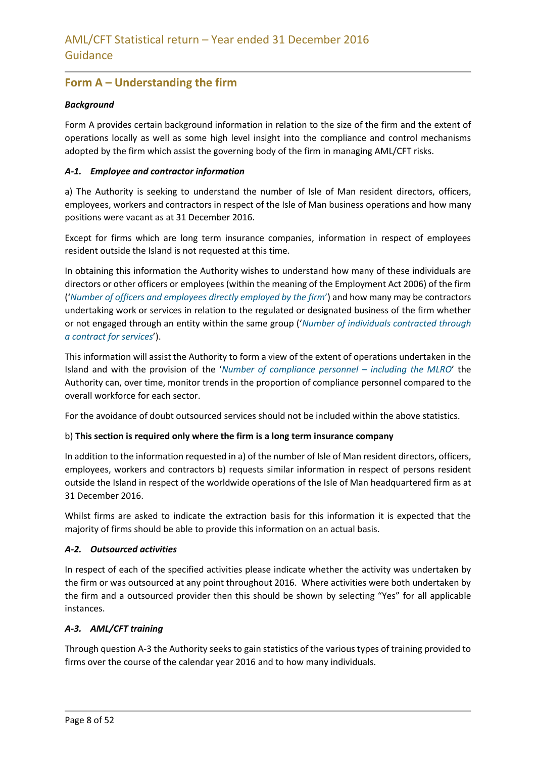# AML/CFT Statistical return – Year ended 31 December 2016 Guidance

## Form A – Understanding the firm

***Background***

Form A provides certain background information in relation to the size of the firm and the extent of operations locally as well as some high level insight into the compliance and control mechanisms adopted by the firm which assist the governing body of the firm in managing AML/CFT risks.

### *A-1. Employee and contractor information*

a) The Authority is seeking to understand the number of Isle of Man resident directors, officers, employees, workers and contractors in respect of the Isle of Man business operations and how many positions were vacant as at 31 December 2016.

Except for firms which are long term insurance companies, information in respect of employees resident outside the Island is not requested at this time.

In obtaining this information the Authority wishes to understand how many of these individuals are directors or other officers or employees (within the meaning of the Employment Act 2006) of the firm ('*Number of officers and employees directly employed by the firm*') and how many may be contractors undertaking work or services in relation to the regulated or designated business of the firm whether or not engaged through an entity within the same group ('*Number of individuals contracted through a contract for services*').

This information will assist the Authority to form a view of the extent of operations undertaken in the Island and with the provision of the '*Number of compliance personnel – including the MLRO*' the Authority can, over time, monitor trends in the proportion of compliance personnel compared to the overall workforce for each sector.

For the avoidance of doubt outsourced services should not be included within the above statistics.

b) **This section is required only where the firm is a long term insurance company**

In addition to the information requested in a) of the number of Isle of Man resident directors, officers, employees, workers and contractors b) requests similar information in respect of persons resident outside the Island in respect of the worldwide operations of the Isle of Man headquartered firm as at 31 December 2016.

Whilst firms are asked to indicate the extraction basis for this information it is expected that the majority of firms should be able to provide this information on an actual basis.

### *A-2. Outsourced activities*

In respect of each of the specified activities please indicate whether the activity was undertaken by the firm or was outsourced at any point throughout 2016. Where activities were both undertaken by the firm and a outsourced provider then this should be shown by selecting "Yes" for all applicable instances.

### *A-3. AML/CFT training*

Through question A-3 the Authority seeks to gain statistics of the various types of training provided to firms over the course of the calendar year 2016 and to how many individuals.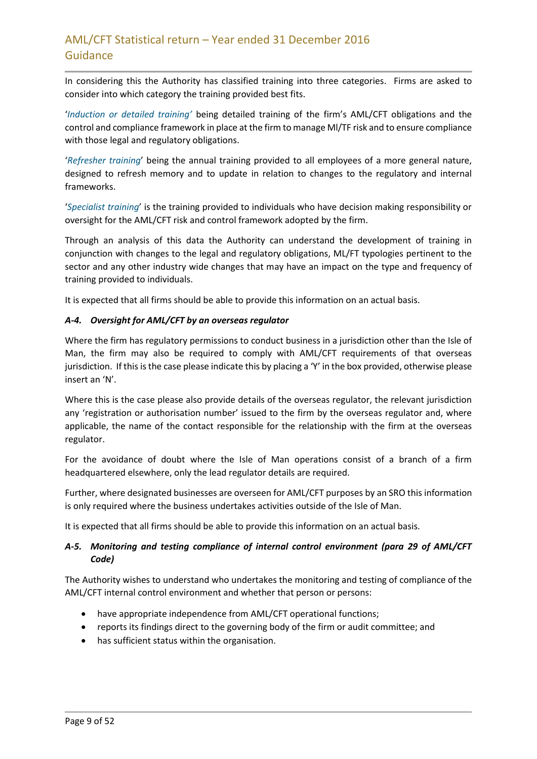In considering this the Authority has classified training into three categories. Firms are asked to consider into which category the training provided best fits.

'*Induction or detailed training'* being detailed training of the firm's AML/CFT obligations and the control and compliance framework in place at the firm to manage Ml/TF risk and to ensure compliance with those legal and regulatory obligations.

'*Refresher training*' being the annual training provided to all employees of a more general nature, designed to refresh memory and to update in relation to changes to the regulatory and internal frameworks.

'*Specialist training*' is the training provided to individuals who have decision making responsibility or oversight for the AML/CFT risk and control framework adopted by the firm.

Through an analysis of this data the Authority can understand the development of training in conjunction with changes to the legal and regulatory obligations, ML/FT typologies pertinent to the sector and any other industry wide changes that may have an impact on the type and frequency of training provided to individuals.

It is expected that all firms should be able to provide this information on an actual basis.

#### *A-4. Oversight for AML/CFT by an overseas regulator*

Where the firm has regulatory permissions to conduct business in a jurisdiction other than the Isle of Man, the firm may also be required to comply with AML/CFT requirements of that overseas jurisdiction. If this is the case please indicate this by placing a 'Y' in the box provided, otherwise please insert an 'N'.

Where this is the case please also provide details of the overseas regulator, the relevant jurisdiction any 'registration or authorisation number' issued to the firm by the overseas regulator and, where applicable, the name of the contact responsible for the relationship with the firm at the overseas regulator.

For the avoidance of doubt where the Isle of Man operations consist of a branch of a firm headquartered elsewhere, only the lead regulator details are required.

Further, where designated businesses are overseen for AML/CFT purposes by an SRO this information is only required where the business undertakes activities outside of the Isle of Man.

It is expected that all firms should be able to provide this information on an actual basis.

#### *A-5. Monitoring and testing compliance of internal control environment (para 29 of AML/CFT Code)*

The Authority wishes to understand who undertakes the monitoring and testing of compliance of the AML/CFT internal control environment and whether that person or persons:

- have appropriate independence from AML/CFT operational functions;
- reports its findings direct to the governing body of the firm or audit committee; and
- has sufficient status within the organisation.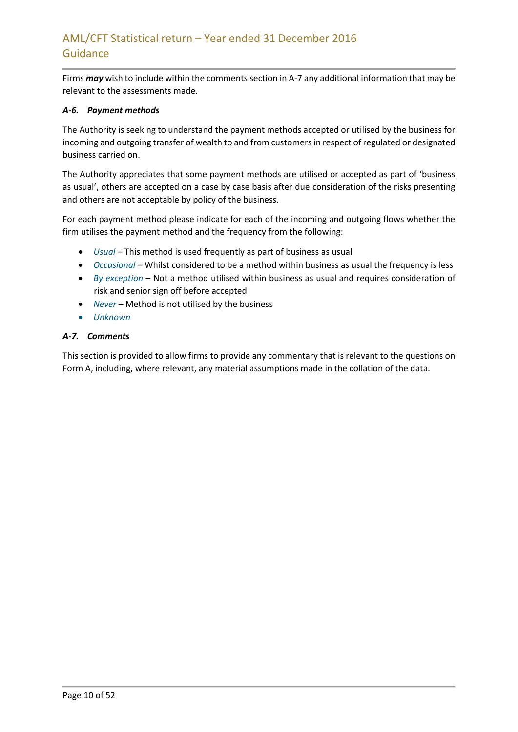Firms ***may*** wish to include within the comments section in A-7 any additional information that may be relevant to the assessments made.

### *A-6. Payment methods*

The Authority is seeking to understand the payment methods accepted or utilised by the business for incoming and outgoing transfer of wealth to and from customers in respect of regulated or designated business carried on.

The Authority appreciates that some payment methods are utilised or accepted as part of 'business as usual', others are accepted on a case by case basis after due consideration of the risks presenting and others are not acceptable by policy of the business.

For each payment method please indicate for each of the incoming and outgoing flows whether the firm utilises the payment method and the frequency from the following:

- *Usual* – This method is used frequently as part of business as usual
- *Occasional* – Whilst considered to be a method within business as usual the frequency is less
- *By exception* – Not a method utilised within business as usual and requires consideration of risk and senior sign off before accepted
- *Never* – Method is not utilised by the business
- *Unknown*

### *A-7. Comments*

This section is provided to allow firms to provide any commentary that is relevant to the questions on Form A, including, where relevant, any material assumptions made in the collation of the data.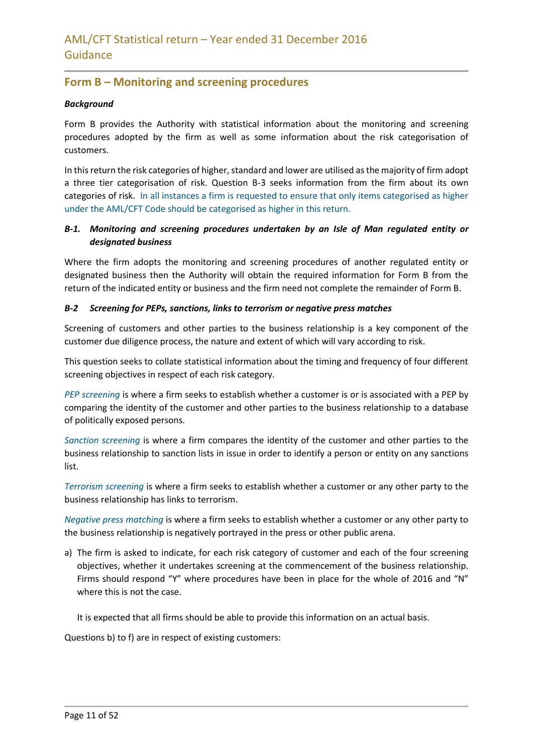## Form B – Monitoring and screening procedures

***Background***

Form B provides the Authority with statistical information about the monitoring and screening procedures adopted by the firm as well as some information about the risk categorisation of customers.

In this return the risk categories of higher, standard and lower are utilised as the majority of firm adopt a three tier categorisation of risk. Question B-3 seeks information from the firm about its own categories of risk. In all instances a firm is requested to ensure that only items categorised as higher under the AML/CFT Code should be categorised as higher in this return.

### *B-1. Monitoring and screening procedures undertaken by an Isle of Man regulated entity or designated business*

Where the firm adopts the monitoring and screening procedures of another regulated entity or designated business then the Authority will obtain the required information for Form B from the return of the indicated entity or business and the firm need not complete the remainder of Form B.

### *B-2 Screening for PEPs, sanctions, links to terrorism or negative press matches*

Screening of customers and other parties to the business relationship is a key component of the customer due diligence process, the nature and extent of which will vary according to risk.

This question seeks to collate statistical information about the timing and frequency of four different screening objectives in respect of each risk category.

*PEP screening* is where a firm seeks to establish whether a customer is or is associated with a PEP by comparing the identity of the customer and other parties to the business relationship to a database of politically exposed persons.

*Sanction screening* is where a firm compares the identity of the customer and other parties to the business relationship to sanction lists in issue in order to identify a person or entity on any sanctions list.

*Terrorism screening* is where a firm seeks to establish whether a customer or any other party to the business relationship has links to terrorism.

*Negative press matching* is where a firm seeks to establish whether a customer or any other party to the business relationship is negatively portrayed in the press or other public arena.

a) The firm is asked to indicate, for each risk category of customer and each of the four screening objectives, whether it undertakes screening at the commencement of the business relationship. Firms should respond "Y" where procedures have been in place for the whole of 2016 and "N" where this is not the case.

   It is expected that all firms should be able to provide this information on an actual basis.

Questions b) to f) are in respect of existing customers: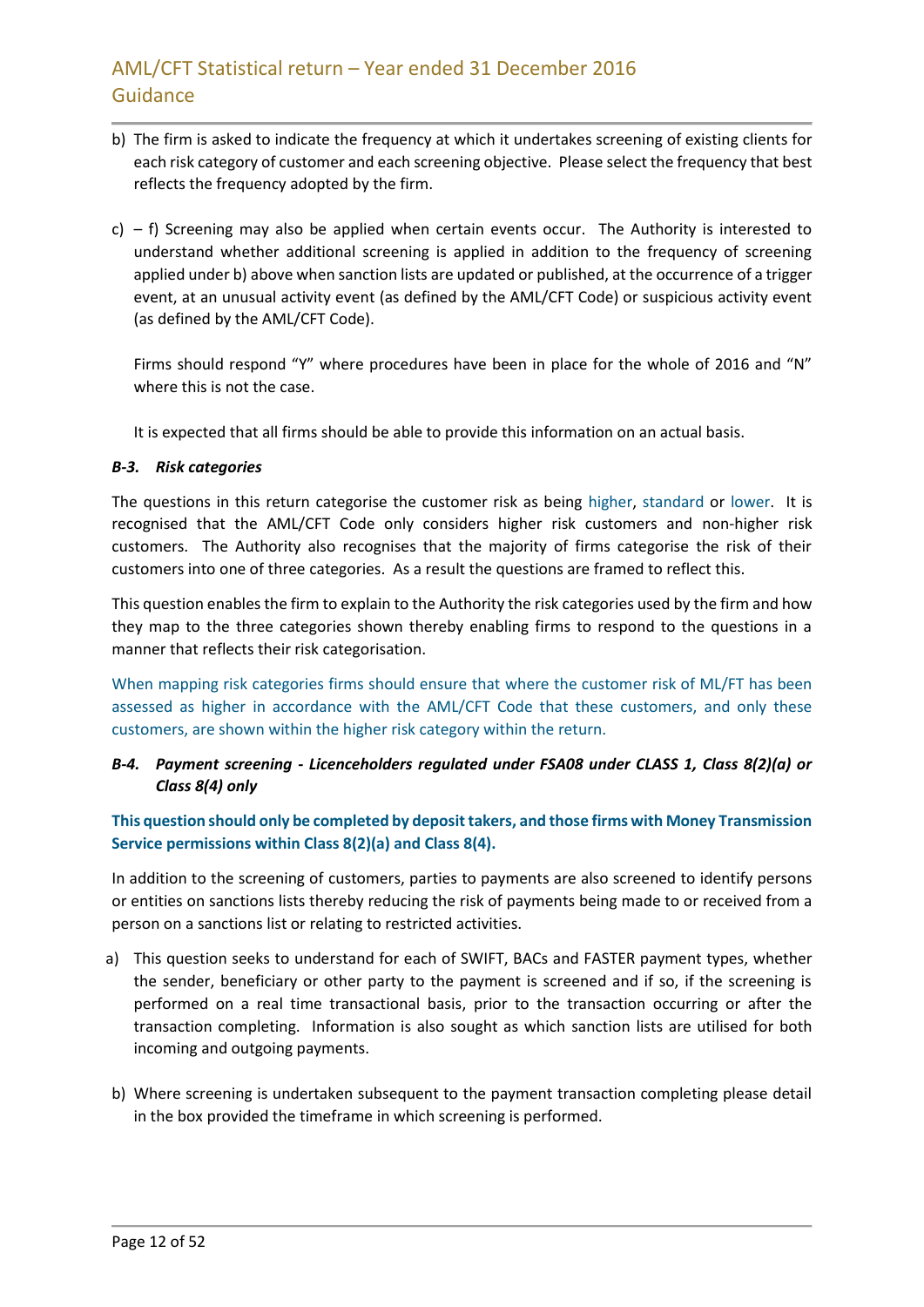b) The firm is asked to indicate the frequency at which it undertakes screening of existing clients for each risk category of customer and each screening objective. Please select the frequency that best reflects the frequency adopted by the firm.

c) – f) Screening may also be applied when certain events occur. The Authority is interested to understand whether additional screening is applied in addition to the frequency of screening applied under b) above when sanction lists are updated or published, at the occurrence of a trigger event, at an unusual activity event (as defined by the AML/CFT Code) or suspicious activity event (as defined by the AML/CFT Code).

   Firms should respond "Y" where procedures have been in place for the whole of 2016 and "N" where this is not the case.

   It is expected that all firms should be able to provide this information on an actual basis.

#### *B-3. Risk categories*

The questions in this return categorise the customer risk as being higher, standard or lower. It is recognised that the AML/CFT Code only considers higher risk customers and non-higher risk customers. The Authority also recognises that the majority of firms categorise the risk of their customers into one of three categories. As a result the questions are framed to reflect this.

This question enables the firm to explain to the Authority the risk categories used by the firm and how they map to the three categories shown thereby enabling firms to respond to the questions in a manner that reflects their risk categorisation.

When mapping risk categories firms should ensure that where the customer risk of ML/FT has been assessed as higher in accordance with the AML/CFT Code that these customers, and only these customers, are shown within the higher risk category within the return.

#### *B-4. Payment screening - Licenceholders regulated under FSA08 under CLASS 1, Class 8(2)(a) or Class 8(4) only*

**This question should only be completed by deposit takers, and those firms with Money Transmission Service permissions within Class 8(2)(a) and Class 8(4).**

In addition to the screening of customers, parties to payments are also screened to identify persons or entities on sanctions lists thereby reducing the risk of payments being made to or received from a person on a sanctions list or relating to restricted activities.

a) This question seeks to understand for each of SWIFT, BACs and FASTER payment types, whether the sender, beneficiary or other party to the payment is screened and if so, if the screening is performed on a real time transactional basis, prior to the transaction occurring or after the transaction completing. Information is also sought as which sanction lists are utilised for both incoming and outgoing payments.

b) Where screening is undertaken subsequent to the payment transaction completing please detail in the box provided the timeframe in which screening is performed.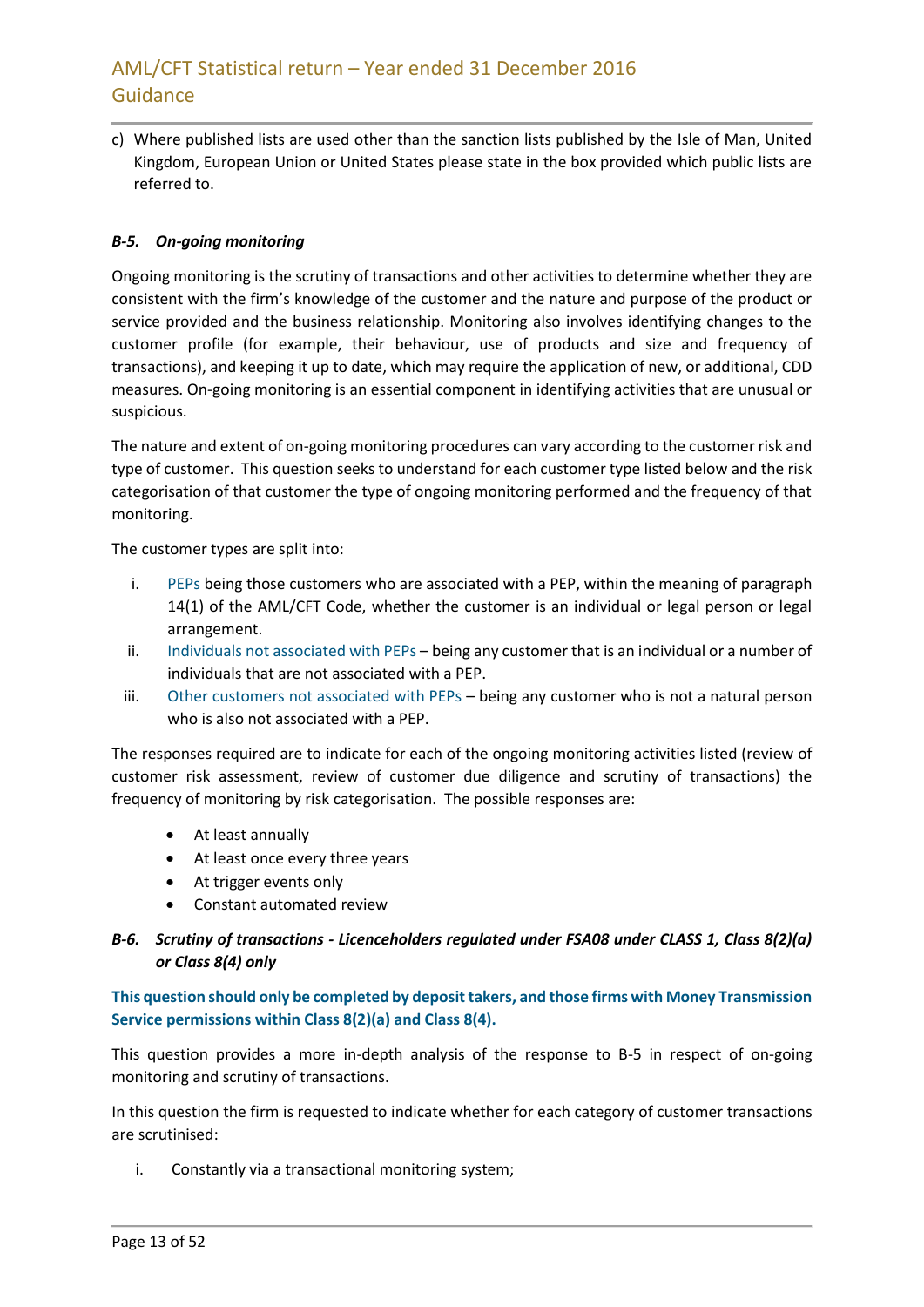c) Where published lists are used other than the sanction lists published by the Isle of Man, United Kingdom, European Union or United States please state in the box provided which public lists are referred to.

### *B-5. On-going monitoring*

Ongoing monitoring is the scrutiny of transactions and other activities to determine whether they are consistent with the firm's knowledge of the customer and the nature and purpose of the product or service provided and the business relationship. Monitoring also involves identifying changes to the customer profile (for example, their behaviour, use of products and size and frequency of transactions), and keeping it up to date, which may require the application of new, or additional, CDD measures. On-going monitoring is an essential component in identifying activities that are unusual or suspicious.

The nature and extent of on-going monitoring procedures can vary according to the customer risk and type of customer. This question seeks to understand for each customer type listed below and the risk categorisation of that customer the type of ongoing monitoring performed and the frequency of that monitoring.

The customer types are split into:

i. PEPs being those customers who are associated with a PEP, within the meaning of paragraph 14(1) of the AML/CFT Code, whether the customer is an individual or legal person or legal arrangement.
ii. Individuals not associated with PEPs – being any customer that is an individual or a number of individuals that are not associated with a PEP.
iii. Other customers not associated with PEPs – being any customer who is not a natural person who is also not associated with a PEP.

The responses required are to indicate for each of the ongoing monitoring activities listed (review of customer risk assessment, review of customer due diligence and scrutiny of transactions) the frequency of monitoring by risk categorisation. The possible responses are:

- At least annually
- At least once every three years
- At trigger events only
- Constant automated review

### *B-6. Scrutiny of transactions - Licenceholders regulated under FSA08 under CLASS 1, Class 8(2)(a) or Class 8(4) only*

**This question should only be completed by deposit takers, and those firms with Money Transmission Service permissions within Class 8(2)(a) and Class 8(4).**

This question provides a more in-depth analysis of the response to B-5 in respect of on-going monitoring and scrutiny of transactions.

In this question the firm is requested to indicate whether for each category of customer transactions are scrutinised:

i. Constantly via a transactional monitoring system;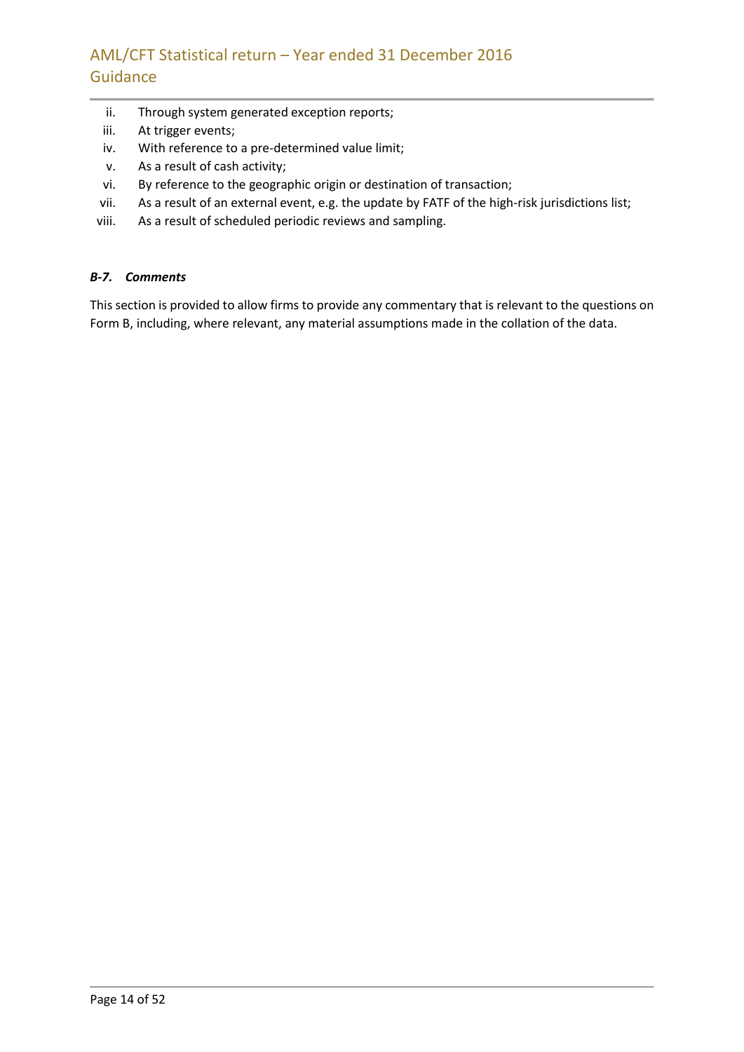ii. Through system generated exception reports;
iii. At trigger events;
iv. With reference to a pre-determined value limit;
v. As a result of cash activity;
vi. By reference to the geographic origin or destination of transaction;
vii. As a result of an external event, e.g. the update by FATF of the high-risk jurisdictions list;
viii. As a result of scheduled periodic reviews and sampling.

***B-7. Comments***

This section is provided to allow firms to provide any commentary that is relevant to the questions on Form B, including, where relevant, any material assumptions made in the collation of the data.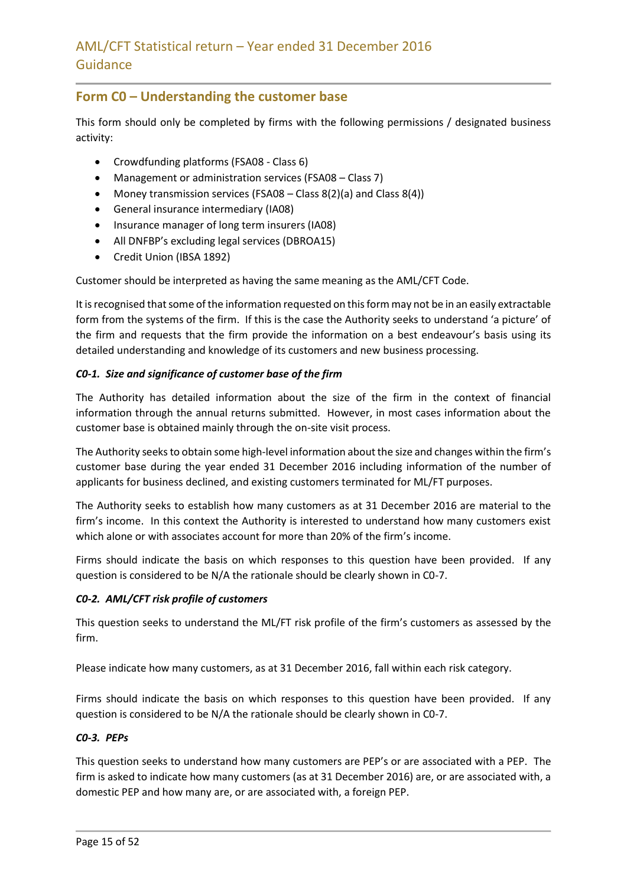## Form C0 – Understanding the customer base

This form should only be completed by firms with the following permissions / designated business activity:

- Crowdfunding platforms (FSA08 - Class 6)
- Management or administration services (FSA08 – Class 7)
- Money transmission services (FSA08 – Class 8(2)(a) and Class 8(4))
- General insurance intermediary (IA08)
- Insurance manager of long term insurers (IA08)
- All DNFBP's excluding legal services (DBROA15)
- Credit Union (IBSA 1892)

Customer should be interpreted as having the same meaning as the AML/CFT Code.

It is recognised that some of the information requested on this form may not be in an easily extractable form from the systems of the firm. If this is the case the Authority seeks to understand 'a picture' of the firm and requests that the firm provide the information on a best endeavour's basis using its detailed understanding and knowledge of its customers and new business processing.

### *C0-1. Size and significance of customer base of the firm*

The Authority has detailed information about the size of the firm in the context of financial information through the annual returns submitted. However, in most cases information about the customer base is obtained mainly through the on-site visit process.

The Authority seeks to obtain some high-level information about the size and changes within the firm's customer base during the year ended 31 December 2016 including information of the number of applicants for business declined, and existing customers terminated for ML/FT purposes.

The Authority seeks to establish how many customers as at 31 December 2016 are material to the firm's income. In this context the Authority is interested to understand how many customers exist which alone or with associates account for more than 20% of the firm's income.

Firms should indicate the basis on which responses to this question have been provided. If any question is considered to be N/A the rationale should be clearly shown in C0-7.

### *C0-2. AML/CFT risk profile of customers*

This question seeks to understand the ML/FT risk profile of the firm's customers as assessed by the firm.

Please indicate how many customers, as at 31 December 2016, fall within each risk category.

Firms should indicate the basis on which responses to this question have been provided. If any question is considered to be N/A the rationale should be clearly shown in C0-7.

### *C0-3. PEPs*

This question seeks to understand how many customers are PEP's or are associated with a PEP. The firm is asked to indicate how many customers (as at 31 December 2016) are, or are associated with, a domestic PEP and how many are, or are associated with, a foreign PEP.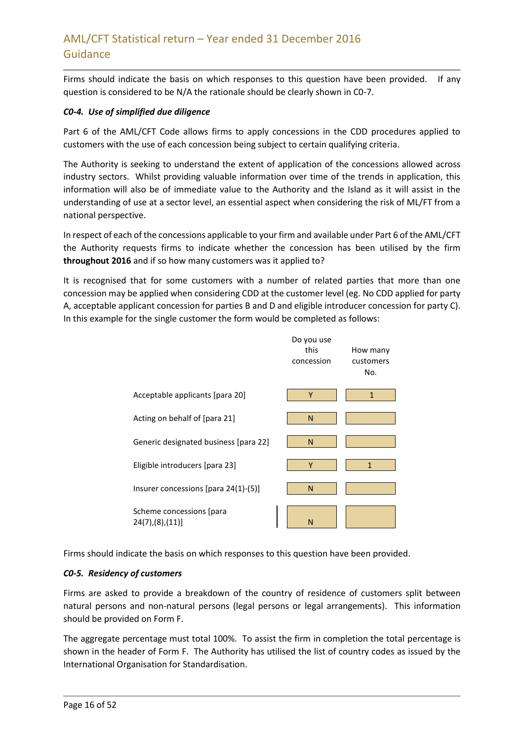Firms should indicate the basis on which responses to this question have been provided. If any question is considered to be N/A the rationale should be clearly shown in C0-7.

***C0-4. Use of simplified due diligence***

Part 6 of the AML/CFT Code allows firms to apply concessions in the CDD procedures applied to customers with the use of each concession being subject to certain qualifying criteria.

The Authority is seeking to understand the extent of application of the concessions allowed across industry sectors. Whilst providing valuable information over time of the trends in application, this information will also be of immediate value to the Authority and the Island as it will assist in the understanding of use at a sector level, an essential aspect when considering the risk of ML/FT from a national perspective.

In respect of each of the concessions applicable to your firm and available under Part 6 of the AML/CFT the Authority requests firms to indicate whether the concession has been utilised by the firm **throughout 2016** and if so how many customers was it applied to?

It is recognised that for some customers with a number of related parties that more than one concession may be applied when considering CDD at the customer level (eg. No CDD applied for party A, acceptable applicant concession for parties B and D and eligible introducer concession for party C). In this example for the single customer the form would be completed as follows:

| | Do you use this concession | How many customers No. |
|---|---|---|
| Acceptable applicants [para 20] | Y | 1 |
| Acting on behalf of [para 21] | N | |
| Generic designated business [para 22] | N | |
| Eligible introducers [para 23] | Y | 1 |
| Insurer concessions [para 24(1)-(5)] | N | |
| Scheme concessions [para 24(7),(8),(11)] | N | |

Firms should indicate the basis on which responses to this question have been provided.

***C0-5. Residency of customers***

Firms are asked to provide a breakdown of the country of residence of customers split between natural persons and non-natural persons (legal persons or legal arrangements). This information should be provided on Form F.

The aggregate percentage must total 100%. To assist the firm in completion the total percentage is shown in the header of Form F. The Authority has utilised the list of country codes as issued by the International Organisation for Standardisation.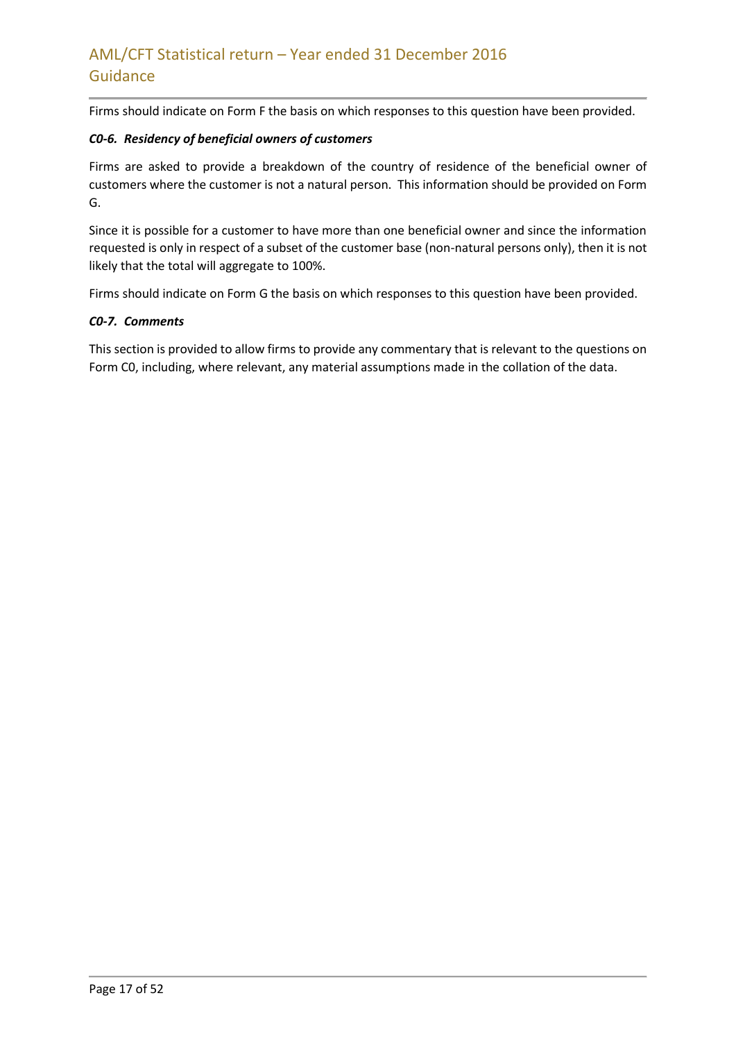Firms should indicate on Form F the basis on which responses to this question have been provided.

***C0-6. Residency of beneficial owners of customers***

Firms are asked to provide a breakdown of the country of residence of the beneficial owner of customers where the customer is not a natural person. This information should be provided on Form G.

Since it is possible for a customer to have more than one beneficial owner and since the information requested is only in respect of a subset of the customer base (non-natural persons only), then it is not likely that the total will aggregate to 100%.

Firms should indicate on Form G the basis on which responses to this question have been provided.

***C0-7. Comments***

This section is provided to allow firms to provide any commentary that is relevant to the questions on Form C0, including, where relevant, any material assumptions made in the collation of the data.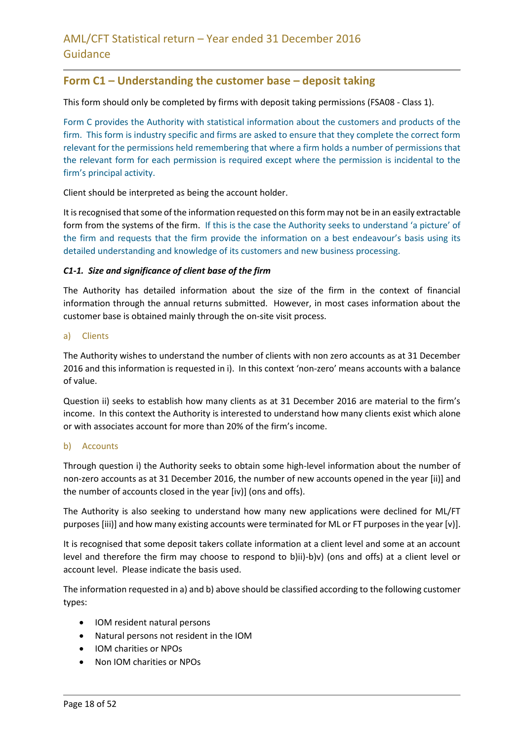## Form C1 – Understanding the customer base – deposit taking

This form should only be completed by firms with deposit taking permissions (FSA08 - Class 1).

Form C provides the Authority with statistical information about the customers and products of the firm. This form is industry specific and firms are asked to ensure that they complete the correct form relevant for the permissions held remembering that where a firm holds a number of permissions that the relevant form for each permission is required except where the permission is incidental to the firm's principal activity.

Client should be interpreted as being the account holder.

It is recognised that some of the information requested on this form may not be in an easily extractable form from the systems of the firm. If this is the case the Authority seeks to understand 'a picture' of the firm and requests that the firm provide the information on a best endeavour's basis using its detailed understanding and knowledge of its customers and new business processing.

***C1-1. Size and significance of client base of the firm***

The Authority has detailed information about the size of the firm in the context of financial information through the annual returns submitted. However, in most cases information about the customer base is obtained mainly through the on-site visit process.

a) Clients

The Authority wishes to understand the number of clients with non zero accounts as at 31 December 2016 and this information is requested in i). In this context 'non-zero' means accounts with a balance of value.

Question ii) seeks to establish how many clients as at 31 December 2016 are material to the firm's income. In this context the Authority is interested to understand how many clients exist which alone or with associates account for more than 20% of the firm's income.

b) Accounts

Through question i) the Authority seeks to obtain some high-level information about the number of non-zero accounts as at 31 December 2016, the number of new accounts opened in the year [ii)] and the number of accounts closed in the year [iv)] (ons and offs).

The Authority is also seeking to understand how many new applications were declined for ML/FT purposes [iii)] and how many existing accounts were terminated for ML or FT purposes in the year [v)].

It is recognised that some deposit takers collate information at a client level and some at an account level and therefore the firm may choose to respond to b)ii)-b)v) (ons and offs) at a client level or account level. Please indicate the basis used.

The information requested in a) and b) above should be classified according to the following customer types:

- IOM resident natural persons
- Natural persons not resident in the IOM
- IOM charities or NPOs
- Non IOM charities or NPOs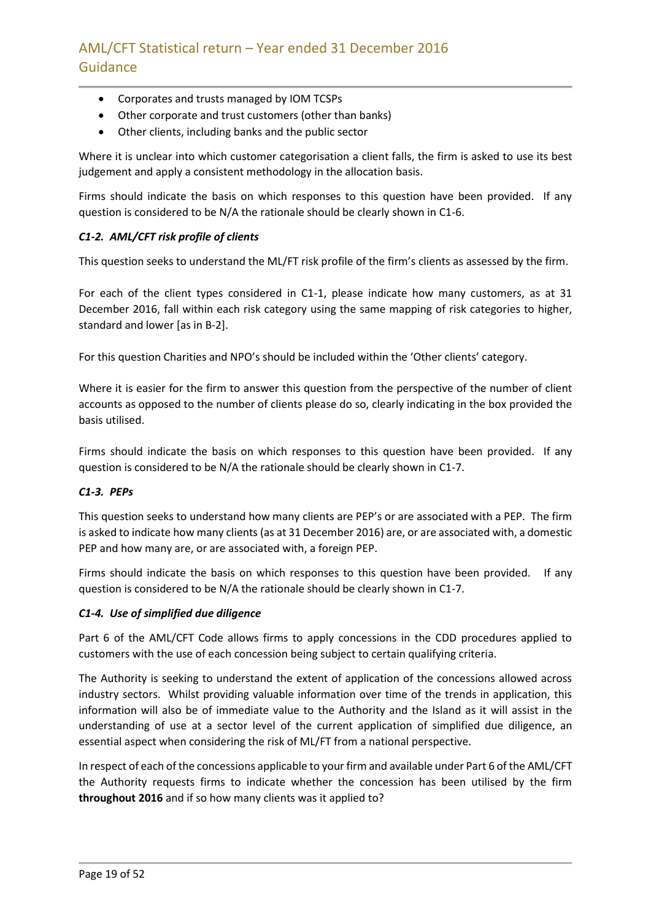- Corporates and trusts managed by IOM TCSPs
- Other corporate and trust customers (other than banks)
- Other clients, including banks and the public sector

Where it is unclear into which customer categorisation a client falls, the firm is asked to use its best judgement and apply a consistent methodology in the allocation basis.

Firms should indicate the basis on which responses to this question have been provided. If any question is considered to be N/A the rationale should be clearly shown in C1-6.

#### *C1-2. AML/CFT risk profile of clients*

This question seeks to understand the ML/FT risk profile of the firm's clients as assessed by the firm.

For each of the client types considered in C1-1, please indicate how many customers, as at 31 December 2016, fall within each risk category using the same mapping of risk categories to higher, standard and lower [as in B-2].

For this question Charities and NPO's should be included within the 'Other clients' category.

Where it is easier for the firm to answer this question from the perspective of the number of client accounts as opposed to the number of clients please do so, clearly indicating in the box provided the basis utilised.

Firms should indicate the basis on which responses to this question have been provided. If any question is considered to be N/A the rationale should be clearly shown in C1-7.

#### *C1-3. PEPs*

This question seeks to understand how many clients are PEP's or are associated with a PEP. The firm is asked to indicate how many clients (as at 31 December 2016) are, or are associated with, a domestic PEP and how many are, or are associated with, a foreign PEP.

Firms should indicate the basis on which responses to this question have been provided. If any question is considered to be N/A the rationale should be clearly shown in C1-7.

#### *C1-4. Use of simplified due diligence*

Part 6 of the AML/CFT Code allows firms to apply concessions in the CDD procedures applied to customers with the use of each concession being subject to certain qualifying criteria.

The Authority is seeking to understand the extent of application of the concessions allowed across industry sectors. Whilst providing valuable information over time of the trends in application, this information will also be of immediate value to the Authority and the Island as it will assist in the understanding of use at a sector level of the current application of simplified due diligence, an essential aspect when considering the risk of ML/FT from a national perspective.

In respect of each of the concessions applicable to your firm and available under Part 6 of the AML/CFT the Authority requests firms to indicate whether the concession has been utilised by the firm **throughout 2016** and if so how many clients was it applied to?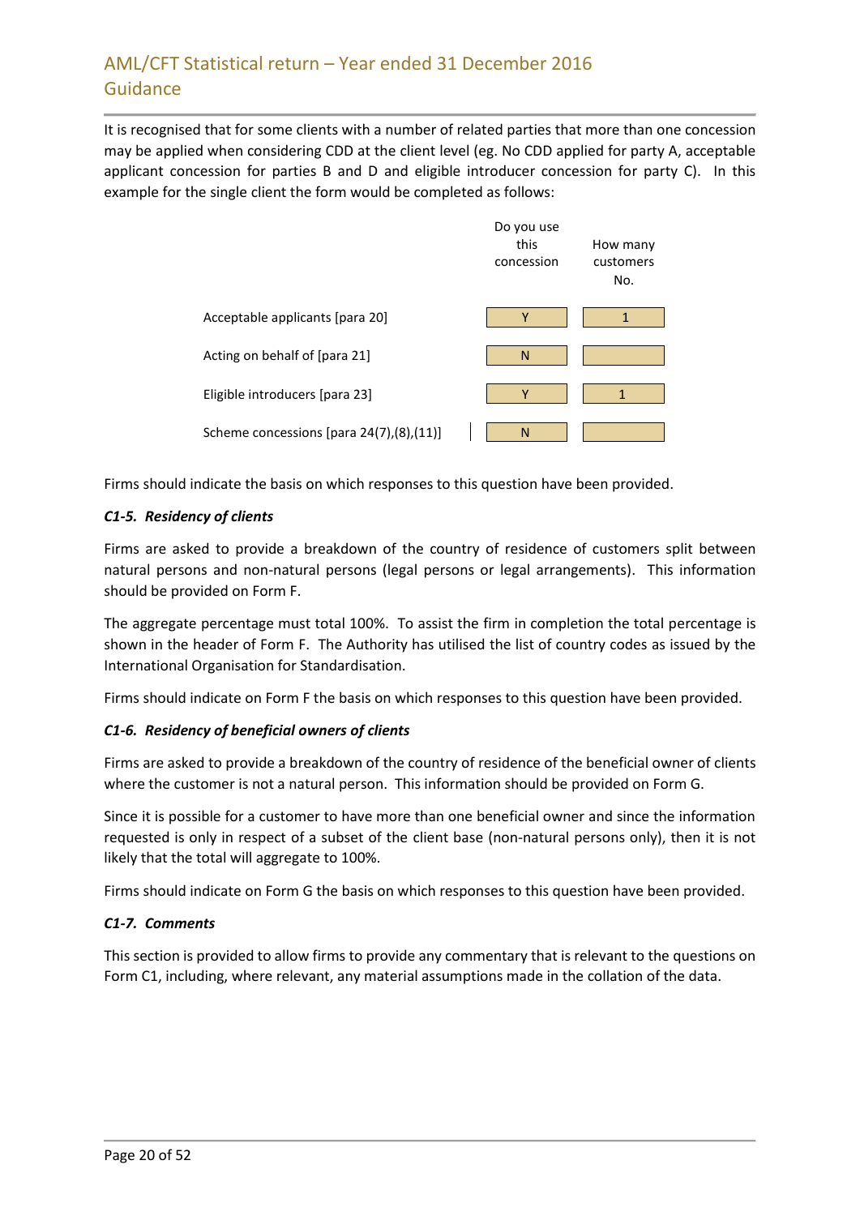It is recognised that for some clients with a number of related parties that more than one concession may be applied when considering CDD at the client level (eg. No CDD applied for party A, acceptable applicant concession for parties B and D and eligible introducer concession for party C). In this example for the single client the form would be completed as follows:

| | Do you use this concession | How many customers No. |
|---|---|---|
| Acceptable applicants [para 20] | Y | 1 |
| Acting on behalf of [para 21] | N | |
| Eligible introducers [para 23] | Y | 1 |
| Scheme concessions [para 24(7),(8),(11)] | N | |

Firms should indicate the basis on which responses to this question have been provided.

#### *C1-5. Residency of clients*

Firms are asked to provide a breakdown of the country of residence of customers split between natural persons and non-natural persons (legal persons or legal arrangements). This information should be provided on Form F.

The aggregate percentage must total 100%. To assist the firm in completion the total percentage is shown in the header of Form F. The Authority has utilised the list of country codes as issued by the International Organisation for Standardisation.

Firms should indicate on Form F the basis on which responses to this question have been provided.

#### *C1-6. Residency of beneficial owners of clients*

Firms are asked to provide a breakdown of the country of residence of the beneficial owner of clients where the customer is not a natural person. This information should be provided on Form G.

Since it is possible for a customer to have more than one beneficial owner and since the information requested is only in respect of a subset of the client base (non-natural persons only), then it is not likely that the total will aggregate to 100%.

Firms should indicate on Form G the basis on which responses to this question have been provided.

#### *C1-7. Comments*

This section is provided to allow firms to provide any commentary that is relevant to the questions on Form C1, including, where relevant, any material assumptions made in the collation of the data.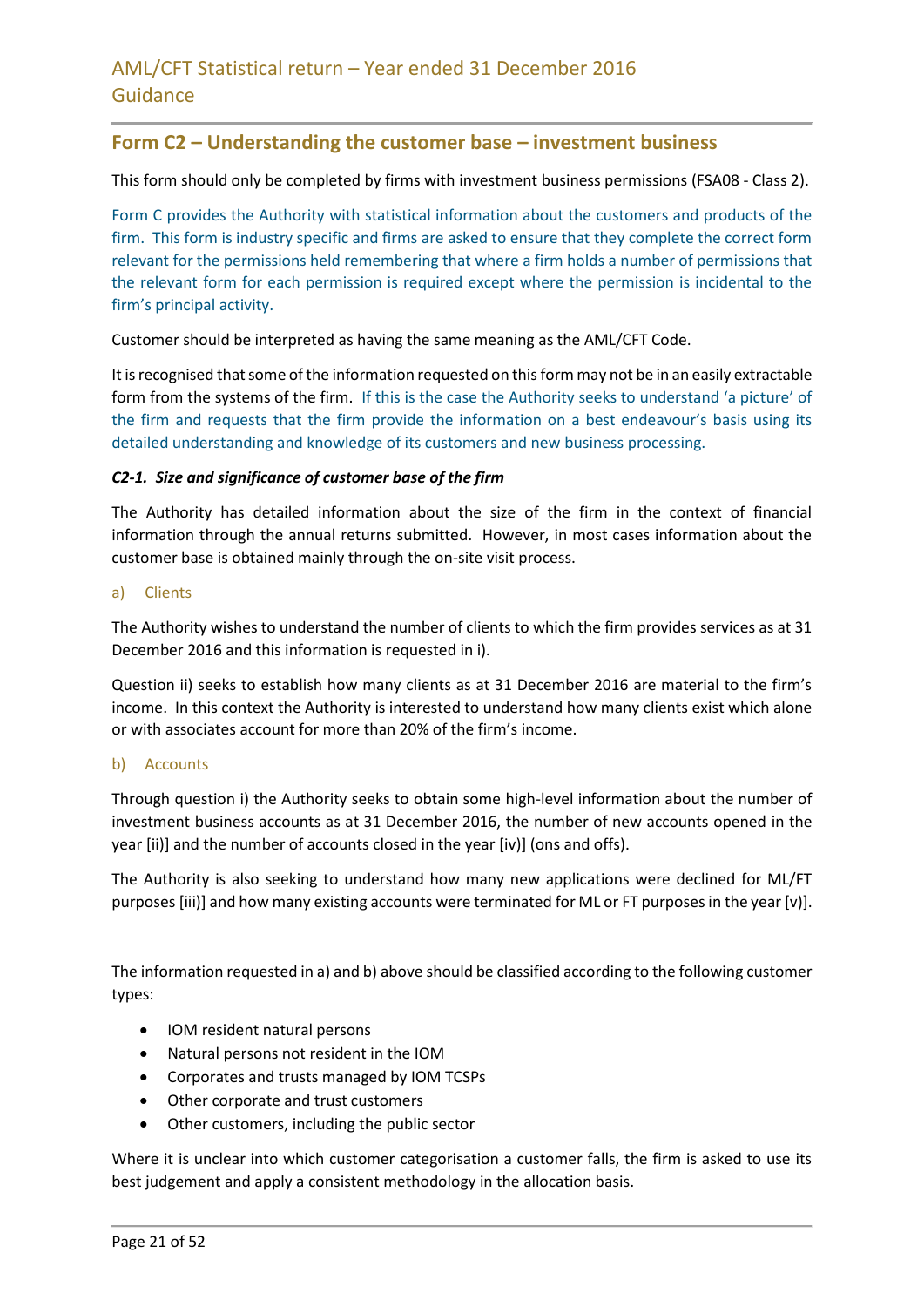## Form C2 – Understanding the customer base – investment business

This form should only be completed by firms with investment business permissions (FSA08 - Class 2).

Form C provides the Authority with statistical information about the customers and products of the firm. This form is industry specific and firms are asked to ensure that they complete the correct form relevant for the permissions held remembering that where a firm holds a number of permissions that the relevant form for each permission is required except where the permission is incidental to the firm's principal activity.

Customer should be interpreted as having the same meaning as the AML/CFT Code.

It is recognised that some of the information requested on this form may not be in an easily extractable form from the systems of the firm. If this is the case the Authority seeks to understand 'a picture' of the firm and requests that the firm provide the information on a best endeavour's basis using its detailed understanding and knowledge of its customers and new business processing.

***C2-1. Size and significance of customer base of the firm***

The Authority has detailed information about the size of the firm in the context of financial information through the annual returns submitted. However, in most cases information about the customer base is obtained mainly through the on-site visit process.

a) Clients

The Authority wishes to understand the number of clients to which the firm provides services as at 31 December 2016 and this information is requested in i).

Question ii) seeks to establish how many clients as at 31 December 2016 are material to the firm's income. In this context the Authority is interested to understand how many clients exist which alone or with associates account for more than 20% of the firm's income.

b) Accounts

Through question i) the Authority seeks to obtain some high-level information about the number of investment business accounts as at 31 December 2016, the number of new accounts opened in the year [ii)] and the number of accounts closed in the year [iv)] (ons and offs).

The Authority is also seeking to understand how many new applications were declined for ML/FT purposes [iii)] and how many existing accounts were terminated for ML or FT purposes in the year [v)].

The information requested in a) and b) above should be classified according to the following customer types:

- IOM resident natural persons
- Natural persons not resident in the IOM
- Corporates and trusts managed by IOM TCSPs
- Other corporate and trust customers
- Other customers, including the public sector

Where it is unclear into which customer categorisation a customer falls, the firm is asked to use its best judgement and apply a consistent methodology in the allocation basis.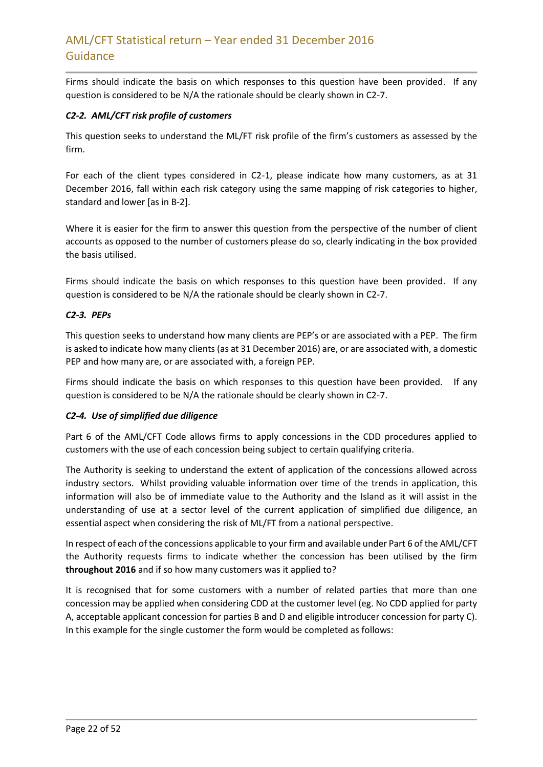Firms should indicate the basis on which responses to this question have been provided. If any question is considered to be N/A the rationale should be clearly shown in C2-7.

### *C2-2. AML/CFT risk profile of customers*

This question seeks to understand the ML/FT risk profile of the firm's customers as assessed by the firm.

For each of the client types considered in C2-1, please indicate how many customers, as at 31 December 2016, fall within each risk category using the same mapping of risk categories to higher, standard and lower [as in B-2].

Where it is easier for the firm to answer this question from the perspective of the number of client accounts as opposed to the number of customers please do so, clearly indicating in the box provided the basis utilised.

Firms should indicate the basis on which responses to this question have been provided. If any question is considered to be N/A the rationale should be clearly shown in C2-7.

### *C2-3. PEPs*

This question seeks to understand how many clients are PEP's or are associated with a PEP. The firm is asked to indicate how many clients (as at 31 December 2016) are, or are associated with, a domestic PEP and how many are, or are associated with, a foreign PEP.

Firms should indicate the basis on which responses to this question have been provided. If any question is considered to be N/A the rationale should be clearly shown in C2-7.

### *C2-4. Use of simplified due diligence*

Part 6 of the AML/CFT Code allows firms to apply concessions in the CDD procedures applied to customers with the use of each concession being subject to certain qualifying criteria.

The Authority is seeking to understand the extent of application of the concessions allowed across industry sectors. Whilst providing valuable information over time of the trends in application, this information will also be of immediate value to the Authority and the Island as it will assist in the understanding of use at a sector level of the current application of simplified due diligence, an essential aspect when considering the risk of ML/FT from a national perspective.

In respect of each of the concessions applicable to your firm and available under Part 6 of the AML/CFT the Authority requests firms to indicate whether the concession has been utilised by the firm **throughout 2016** and if so how many customers was it applied to?

It is recognised that for some customers with a number of related parties that more than one concession may be applied when considering CDD at the customer level (eg. No CDD applied for party A, acceptable applicant concession for parties B and D and eligible introducer concession for party C). In this example for the single customer the form would be completed as follows: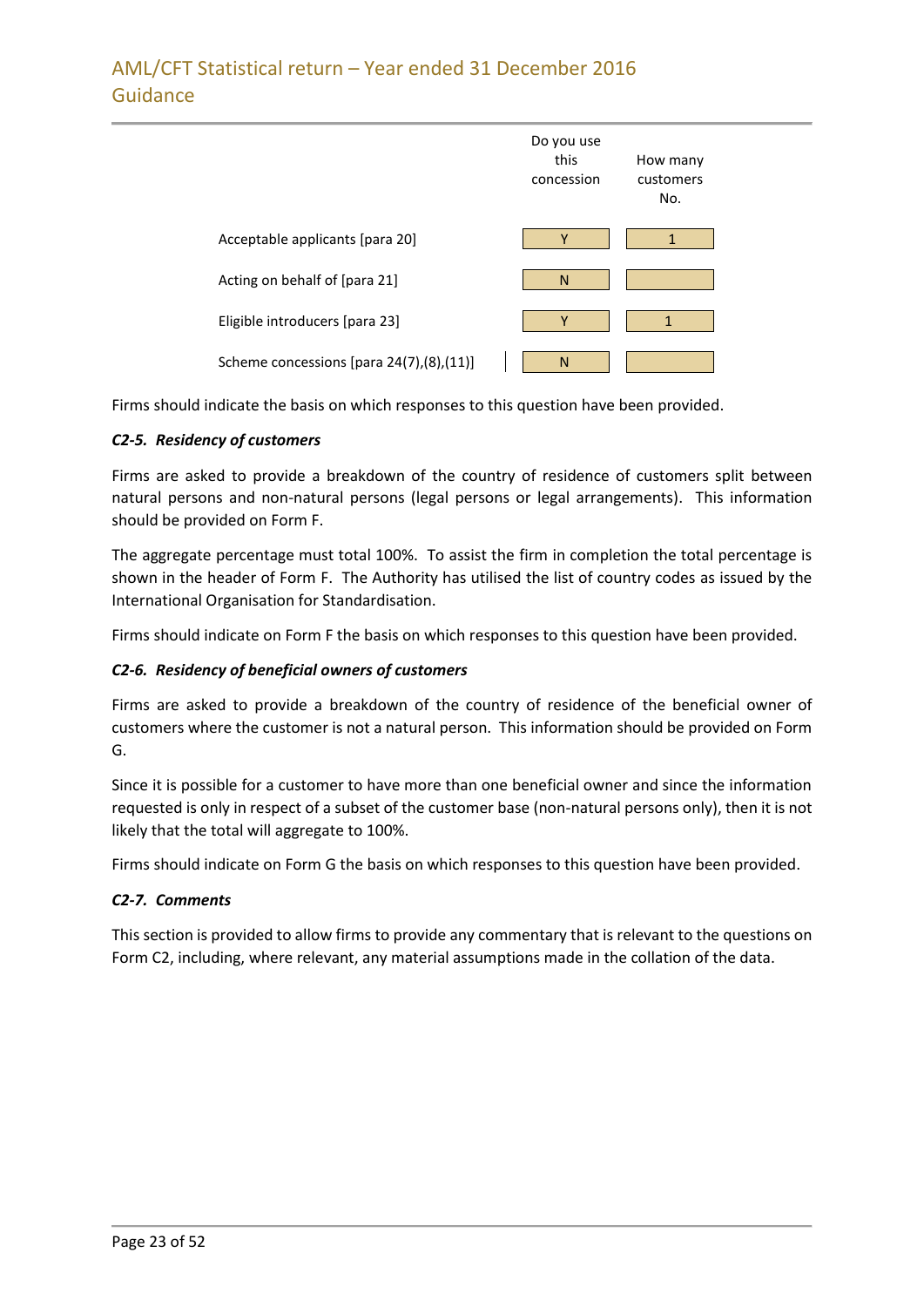| | Do you use this concession | How many customers No. |
|---|---|---|
| Acceptable applicants [para 20] | Y | 1 |
| Acting on behalf of [para 21] | N | |
| Eligible introducers [para 23] | Y | 1 |
| Scheme concessions [para 24(7),(8),(11)] | N | |

Firms should indicate the basis on which responses to this question have been provided.

#### *C2-5. Residency of customers*

Firms are asked to provide a breakdown of the country of residence of customers split between natural persons and non-natural persons (legal persons or legal arrangements). This information should be provided on Form F.

The aggregate percentage must total 100%. To assist the firm in completion the total percentage is shown in the header of Form F. The Authority has utilised the list of country codes as issued by the International Organisation for Standardisation.

Firms should indicate on Form F the basis on which responses to this question have been provided.

#### *C2-6. Residency of beneficial owners of customers*

Firms are asked to provide a breakdown of the country of residence of the beneficial owner of customers where the customer is not a natural person. This information should be provided on Form G.

Since it is possible for a customer to have more than one beneficial owner and since the information requested is only in respect of a subset of the customer base (non-natural persons only), then it is not likely that the total will aggregate to 100%.

Firms should indicate on Form G the basis on which responses to this question have been provided.

#### *C2-7. Comments*

This section is provided to allow firms to provide any commentary that is relevant to the questions on Form C2, including, where relevant, any material assumptions made in the collation of the data.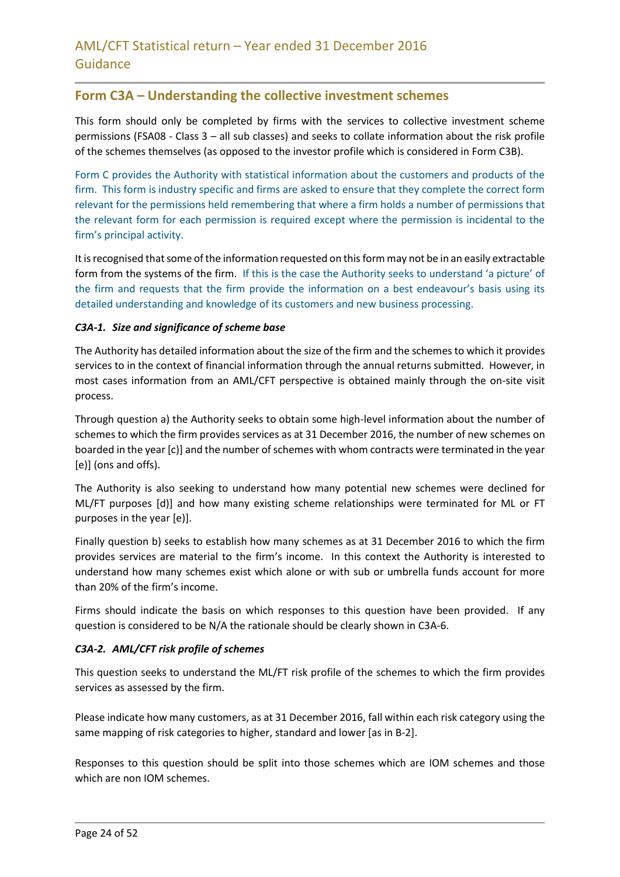## Form C3A – Understanding the collective investment schemes

This form should only be completed by firms with the services to collective investment scheme permissions (FSA08 - Class 3 – all sub classes) and seeks to collate information about the risk profile of the schemes themselves (as opposed to the investor profile which is considered in Form C3B).

Form C provides the Authority with statistical information about the customers and products of the firm. This form is industry specific and firms are asked to ensure that they complete the correct form relevant for the permissions held remembering that where a firm holds a number of permissions that the relevant form for each permission is required except where the permission is incidental to the firm's principal activity.

It is recognised that some of the information requested on this form may not be in an easily extractable form from the systems of the firm. If this is the case the Authority seeks to understand 'a picture' of the firm and requests that the firm provide the information on a best endeavour's basis using its detailed understanding and knowledge of its customers and new business processing.

### *C3A-1. Size and significance of scheme base*

The Authority has detailed information about the size of the firm and the schemes to which it provides services to in the context of financial information through the annual returns submitted. However, in most cases information from an AML/CFT perspective is obtained mainly through the on-site visit process.

Through question a) the Authority seeks to obtain some high-level information about the number of schemes to which the firm provides services as at 31 December 2016, the number of new schemes on boarded in the year [c)] and the number of schemes with whom contracts were terminated in the year [e)] (ons and offs).

The Authority is also seeking to understand how many potential new schemes were declined for ML/FT purposes [d)] and how many existing scheme relationships were terminated for ML or FT purposes in the year [e)].

Finally question b) seeks to establish how many schemes as at 31 December 2016 to which the firm provides services are material to the firm's income. In this context the Authority is interested to understand how many schemes exist which alone or with sub or umbrella funds account for more than 20% of the firm's income.

Firms should indicate the basis on which responses to this question have been provided. If any question is considered to be N/A the rationale should be clearly shown in C3A-6.

### *C3A-2. AML/CFT risk profile of schemes*

This question seeks to understand the ML/FT risk profile of the schemes to which the firm provides services as assessed by the firm.

Please indicate how many customers, as at 31 December 2016, fall within each risk category using the same mapping of risk categories to higher, standard and lower [as in B-2].

Responses to this question should be split into those schemes which are IOM schemes and those which are non IOM schemes.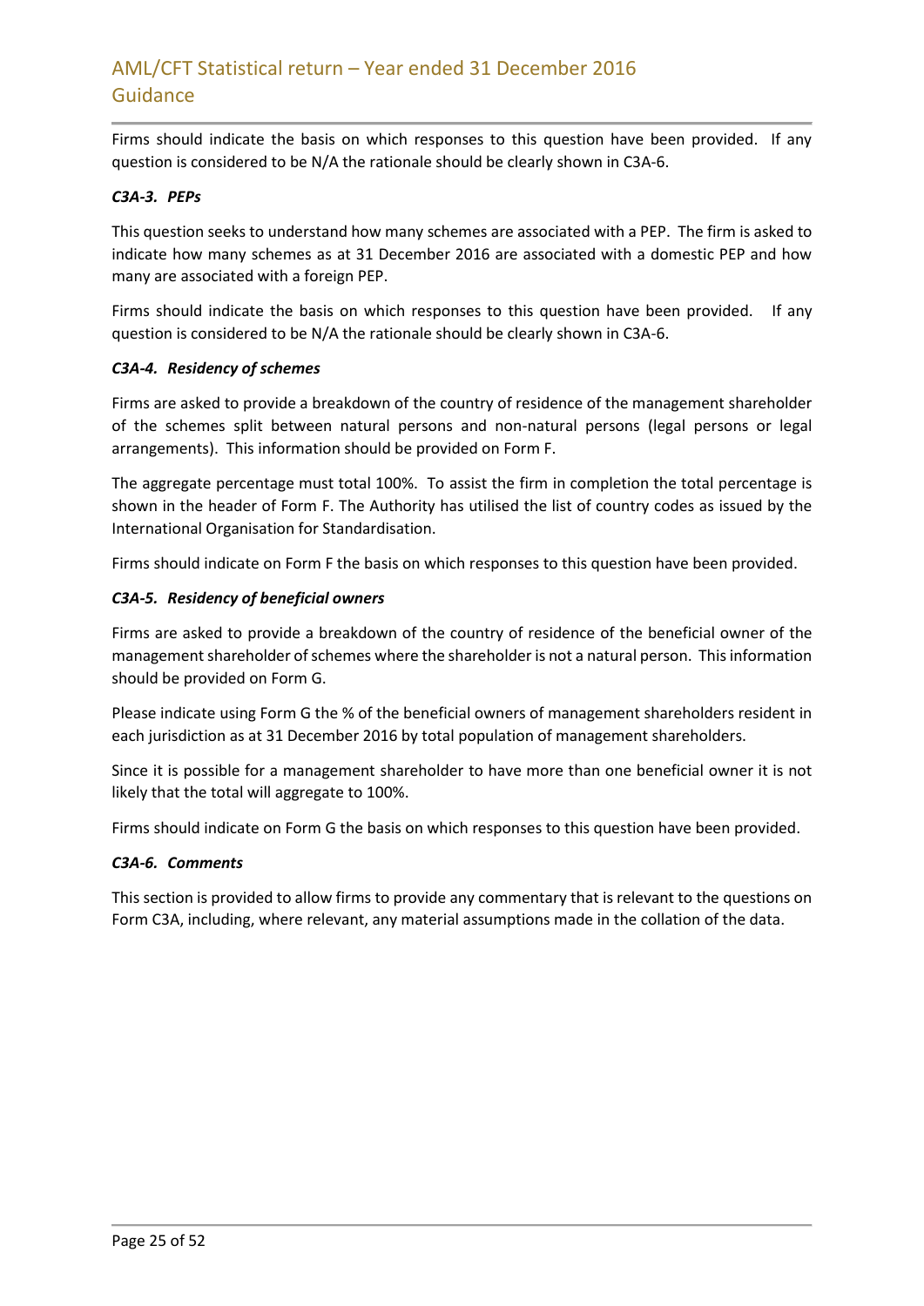Firms should indicate the basis on which responses to this question have been provided. If any question is considered to be N/A the rationale should be clearly shown in C3A-6.

***C3A-3. PEPs***

This question seeks to understand how many schemes are associated with a PEP. The firm is asked to indicate how many schemes as at 31 December 2016 are associated with a domestic PEP and how many are associated with a foreign PEP.

Firms should indicate the basis on which responses to this question have been provided. If any question is considered to be N/A the rationale should be clearly shown in C3A-6.

***C3A-4. Residency of schemes***

Firms are asked to provide a breakdown of the country of residence of the management shareholder of the schemes split between natural persons and non-natural persons (legal persons or legal arrangements). This information should be provided on Form F.

The aggregate percentage must total 100%. To assist the firm in completion the total percentage is shown in the header of Form F. The Authority has utilised the list of country codes as issued by the International Organisation for Standardisation.

Firms should indicate on Form F the basis on which responses to this question have been provided.

***C3A-5. Residency of beneficial owners***

Firms are asked to provide a breakdown of the country of residence of the beneficial owner of the management shareholder of schemes where the shareholder is not a natural person. This information should be provided on Form G.

Please indicate using Form G the % of the beneficial owners of management shareholders resident in each jurisdiction as at 31 December 2016 by total population of management shareholders.

Since it is possible for a management shareholder to have more than one beneficial owner it is not likely that the total will aggregate to 100%.

Firms should indicate on Form G the basis on which responses to this question have been provided.

***C3A-6. Comments***

This section is provided to allow firms to provide any commentary that is relevant to the questions on Form C3A, including, where relevant, any material assumptions made in the collation of the data.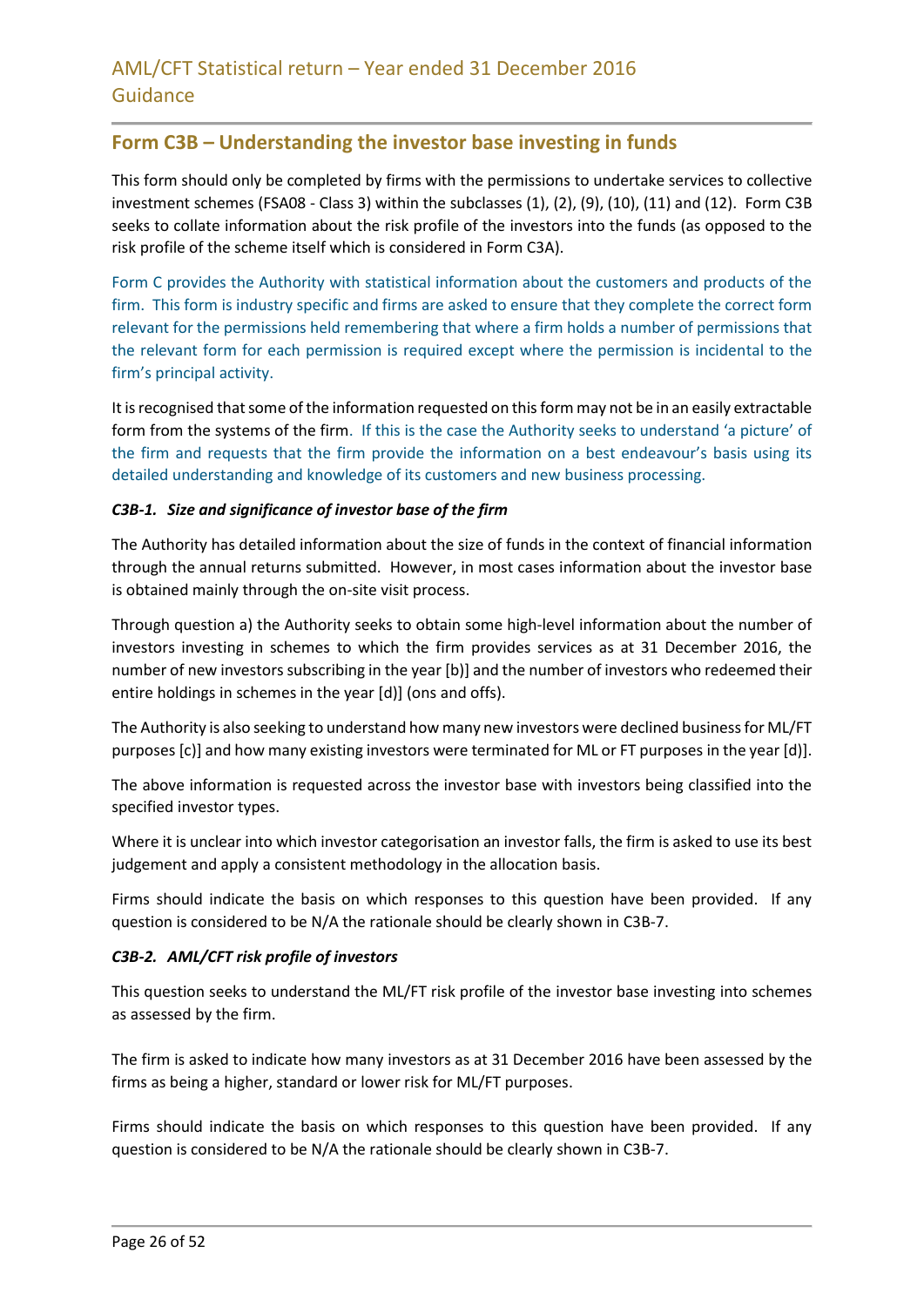## Form C3B – Understanding the investor base investing in funds

This form should only be completed by firms with the permissions to undertake services to collective investment schemes (FSA08 - Class 3) within the subclasses (1), (2), (9), (10), (11) and (12). Form C3B seeks to collate information about the risk profile of the investors into the funds (as opposed to the risk profile of the scheme itself which is considered in Form C3A).

Form C provides the Authority with statistical information about the customers and products of the firm. This form is industry specific and firms are asked to ensure that they complete the correct form relevant for the permissions held remembering that where a firm holds a number of permissions that the relevant form for each permission is required except where the permission is incidental to the firm's principal activity.

It is recognised that some of the information requested on this form may not be in an easily extractable form from the systems of the firm. If this is the case the Authority seeks to understand 'a picture' of the firm and requests that the firm provide the information on a best endeavour's basis using its detailed understanding and knowledge of its customers and new business processing.

***C3B-1. Size and significance of investor base of the firm***

The Authority has detailed information about the size of funds in the context of financial information through the annual returns submitted. However, in most cases information about the investor base is obtained mainly through the on-site visit process.

Through question a) the Authority seeks to obtain some high-level information about the number of investors investing in schemes to which the firm provides services as at 31 December 2016, the number of new investors subscribing in the year [b)] and the number of investors who redeemed their entire holdings in schemes in the year [d)] (ons and offs).

The Authority is also seeking to understand how many new investors were declined business for ML/FT purposes [c)] and how many existing investors were terminated for ML or FT purposes in the year [d)].

The above information is requested across the investor base with investors being classified into the specified investor types.

Where it is unclear into which investor categorisation an investor falls, the firm is asked to use its best judgement and apply a consistent methodology in the allocation basis.

Firms should indicate the basis on which responses to this question have been provided. If any question is considered to be N/A the rationale should be clearly shown in C3B-7.

***C3B-2. AML/CFT risk profile of investors***

This question seeks to understand the ML/FT risk profile of the investor base investing into schemes as assessed by the firm.

The firm is asked to indicate how many investors as at 31 December 2016 have been assessed by the firms as being a higher, standard or lower risk for ML/FT purposes.

Firms should indicate the basis on which responses to this question have been provided. If any question is considered to be N/A the rationale should be clearly shown in C3B-7.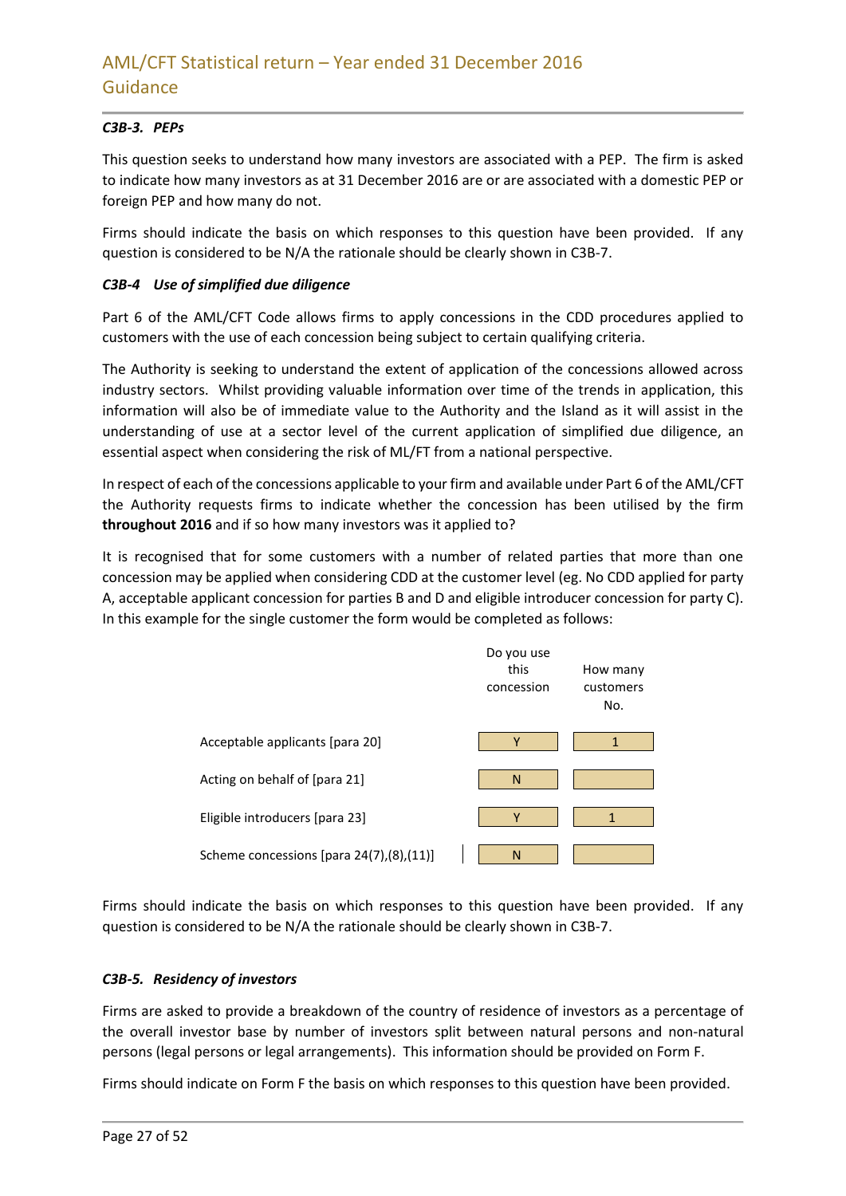### *C3B-3. PEPs*

This question seeks to understand how many investors are associated with a PEP. The firm is asked to indicate how many investors as at 31 December 2016 are or are associated with a domestic PEP or foreign PEP and how many do not.

Firms should indicate the basis on which responses to this question have been provided. If any question is considered to be N/A the rationale should be clearly shown in C3B-7.

### *C3B-4 Use of simplified due diligence*

Part 6 of the AML/CFT Code allows firms to apply concessions in the CDD procedures applied to customers with the use of each concession being subject to certain qualifying criteria.

The Authority is seeking to understand the extent of application of the concessions allowed across industry sectors. Whilst providing valuable information over time of the trends in application, this information will also be of immediate value to the Authority and the Island as it will assist in the understanding of use at a sector level of the current application of simplified due diligence, an essential aspect when considering the risk of ML/FT from a national perspective.

In respect of each of the concessions applicable to your firm and available under Part 6 of the AML/CFT the Authority requests firms to indicate whether the concession has been utilised by the firm **throughout 2016** and if so how many investors was it applied to?

It is recognised that for some customers with a number of related parties that more than one concession may be applied when considering CDD at the customer level (eg. No CDD applied for party A, acceptable applicant concession for parties B and D and eligible introducer concession for party C). In this example for the single customer the form would be completed as follows:

| | Do you use this concession | How many customers No. |
|---|---|---|
| Acceptable applicants [para 20] | Y | 1 |
| Acting on behalf of [para 21] | N | |
| Eligible introducers [para 23] | Y | 1 |
| Scheme concessions [para 24(7),(8),(11)] | N | |

Firms should indicate the basis on which responses to this question have been provided. If any question is considered to be N/A the rationale should be clearly shown in C3B-7.

### *C3B-5. Residency of investors*

Firms are asked to provide a breakdown of the country of residence of investors as a percentage of the overall investor base by number of investors split between natural persons and non-natural persons (legal persons or legal arrangements). This information should be provided on Form F.

Firms should indicate on Form F the basis on which responses to this question have been provided.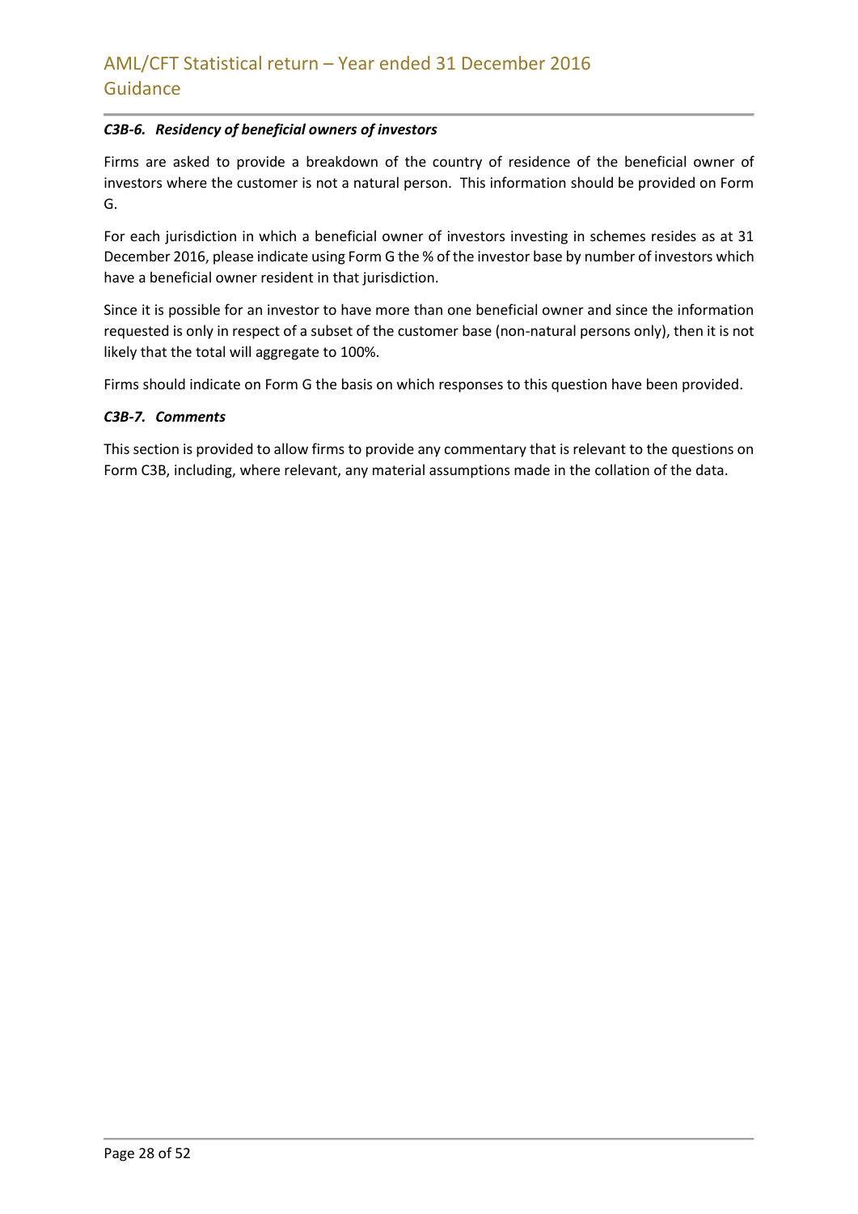### *C3B-6. Residency of beneficial owners of investors*

Firms are asked to provide a breakdown of the country of residence of the beneficial owner of investors where the customer is not a natural person. This information should be provided on Form G.

For each jurisdiction in which a beneficial owner of investors investing in schemes resides as at 31 December 2016, please indicate using Form G the % of the investor base by number of investors which have a beneficial owner resident in that jurisdiction.

Since it is possible for an investor to have more than one beneficial owner and since the information requested is only in respect of a subset of the customer base (non-natural persons only), then it is not likely that the total will aggregate to 100%.

Firms should indicate on Form G the basis on which responses to this question have been provided.

### *C3B-7. Comments*

This section is provided to allow firms to provide any commentary that is relevant to the questions on Form C3B, including, where relevant, any material assumptions made in the collation of the data.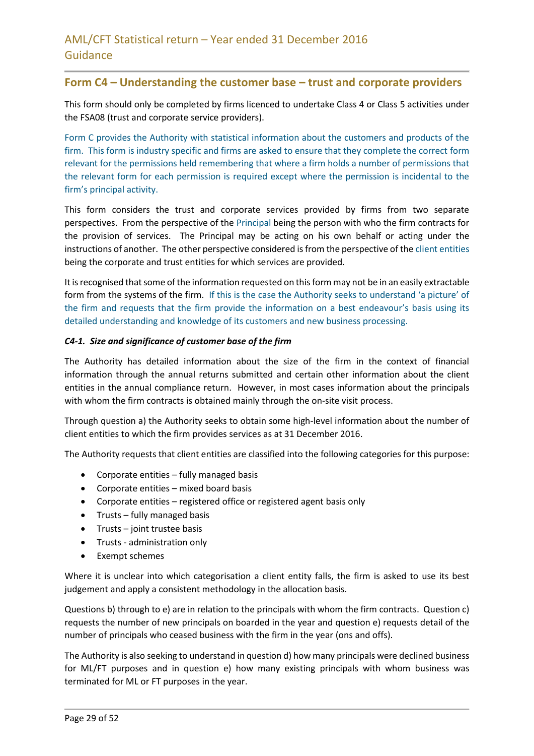# Form C4 – Understanding the customer base – trust and corporate providers

This form should only be completed by firms licenced to undertake Class 4 or Class 5 activities under the FSA08 (trust and corporate service providers).

Form C provides the Authority with statistical information about the customers and products of the firm. This form is industry specific and firms are asked to ensure that they complete the correct form relevant for the permissions held remembering that where a firm holds a number of permissions that the relevant form for each permission is required except where the permission is incidental to the firm's principal activity.

This form considers the trust and corporate services provided by firms from two separate perspectives. From the perspective of the Principal being the person with who the firm contracts for the provision of services. The Principal may be acting on his own behalf or acting under the instructions of another. The other perspective considered is from the perspective of the client entities being the corporate and trust entities for which services are provided.

It is recognised that some of the information requested on this form may not be in an easily extractable form from the systems of the firm. If this is the case the Authority seeks to understand 'a picture' of the firm and requests that the firm provide the information on a best endeavour's basis using its detailed understanding and knowledge of its customers and new business processing.

***C4-1. Size and significance of customer base of the firm***

The Authority has detailed information about the size of the firm in the context of financial information through the annual returns submitted and certain other information about the client entities in the annual compliance return. However, in most cases information about the principals with whom the firm contracts is obtained mainly through the on-site visit process.

Through question a) the Authority seeks to obtain some high-level information about the number of client entities to which the firm provides services as at 31 December 2016.

The Authority requests that client entities are classified into the following categories for this purpose:

- Corporate entities – fully managed basis
- Corporate entities – mixed board basis
- Corporate entities – registered office or registered agent basis only
- Trusts – fully managed basis
- Trusts – joint trustee basis
- Trusts - administration only
- Exempt schemes

Where it is unclear into which categorisation a client entity falls, the firm is asked to use its best judgement and apply a consistent methodology in the allocation basis.

Questions b) through to e) are in relation to the principals with whom the firm contracts. Question c) requests the number of new principals on boarded in the year and question e) requests detail of the number of principals who ceased business with the firm in the year (ons and offs).

The Authority is also seeking to understand in question d) how many principals were declined business for ML/FT purposes and in question e) how many existing principals with whom business was terminated for ML or FT purposes in the year.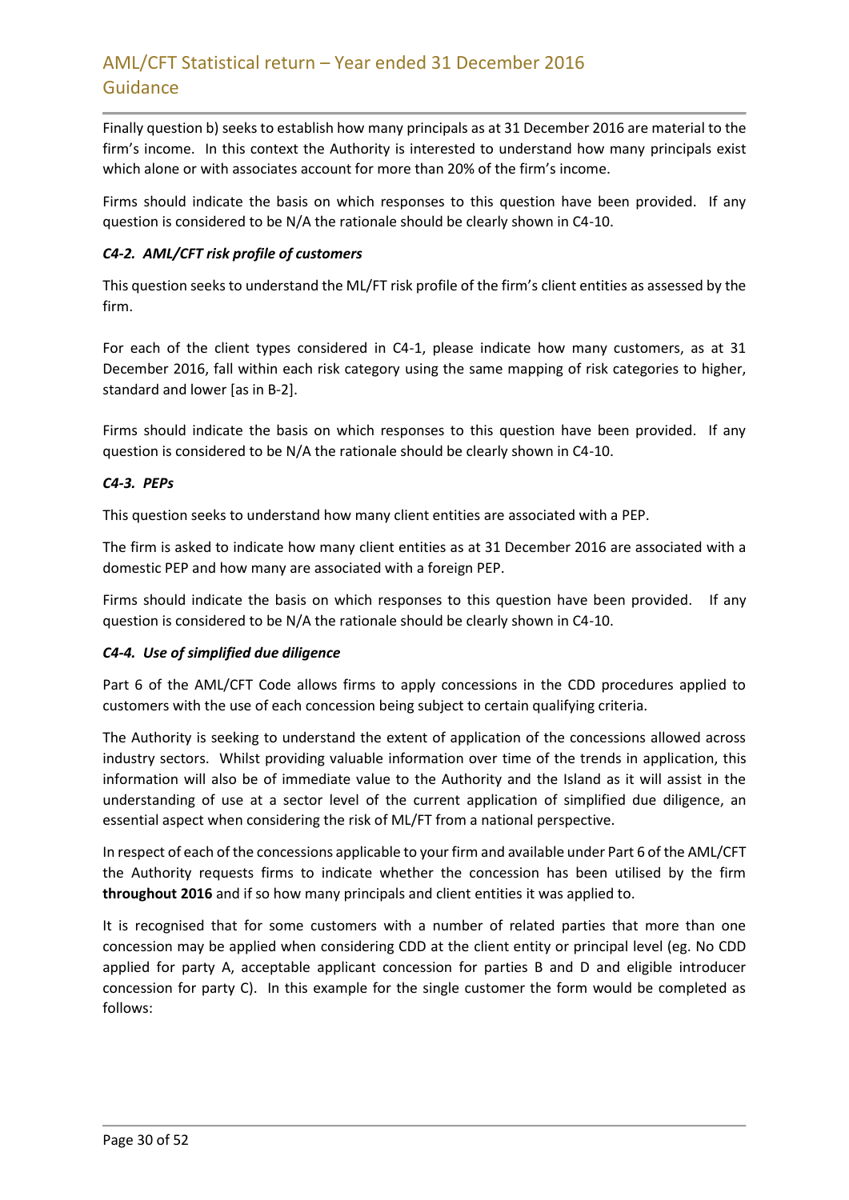Finally question b) seeks to establish how many principals as at 31 December 2016 are material to the firm's income. In this context the Authority is interested to understand how many principals exist which alone or with associates account for more than 20% of the firm's income.

Firms should indicate the basis on which responses to this question have been provided. If any question is considered to be N/A the rationale should be clearly shown in C4-10.

#### *C4-2. AML/CFT risk profile of customers*

This question seeks to understand the ML/FT risk profile of the firm's client entities as assessed by the firm.

For each of the client types considered in C4-1, please indicate how many customers, as at 31 December 2016, fall within each risk category using the same mapping of risk categories to higher, standard and lower [as in B-2].

Firms should indicate the basis on which responses to this question have been provided. If any question is considered to be N/A the rationale should be clearly shown in C4-10.

#### *C4-3. PEPs*

This question seeks to understand how many client entities are associated with a PEP.

The firm is asked to indicate how many client entities as at 31 December 2016 are associated with a domestic PEP and how many are associated with a foreign PEP.

Firms should indicate the basis on which responses to this question have been provided. If any question is considered to be N/A the rationale should be clearly shown in C4-10.

#### *C4-4. Use of simplified due diligence*

Part 6 of the AML/CFT Code allows firms to apply concessions in the CDD procedures applied to customers with the use of each concession being subject to certain qualifying criteria.

The Authority is seeking to understand the extent of application of the concessions allowed across industry sectors. Whilst providing valuable information over time of the trends in application, this information will also be of immediate value to the Authority and the Island as it will assist in the understanding of use at a sector level of the current application of simplified due diligence, an essential aspect when considering the risk of ML/FT from a national perspective.

In respect of each of the concessions applicable to your firm and available under Part 6 of the AML/CFT the Authority requests firms to indicate whether the concession has been utilised by the firm **throughout 2016** and if so how many principals and client entities it was applied to.

It is recognised that for some customers with a number of related parties that more than one concession may be applied when considering CDD at the client entity or principal level (eg. No CDD applied for party A, acceptable applicant concession for parties B and D and eligible introducer concession for party C). In this example for the single customer the form would be completed as follows: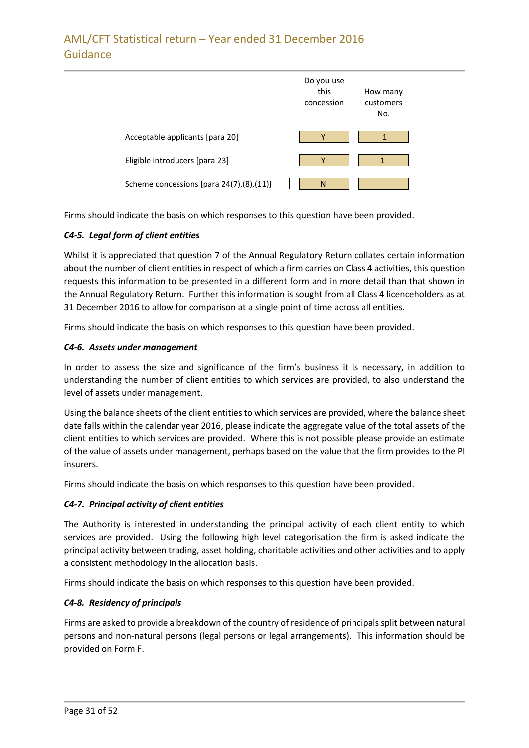| | Do you use this concession | How many customers No. |
|---|---|---|
| Acceptable applicants [para 20] | Y | 1 |
| Eligible introducers [para 23] | Y | 1 |
| Scheme concessions [para 24(7),(8),(11)] | N | |

Firms should indicate the basis on which responses to this question have been provided.

### *C4-5. Legal form of client entities*

Whilst it is appreciated that question 7 of the Annual Regulatory Return collates certain information about the number of client entities in respect of which a firm carries on Class 4 activities, this question requests this information to be presented in a different form and in more detail than that shown in the Annual Regulatory Return. Further this information is sought from all Class 4 licenceholders as at 31 December 2016 to allow for comparison at a single point of time across all entities.

Firms should indicate the basis on which responses to this question have been provided.

### *C4-6. Assets under management*

In order to assess the size and significance of the firm's business it is necessary, in addition to understanding the number of client entities to which services are provided, to also understand the level of assets under management.

Using the balance sheets of the client entities to which services are provided, where the balance sheet date falls within the calendar year 2016, please indicate the aggregate value of the total assets of the client entities to which services are provided. Where this is not possible please provide an estimate of the value of assets under management, perhaps based on the value that the firm provides to the PI insurers.

Firms should indicate the basis on which responses to this question have been provided.

### *C4-7. Principal activity of client entities*

The Authority is interested in understanding the principal activity of each client entity to which services are provided. Using the following high level categorisation the firm is asked indicate the principal activity between trading, asset holding, charitable activities and other activities and to apply a consistent methodology in the allocation basis.

Firms should indicate the basis on which responses to this question have been provided.

### *C4-8. Residency of principals*

Firms are asked to provide a breakdown of the country of residence of principals split between natural persons and non-natural persons (legal persons or legal arrangements). This information should be provided on Form F.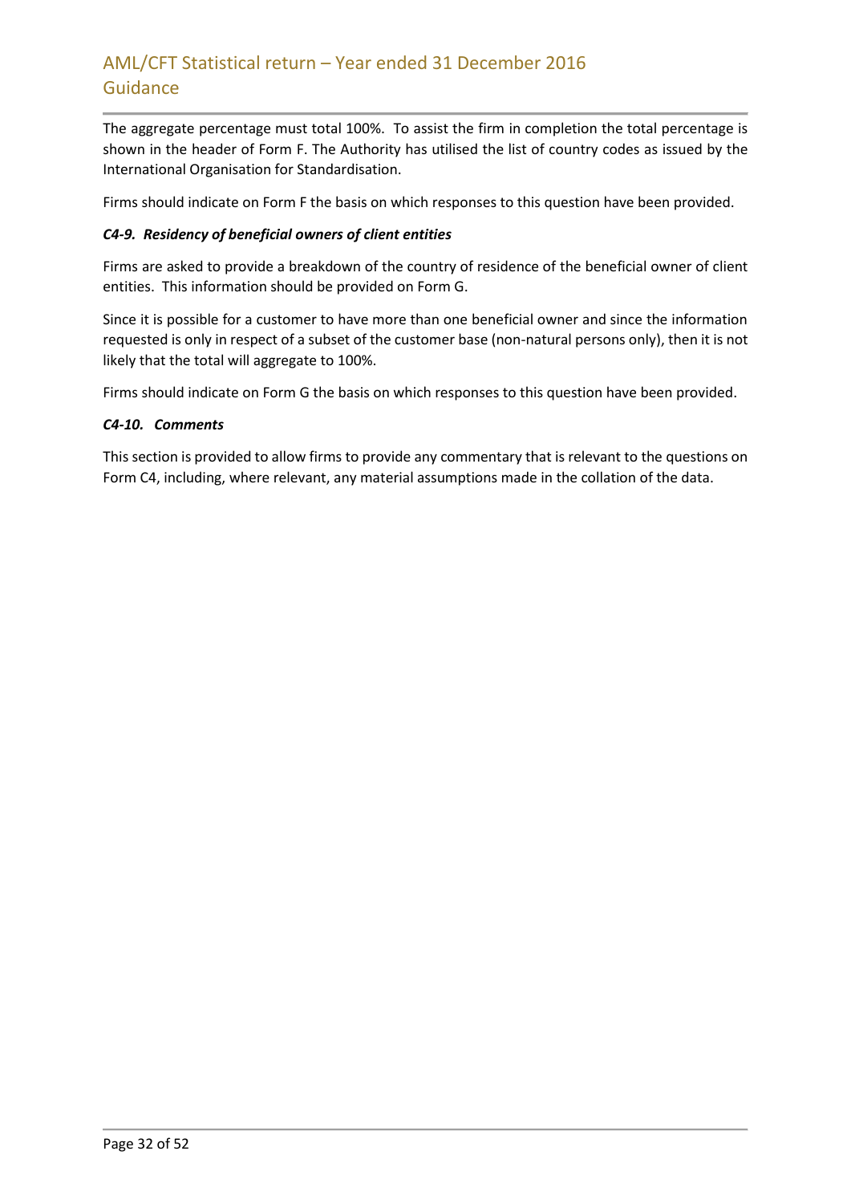The aggregate percentage must total 100%. To assist the firm in completion the total percentage is shown in the header of Form F. The Authority has utilised the list of country codes as issued by the International Organisation for Standardisation.

Firms should indicate on Form F the basis on which responses to this question have been provided.

***C4-9. Residency of beneficial owners of client entities***

Firms are asked to provide a breakdown of the country of residence of the beneficial owner of client entities. This information should be provided on Form G.

Since it is possible for a customer to have more than one beneficial owner and since the information requested is only in respect of a subset of the customer base (non-natural persons only), then it is not likely that the total will aggregate to 100%.

Firms should indicate on Form G the basis on which responses to this question have been provided.

***C4-10. Comments***

This section is provided to allow firms to provide any commentary that is relevant to the questions on Form C4, including, where relevant, any material assumptions made in the collation of the data.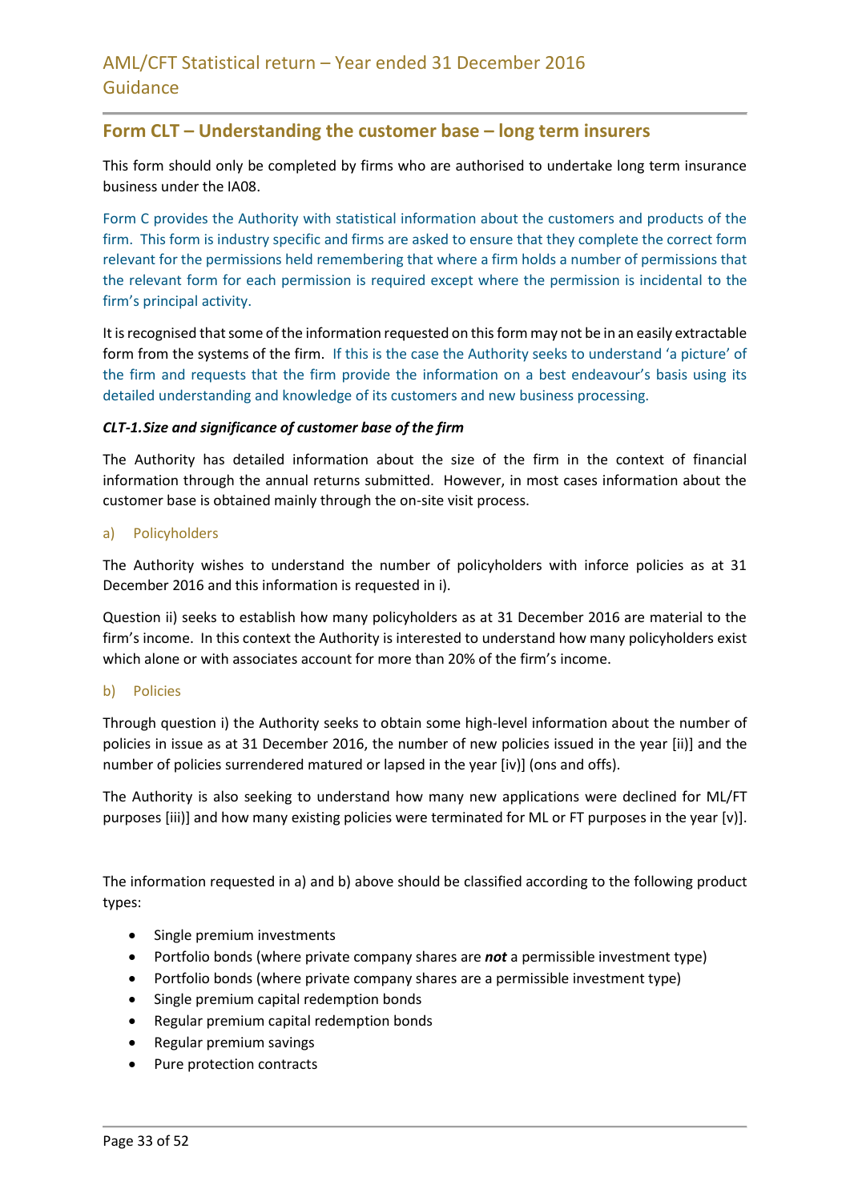## Form CLT – Understanding the customer base – long term insurers

This form should only be completed by firms who are authorised to undertake long term insurance business under the IA08.

Form C provides the Authority with statistical information about the customers and products of the firm. This form is industry specific and firms are asked to ensure that they complete the correct form relevant for the permissions held remembering that where a firm holds a number of permissions that the relevant form for each permission is required except where the permission is incidental to the firm's principal activity.

It is recognised that some of the information requested on this form may not be in an easily extractable form from the systems of the firm. If this is the case the Authority seeks to understand 'a picture' of the firm and requests that the firm provide the information on a best endeavour's basis using its detailed understanding and knowledge of its customers and new business processing.

***CLT-1. Size and significance of customer base of the firm***

The Authority has detailed information about the size of the firm in the context of financial information through the annual returns submitted. However, in most cases information about the customer base is obtained mainly through the on-site visit process.

a) Policyholders

The Authority wishes to understand the number of policyholders with inforce policies as at 31 December 2016 and this information is requested in i).

Question ii) seeks to establish how many policyholders as at 31 December 2016 are material to the firm's income. In this context the Authority is interested to understand how many policyholders exist which alone or with associates account for more than 20% of the firm's income.

b) Policies

Through question i) the Authority seeks to obtain some high-level information about the number of policies in issue as at 31 December 2016, the number of new policies issued in the year [ii)] and the number of policies surrendered matured or lapsed in the year [iv)] (ons and offs).

The Authority is also seeking to understand how many new applications were declined for ML/FT purposes [iii)] and how many existing policies were terminated for ML or FT purposes in the year [v)].

The information requested in a) and b) above should be classified according to the following product types:

- Single premium investments
- Portfolio bonds (where private company shares are ***not*** a permissible investment type)
- Portfolio bonds (where private company shares are a permissible investment type)
- Single premium capital redemption bonds
- Regular premium capital redemption bonds
- Regular premium savings
- Pure protection contracts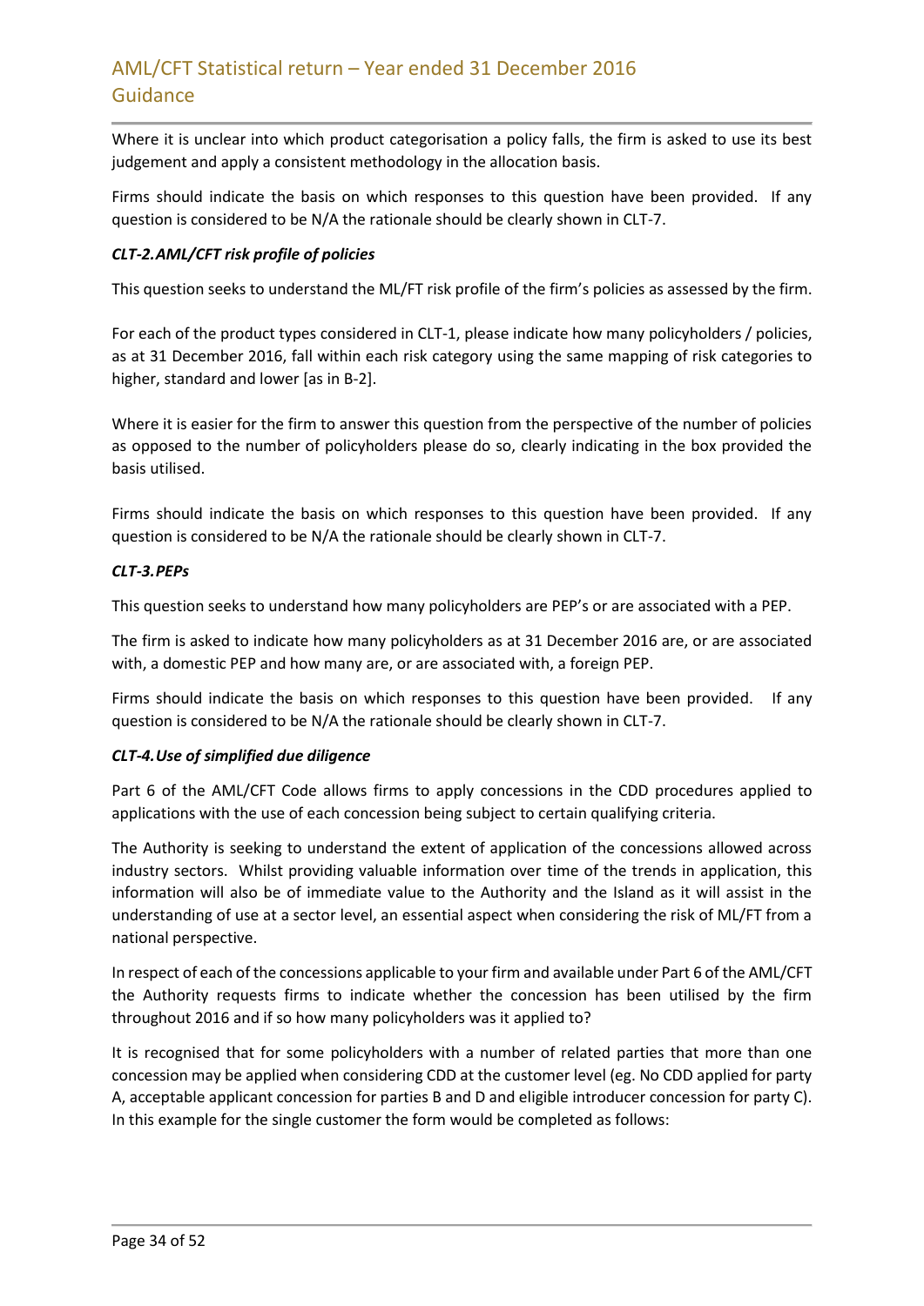Where it is unclear into which product categorisation a policy falls, the firm is asked to use its best judgement and apply a consistent methodology in the allocation basis.

Firms should indicate the basis on which responses to this question have been provided. If any question is considered to be N/A the rationale should be clearly shown in CLT-7.

***CLT-2. AML/CFT risk profile of policies***

This question seeks to understand the ML/FT risk profile of the firm's policies as assessed by the firm.

For each of the product types considered in CLT-1, please indicate how many policyholders / policies, as at 31 December 2016, fall within each risk category using the same mapping of risk categories to higher, standard and lower [as in B-2].

Where it is easier for the firm to answer this question from the perspective of the number of policies as opposed to the number of policyholders please do so, clearly indicating in the box provided the basis utilised.

Firms should indicate the basis on which responses to this question have been provided. If any question is considered to be N/A the rationale should be clearly shown in CLT-7.

***CLT-3. PEPs***

This question seeks to understand how many policyholders are PEP's or are associated with a PEP.

The firm is asked to indicate how many policyholders as at 31 December 2016 are, or are associated with, a domestic PEP and how many are, or are associated with, a foreign PEP.

Firms should indicate the basis on which responses to this question have been provided. If any question is considered to be N/A the rationale should be clearly shown in CLT-7.

***CLT-4. Use of simplified due diligence***

Part 6 of the AML/CFT Code allows firms to apply concessions in the CDD procedures applied to applications with the use of each concession being subject to certain qualifying criteria.

The Authority is seeking to understand the extent of application of the concessions allowed across industry sectors. Whilst providing valuable information over time of the trends in application, this information will also be of immediate value to the Authority and the Island as it will assist in the understanding of use at a sector level, an essential aspect when considering the risk of ML/FT from a national perspective.

In respect of each of the concessions applicable to your firm and available under Part 6 of the AML/CFT the Authority requests firms to indicate whether the concession has been utilised by the firm throughout 2016 and if so how many policyholders was it applied to?

It is recognised that for some policyholders with a number of related parties that more than one concession may be applied when considering CDD at the customer level (eg. No CDD applied for party A, acceptable applicant concession for parties B and D and eligible introducer concession for party C). In this example for the single customer the form would be completed as follows: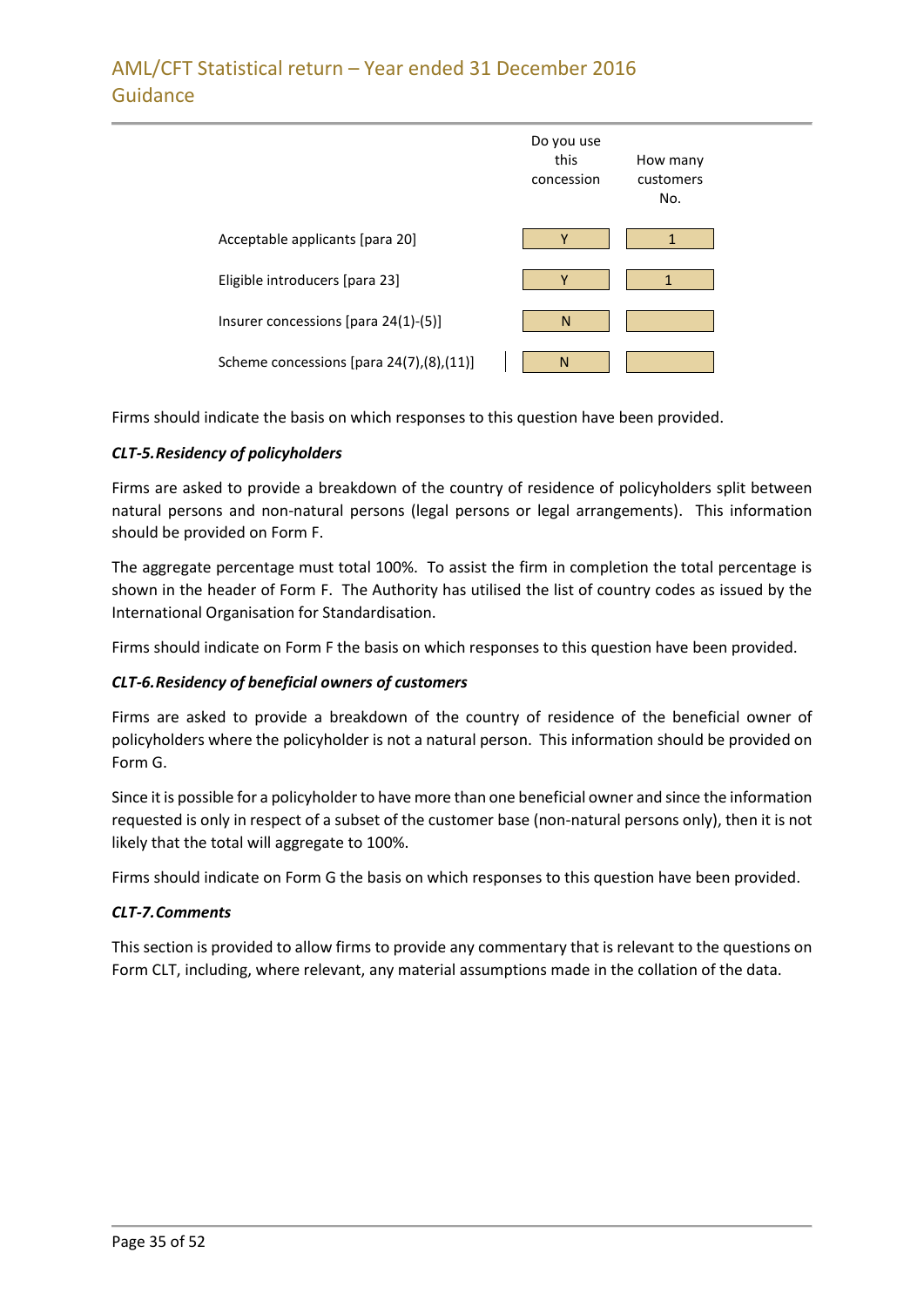| | Do you use this concession | How many customers No. |
|---|---|---|
| Acceptable applicants [para 20] | Y | 1 |
| Eligible introducers [para 23] | Y | 1 |
| Insurer concessions [para 24(1)-(5)] | N | |
| Scheme concessions [para 24(7),(8),(11)] | N | |

Firms should indicate the basis on which responses to this question have been provided.

***CLT-5. Residency of policyholders***

Firms are asked to provide a breakdown of the country of residence of policyholders split between natural persons and non-natural persons (legal persons or legal arrangements). This information should be provided on Form F.

The aggregate percentage must total 100%. To assist the firm in completion the total percentage is shown in the header of Form F. The Authority has utilised the list of country codes as issued by the International Organisation for Standardisation.

Firms should indicate on Form F the basis on which responses to this question have been provided.

***CLT-6. Residency of beneficial owners of customers***

Firms are asked to provide a breakdown of the country of residence of the beneficial owner of policyholders where the policyholder is not a natural person. This information should be provided on Form G.

Since it is possible for a policyholder to have more than one beneficial owner and since the information requested is only in respect of a subset of the customer base (non-natural persons only), then it is not likely that the total will aggregate to 100%.

Firms should indicate on Form G the basis on which responses to this question have been provided.

***CLT-7. Comments***

This section is provided to allow firms to provide any commentary that is relevant to the questions on Form CLT, including, where relevant, any material assumptions made in the collation of the data.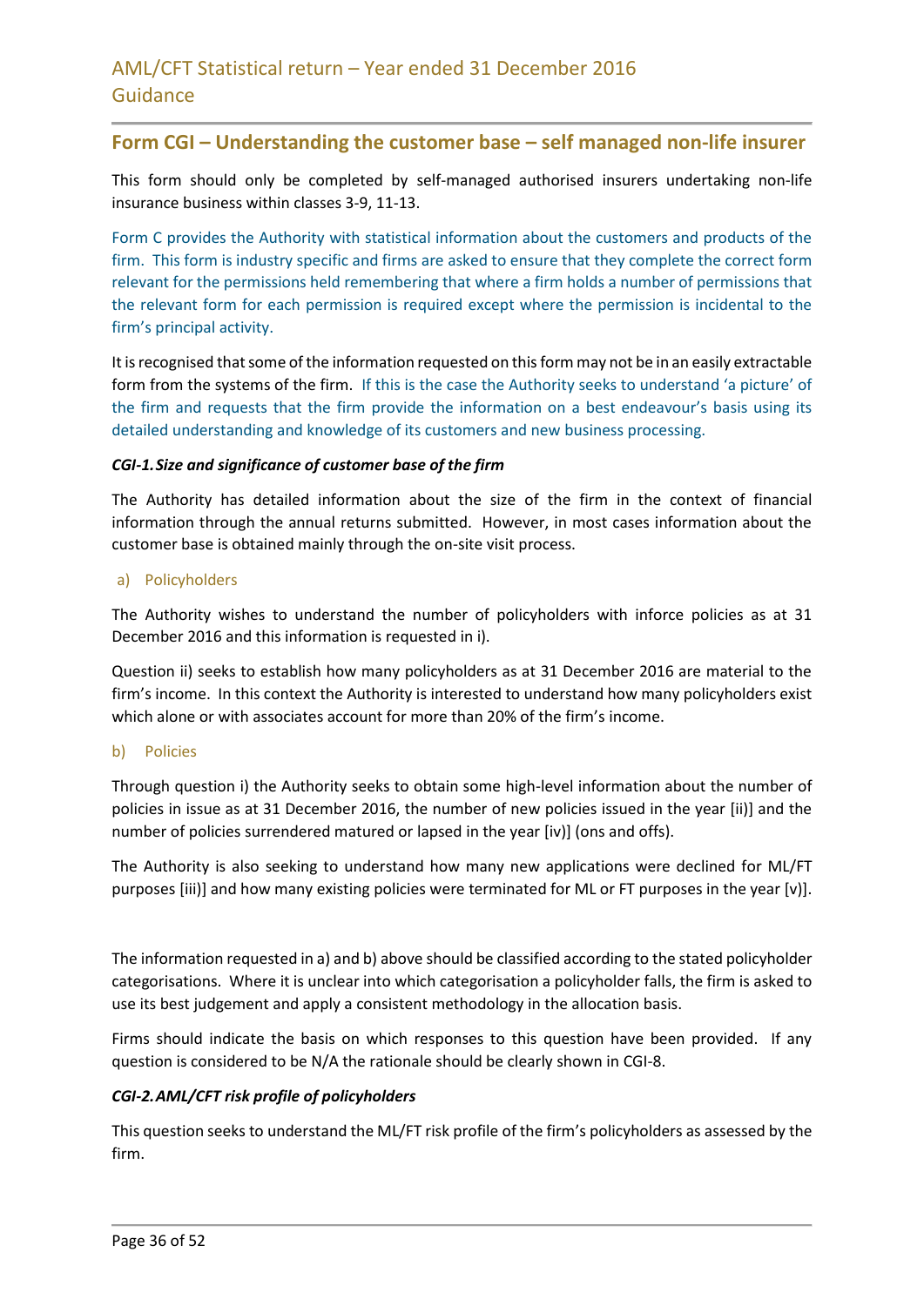## Form CGI – Understanding the customer base – self managed non-life insurer

This form should only be completed by self-managed authorised insurers undertaking non-life insurance business within classes 3-9, 11-13.

Form C provides the Authority with statistical information about the customers and products of the firm. This form is industry specific and firms are asked to ensure that they complete the correct form relevant for the permissions held remembering that where a firm holds a number of permissions that the relevant form for each permission is required except where the permission is incidental to the firm's principal activity.

It is recognised that some of the information requested on this form may not be in an easily extractable form from the systems of the firm. If this is the case the Authority seeks to understand 'a picture' of the firm and requests that the firm provide the information on a best endeavour's basis using its detailed understanding and knowledge of its customers and new business processing.

***CGI-1. Size and significance of customer base of the firm***

The Authority has detailed information about the size of the firm in the context of financial information through the annual returns submitted. However, in most cases information about the customer base is obtained mainly through the on-site visit process.

a) Policyholders

The Authority wishes to understand the number of policyholders with inforce policies as at 31 December 2016 and this information is requested in i).

Question ii) seeks to establish how many policyholders as at 31 December 2016 are material to the firm's income. In this context the Authority is interested to understand how many policyholders exist which alone or with associates account for more than 20% of the firm's income.

b) Policies

Through question i) the Authority seeks to obtain some high-level information about the number of policies in issue as at 31 December 2016, the number of new policies issued in the year [ii)] and the number of policies surrendered matured or lapsed in the year [iv)] (ons and offs).

The Authority is also seeking to understand how many new applications were declined for ML/FT purposes [iii)] and how many existing policies were terminated for ML or FT purposes in the year [v)].

The information requested in a) and b) above should be classified according to the stated policyholder categorisations. Where it is unclear into which categorisation a policyholder falls, the firm is asked to use its best judgement and apply a consistent methodology in the allocation basis.

Firms should indicate the basis on which responses to this question have been provided. If any question is considered to be N/A the rationale should be clearly shown in CGI-8.

***CGI-2. AML/CFT risk profile of policyholders***

This question seeks to understand the ML/FT risk profile of the firm's policyholders as assessed by the firm.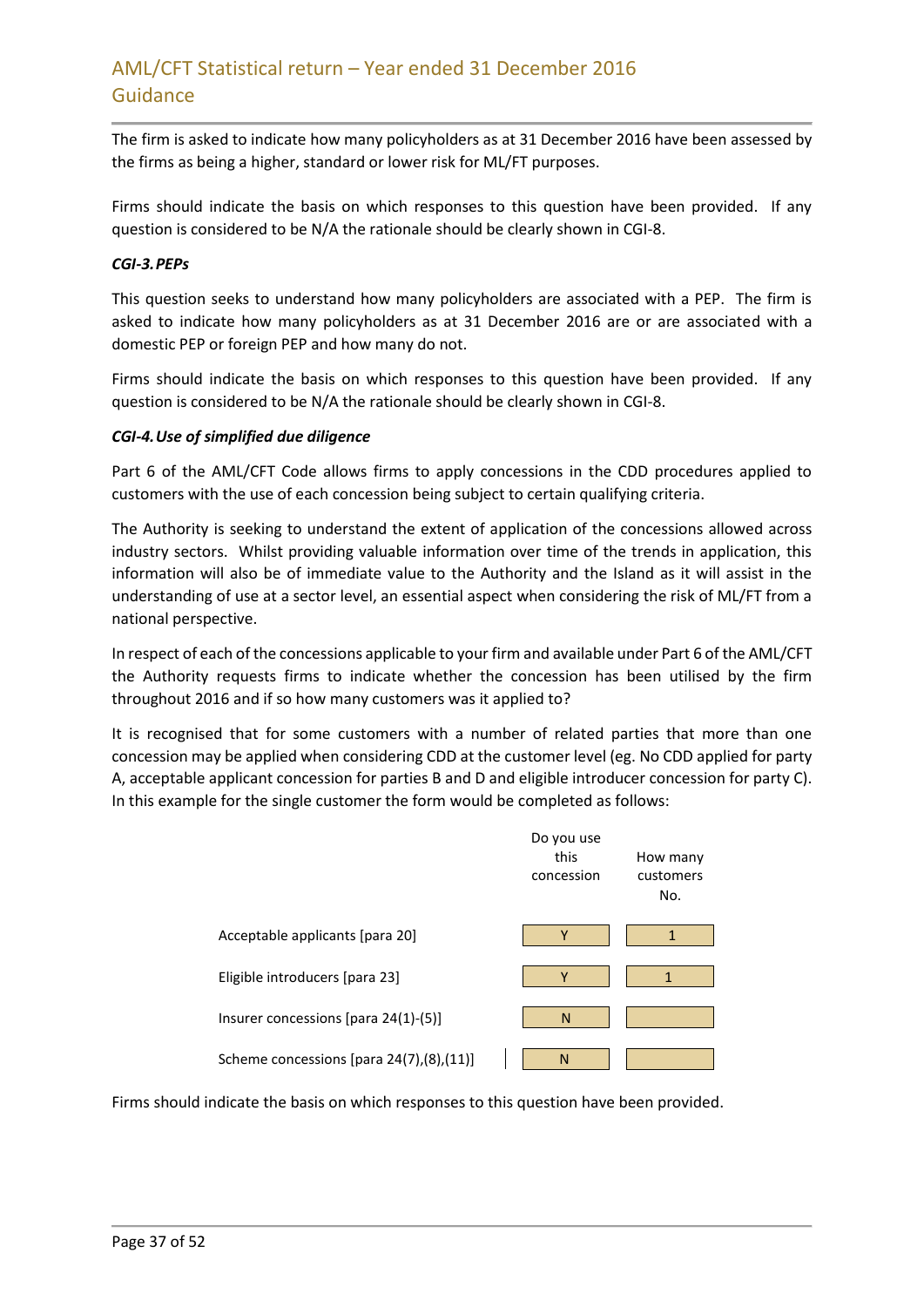The firm is asked to indicate how many policyholders as at 31 December 2016 have been assessed by the firms as being a higher, standard or lower risk for ML/FT purposes.

Firms should indicate the basis on which responses to this question have been provided. If any question is considered to be N/A the rationale should be clearly shown in CGI-8.

***CGI-3. PEPs***

This question seeks to understand how many policyholders are associated with a PEP. The firm is asked to indicate how many policyholders as at 31 December 2016 are or are associated with a domestic PEP or foreign PEP and how many do not.

Firms should indicate the basis on which responses to this question have been provided. If any question is considered to be N/A the rationale should be clearly shown in CGI-8.

***CGI-4. Use of simplified due diligence***

Part 6 of the AML/CFT Code allows firms to apply concessions in the CDD procedures applied to customers with the use of each concession being subject to certain qualifying criteria.

The Authority is seeking to understand the extent of application of the concessions allowed across industry sectors. Whilst providing valuable information over time of the trends in application, this information will also be of immediate value to the Authority and the Island as it will assist in the understanding of use at a sector level, an essential aspect when considering the risk of ML/FT from a national perspective.

In respect of each of the concessions applicable to your firm and available under Part 6 of the AML/CFT the Authority requests firms to indicate whether the concession has been utilised by the firm throughout 2016 and if so how many customers was it applied to?

It is recognised that for some customers with a number of related parties that more than one concession may be applied when considering CDD at the customer level (eg. No CDD applied for party A, acceptable applicant concession for parties B and D and eligible introducer concession for party C). In this example for the single customer the form would be completed as follows:

| | Do you use this concession | How many customers No. |
|---|---|---|
| Acceptable applicants [para 20] | Y | 1 |
| Eligible introducers [para 23] | Y | 1 |
| Insurer concessions [para 24(1)-(5)] | N | |
| Scheme concessions [para 24(7),(8),(11)] | N | |

Firms should indicate the basis on which responses to this question have been provided.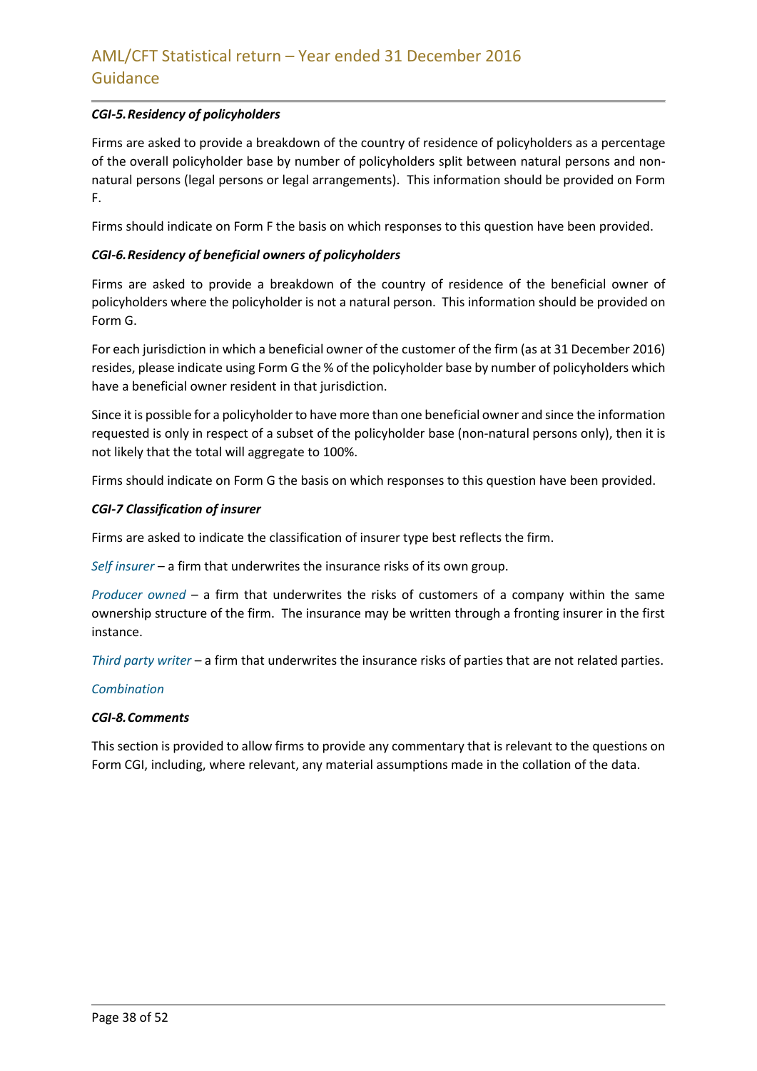***CGI-5. Residency of policyholders***

Firms are asked to provide a breakdown of the country of residence of policyholders as a percentage of the overall policyholder base by number of policyholders split between natural persons and non-natural persons (legal persons or legal arrangements). This information should be provided on Form F.

Firms should indicate on Form F the basis on which responses to this question have been provided.

***CGI-6. Residency of beneficial owners of policyholders***

Firms are asked to provide a breakdown of the country of residence of the beneficial owner of policyholders where the policyholder is not a natural person. This information should be provided on Form G.

For each jurisdiction in which a beneficial owner of the customer of the firm (as at 31 December 2016) resides, please indicate using Form G the % of the policyholder base by number of policyholders which have a beneficial owner resident in that jurisdiction.

Since it is possible for a policyholder to have more than one beneficial owner and since the information requested is only in respect of a subset of the policyholder base (non-natural persons only), then it is not likely that the total will aggregate to 100%.

Firms should indicate on Form G the basis on which responses to this question have been provided.

***CGI-7 Classification of insurer***

Firms are asked to indicate the classification of insurer type best reflects the firm.

*Self insurer* – a firm that underwrites the insurance risks of its own group.

*Producer owned* – a firm that underwrites the risks of customers of a company within the same ownership structure of the firm. The insurance may be written through a fronting insurer in the first instance.

*Third party writer* – a firm that underwrites the insurance risks of parties that are not related parties.

*Combination*

***CGI-8. Comments***

This section is provided to allow firms to provide any commentary that is relevant to the questions on Form CGI, including, where relevant, any material assumptions made in the collation of the data.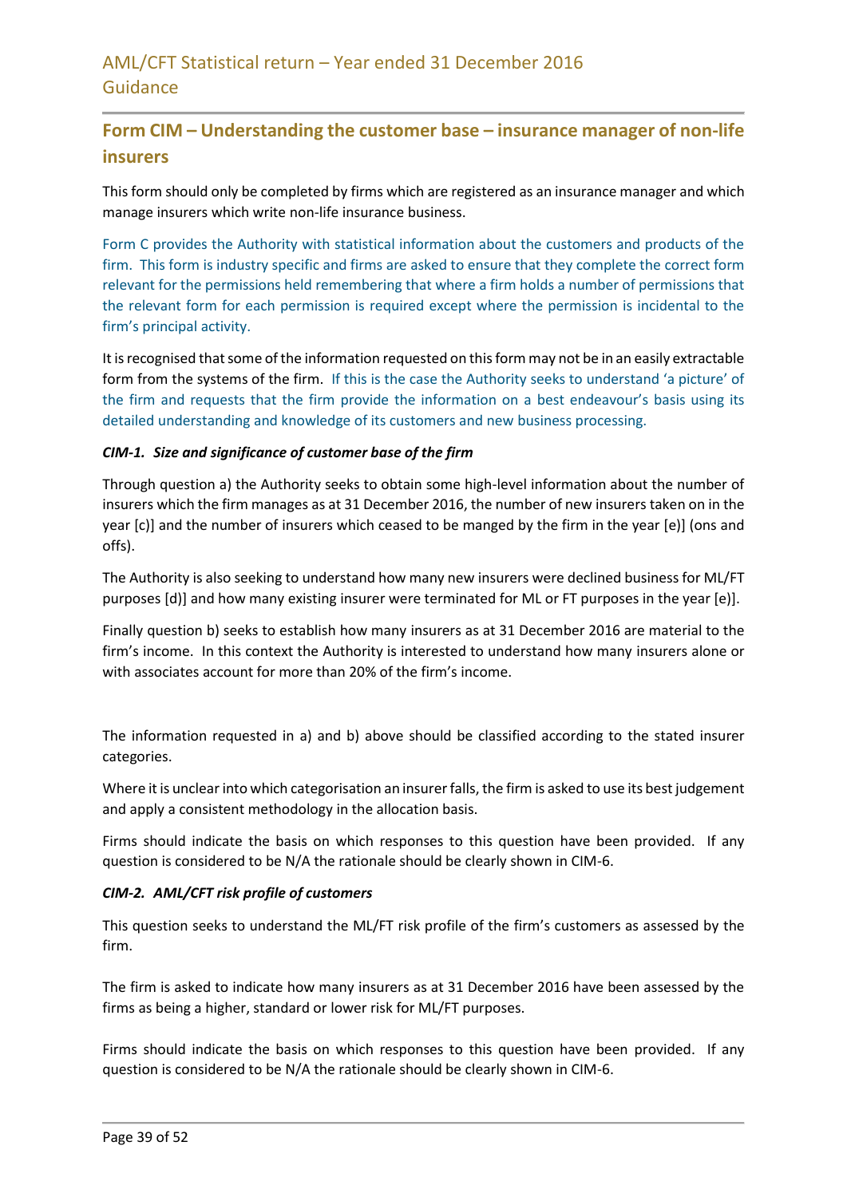## Form CIM – Understanding the customer base – insurance manager of non-life insurers

This form should only be completed by firms which are registered as an insurance manager and which manage insurers which write non-life insurance business.

Form C provides the Authority with statistical information about the customers and products of the firm. This form is industry specific and firms are asked to ensure that they complete the correct form relevant for the permissions held remembering that where a firm holds a number of permissions that the relevant form for each permission is required except where the permission is incidental to the firm's principal activity.

It is recognised that some of the information requested on this form may not be in an easily extractable form from the systems of the firm. If this is the case the Authority seeks to understand 'a picture' of the firm and requests that the firm provide the information on a best endeavour's basis using its detailed understanding and knowledge of its customers and new business processing.

### *CIM-1. Size and significance of customer base of the firm*

Through question a) the Authority seeks to obtain some high-level information about the number of insurers which the firm manages as at 31 December 2016, the number of new insurers taken on in the year [c)] and the number of insurers which ceased to be manged by the firm in the year [e)] (ons and offs).

The Authority is also seeking to understand how many new insurers were declined business for ML/FT purposes [d)] and how many existing insurer were terminated for ML or FT purposes in the year [e)].

Finally question b) seeks to establish how many insurers as at 31 December 2016 are material to the firm's income. In this context the Authority is interested to understand how many insurers alone or with associates account for more than 20% of the firm's income.

The information requested in a) and b) above should be classified according to the stated insurer categories.

Where it is unclear into which categorisation an insurer falls, the firm is asked to use its best judgement and apply a consistent methodology in the allocation basis.

Firms should indicate the basis on which responses to this question have been provided. If any question is considered to be N/A the rationale should be clearly shown in CIM-6.

### *CIM-2. AML/CFT risk profile of customers*

This question seeks to understand the ML/FT risk profile of the firm's customers as assessed by the firm.

The firm is asked to indicate how many insurers as at 31 December 2016 have been assessed by the firms as being a higher, standard or lower risk for ML/FT purposes.

Firms should indicate the basis on which responses to this question have been provided. If any question is considered to be N/A the rationale should be clearly shown in CIM-6.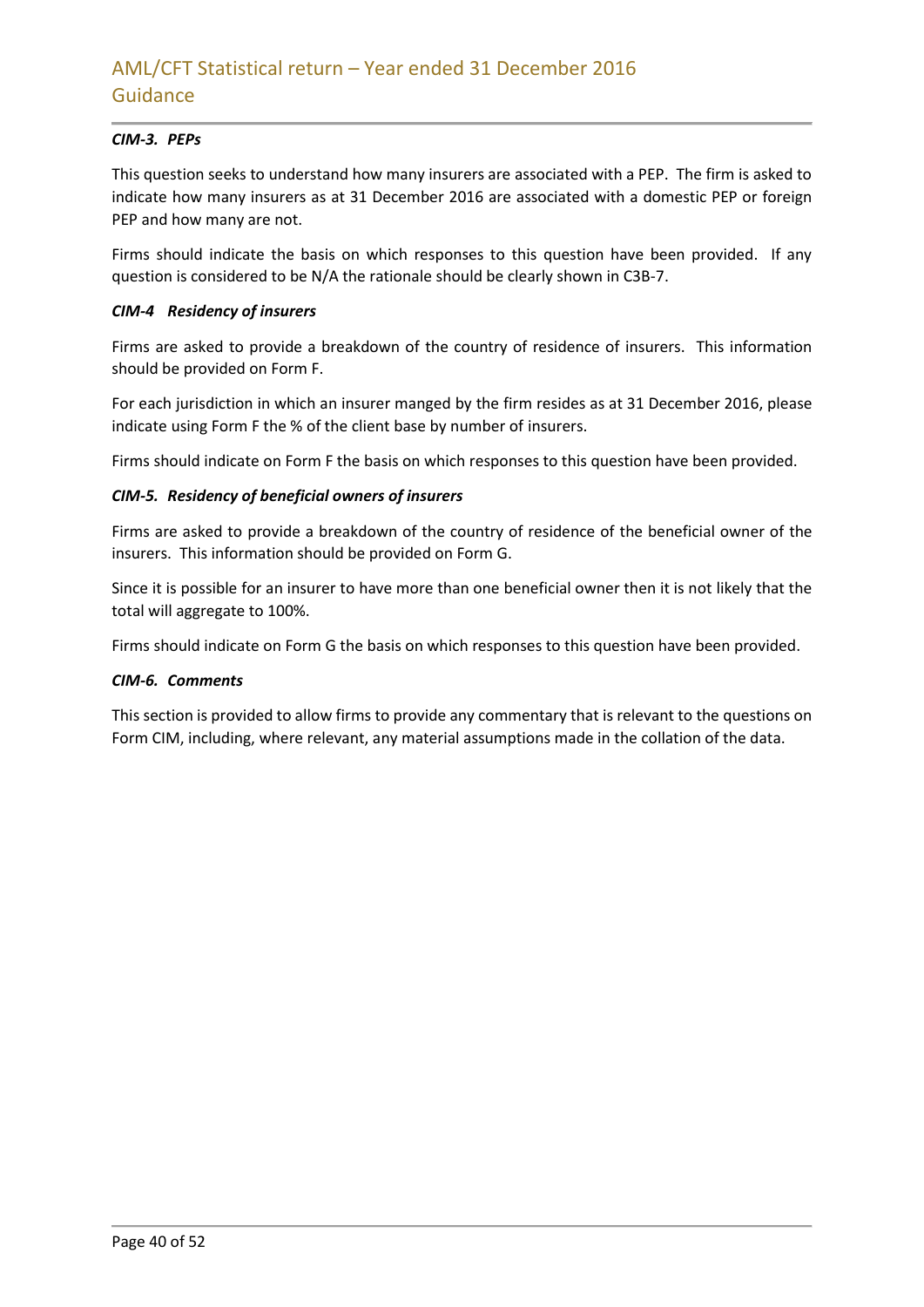***CIM-3. PEPs***

This question seeks to understand how many insurers are associated with a PEP. The firm is asked to indicate how many insurers as at 31 December 2016 are associated with a domestic PEP or foreign PEP and how many are not.

Firms should indicate the basis on which responses to this question have been provided. If any question is considered to be N/A the rationale should be clearly shown in C3B-7.

***CIM-4 Residency of insurers***

Firms are asked to provide a breakdown of the country of residence of insurers. This information should be provided on Form F.

For each jurisdiction in which an insurer manged by the firm resides as at 31 December 2016, please indicate using Form F the % of the client base by number of insurers.

Firms should indicate on Form F the basis on which responses to this question have been provided.

***CIM-5. Residency of beneficial owners of insurers***

Firms are asked to provide a breakdown of the country of residence of the beneficial owner of the insurers. This information should be provided on Form G.

Since it is possible for an insurer to have more than one beneficial owner then it is not likely that the total will aggregate to 100%.

Firms should indicate on Form G the basis on which responses to this question have been provided.

***CIM-6. Comments***

This section is provided to allow firms to provide any commentary that is relevant to the questions on Form CIM, including, where relevant, any material assumptions made in the collation of the data.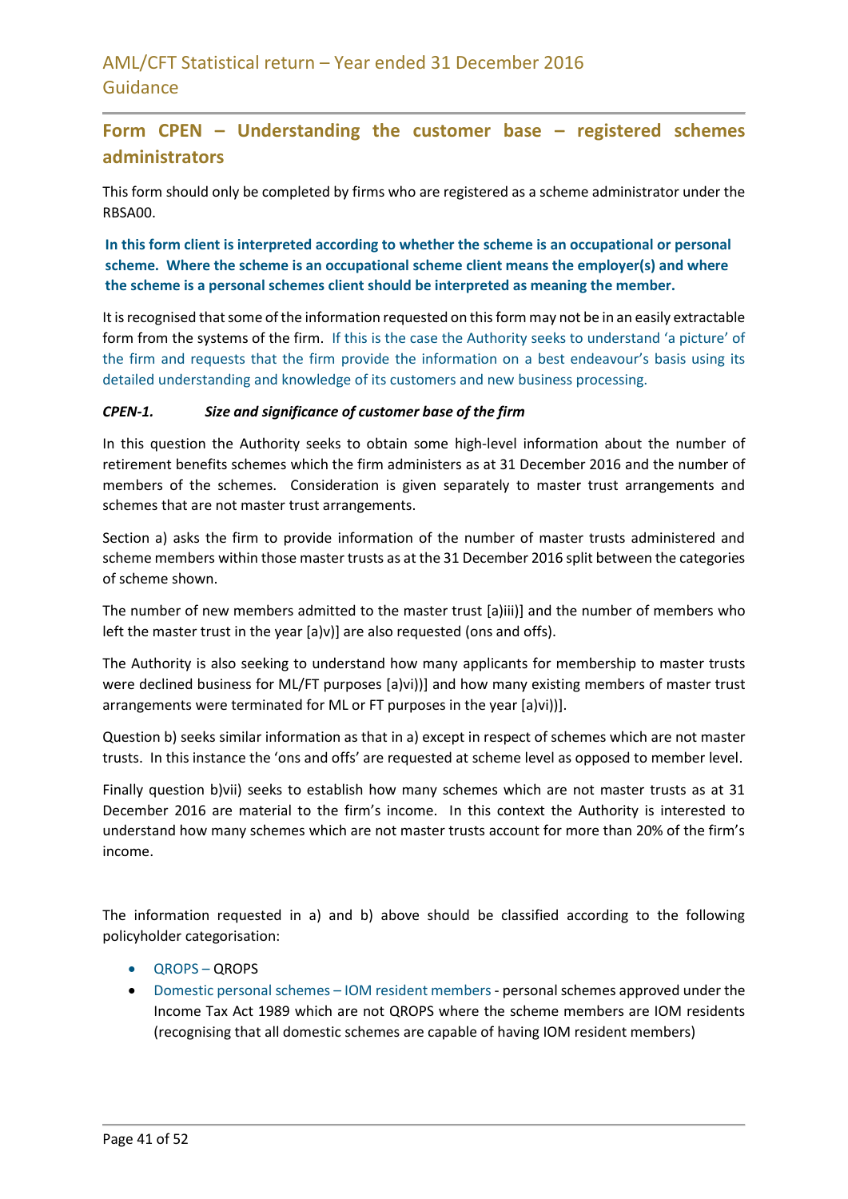## Form CPEN – Understanding the customer base – registered schemes administrators

This form should only be completed by firms who are registered as a scheme administrator under the RBSA00.

**In this form client is interpreted according to whether the scheme is an occupational or personal scheme. Where the scheme is an occupational scheme client means the employer(s) and where the scheme is a personal schemes client should be interpreted as meaning the member.**

It is recognised that some of the information requested on this form may not be in an easily extractable form from the systems of the firm. If this is the case the Authority seeks to understand 'a picture' of the firm and requests that the firm provide the information on a best endeavour's basis using its detailed understanding and knowledge of its customers and new business processing.

***CPEN-1. Size and significance of customer base of the firm***

In this question the Authority seeks to obtain some high-level information about the number of retirement benefits schemes which the firm administers as at 31 December 2016 and the number of members of the schemes. Consideration is given separately to master trust arrangements and schemes that are not master trust arrangements.

Section a) asks the firm to provide information of the number of master trusts administered and scheme members within those master trusts as at the 31 December 2016 split between the categories of scheme shown.

The number of new members admitted to the master trust [a)iii)] and the number of members who left the master trust in the year [a)v)] are also requested (ons and offs).

The Authority is also seeking to understand how many applicants for membership to master trusts were declined business for ML/FT purposes [a)vi))] and how many existing members of master trust arrangements were terminated for ML or FT purposes in the year [a)vi))].

Question b) seeks similar information as that in a) except in respect of schemes which are not master trusts. In this instance the 'ons and offs' are requested at scheme level as opposed to member level.

Finally question b)vii) seeks to establish how many schemes which are not master trusts as at 31 December 2016 are material to the firm's income. In this context the Authority is interested to understand how many schemes which are not master trusts account for more than 20% of the firm's income.

The information requested in a) and b) above should be classified according to the following policyholder categorisation:

- QROPS – QROPS
- Domestic personal schemes – IOM resident members - personal schemes approved under the Income Tax Act 1989 which are not QROPS where the scheme members are IOM residents (recognising that all domestic schemes are capable of having IOM resident members)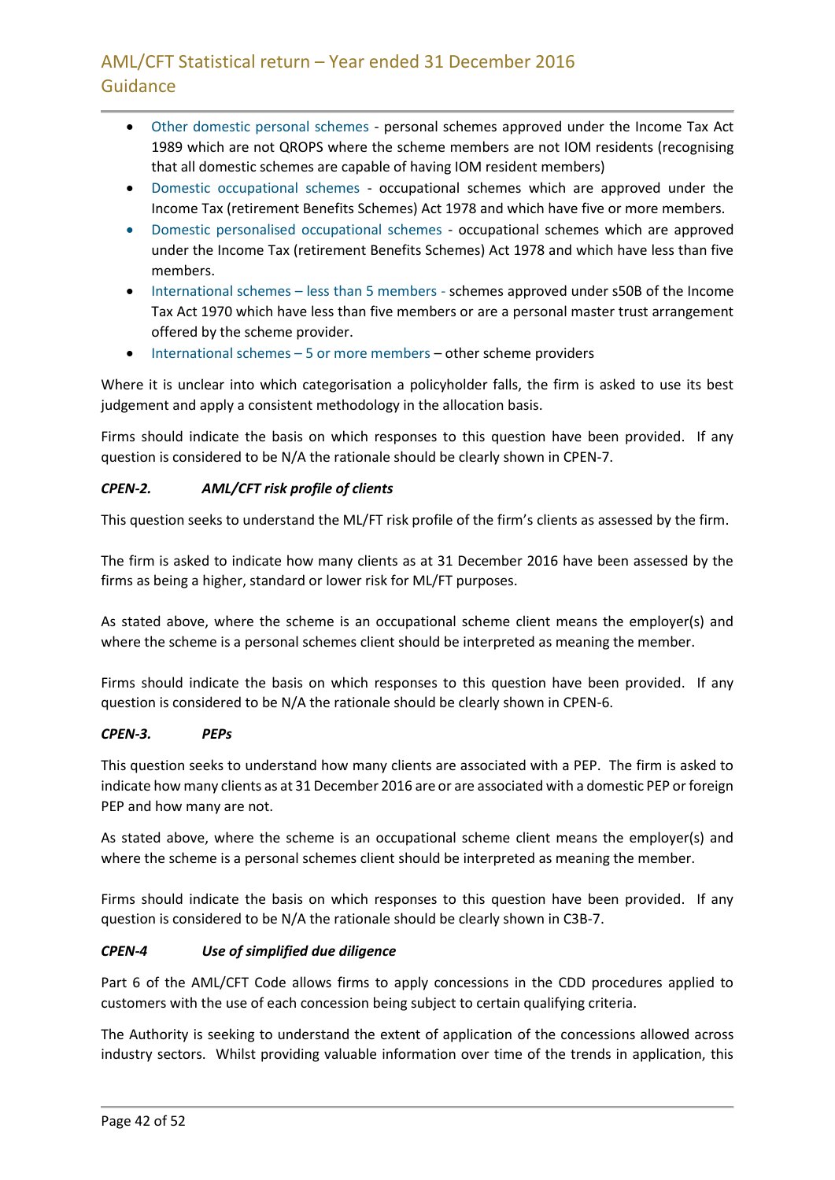- Other domestic personal schemes - personal schemes approved under the Income Tax Act 1989 which are not QROPS where the scheme members are not IOM residents (recognising that all domestic schemes are capable of having IOM resident members)
- Domestic occupational schemes - occupational schemes which are approved under the Income Tax (retirement Benefits Schemes) Act 1978 and which have five or more members.
- Domestic personalised occupational schemes - occupational schemes which are approved under the Income Tax (retirement Benefits Schemes) Act 1978 and which have less than five members.
- International schemes – less than 5 members - schemes approved under s50B of the Income Tax Act 1970 which have less than five members or are a personal master trust arrangement offered by the scheme provider.
- International schemes – 5 or more members – other scheme providers

Where it is unclear into which categorisation a policyholder falls, the firm is asked to use its best judgement and apply a consistent methodology in the allocation basis.

Firms should indicate the basis on which responses to this question have been provided. If any question is considered to be N/A the rationale should be clearly shown in CPEN-7.

#### *CPEN-2. AML/CFT risk profile of clients*

This question seeks to understand the ML/FT risk profile of the firm's clients as assessed by the firm.

The firm is asked to indicate how many clients as at 31 December 2016 have been assessed by the firms as being a higher, standard or lower risk for ML/FT purposes.

As stated above, where the scheme is an occupational scheme client means the employer(s) and where the scheme is a personal schemes client should be interpreted as meaning the member.

Firms should indicate the basis on which responses to this question have been provided. If any question is considered to be N/A the rationale should be clearly shown in CPEN-6.

#### *CPEN-3. PEPs*

This question seeks to understand how many clients are associated with a PEP. The firm is asked to indicate how many clients as at 31 December 2016 are or are associated with a domestic PEP or foreign PEP and how many are not.

As stated above, where the scheme is an occupational scheme client means the employer(s) and where the scheme is a personal schemes client should be interpreted as meaning the member.

Firms should indicate the basis on which responses to this question have been provided. If any question is considered to be N/A the rationale should be clearly shown in C3B-7.

#### *CPEN-4 Use of simplified due diligence*

Part 6 of the AML/CFT Code allows firms to apply concessions in the CDD procedures applied to customers with the use of each concession being subject to certain qualifying criteria.

The Authority is seeking to understand the extent of application of the concessions allowed across industry sectors. Whilst providing valuable information over time of the trends in application, this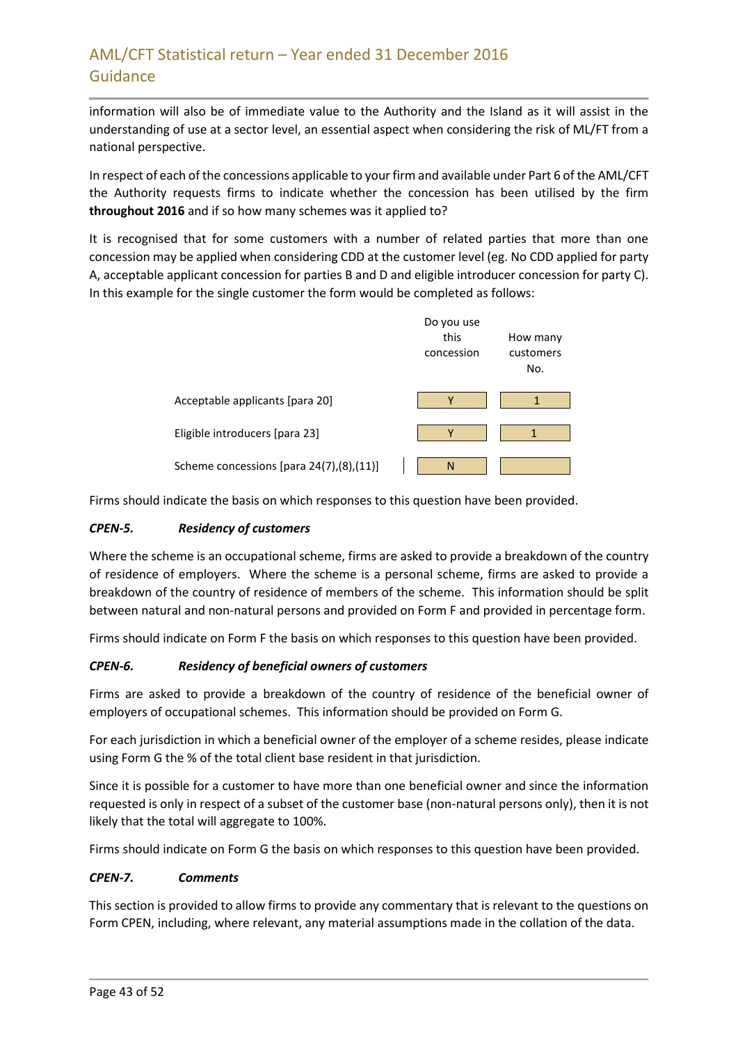information will also be of immediate value to the Authority and the Island as it will assist in the understanding of use at a sector level, an essential aspect when considering the risk of ML/FT from a national perspective.

In respect of each of the concessions applicable to your firm and available under Part 6 of the AML/CFT the Authority requests firms to indicate whether the concession has been utilised by the firm **throughout 2016** and if so how many schemes was it applied to?

It is recognised that for some customers with a number of related parties that more than one concession may be applied when considering CDD at the customer level (eg. No CDD applied for party A, acceptable applicant concession for parties B and D and eligible introducer concession for party C). In this example for the single customer the form would be completed as follows:

| | Do you use this concession | How many customers No. |
|---|---|---|
| Acceptable applicants [para 20] | Y | 1 |
| Eligible introducers [para 23] | Y | 1 |
| Scheme concessions [para 24(7),(8),(11)] | N | |

Firms should indicate the basis on which responses to this question have been provided.

### *CPEN-5. Residency of customers*

Where the scheme is an occupational scheme, firms are asked to provide a breakdown of the country of residence of employers. Where the scheme is a personal scheme, firms are asked to provide a breakdown of the country of residence of members of the scheme. This information should be split between natural and non-natural persons and provided on Form F and provided in percentage form.

Firms should indicate on Form F the basis on which responses to this question have been provided.

### *CPEN-6. Residency of beneficial owners of customers*

Firms are asked to provide a breakdown of the country of residence of the beneficial owner of employers of occupational schemes. This information should be provided on Form G.

For each jurisdiction in which a beneficial owner of the employer of a scheme resides, please indicate using Form G the % of the total client base resident in that jurisdiction.

Since it is possible for a customer to have more than one beneficial owner and since the information requested is only in respect of a subset of the customer base (non-natural persons only), then it is not likely that the total will aggregate to 100%.

Firms should indicate on Form G the basis on which responses to this question have been provided.

### *CPEN-7. Comments*

This section is provided to allow firms to provide any commentary that is relevant to the questions on Form CPEN, including, where relevant, any material assumptions made in the collation of the data.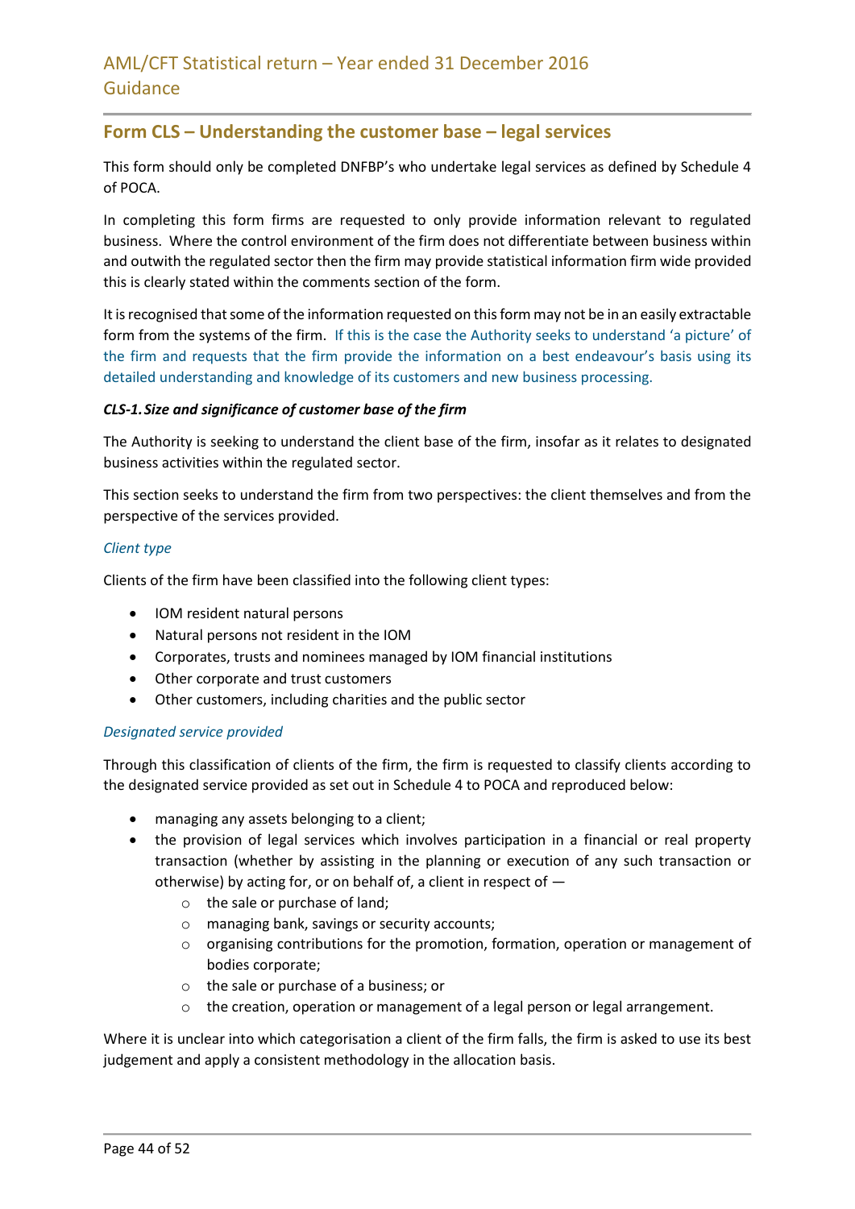## Form CLS – Understanding the customer base – legal services

This form should only be completed DNFBP's who undertake legal services as defined by Schedule 4 of POCA.

In completing this form firms are requested to only provide information relevant to regulated business. Where the control environment of the firm does not differentiate between business within and outwith the regulated sector then the firm may provide statistical information firm wide provided this is clearly stated within the comments section of the form.

It is recognised that some of the information requested on this form may not be in an easily extractable form from the systems of the firm. If this is the case the Authority seeks to understand 'a picture' of the firm and requests that the firm provide the information on a best endeavour's basis using its detailed understanding and knowledge of its customers and new business processing.

***CLS-1. Size and significance of customer base of the firm***

The Authority is seeking to understand the client base of the firm, insofar as it relates to designated business activities within the regulated sector.

This section seeks to understand the firm from two perspectives: the client themselves and from the perspective of the services provided.

*Client type*

Clients of the firm have been classified into the following client types:

- IOM resident natural persons
- Natural persons not resident in the IOM
- Corporates, trusts and nominees managed by IOM financial institutions
- Other corporate and trust customers
- Other customers, including charities and the public sector

*Designated service provided*

Through this classification of clients of the firm, the firm is requested to classify clients according to the designated service provided as set out in Schedule 4 to POCA and reproduced below:

- managing any assets belonging to a client;
- the provision of legal services which involves participation in a financial or real property transaction (whether by assisting in the planning or execution of any such transaction or otherwise) by acting for, or on behalf of, a client in respect of —
  - the sale or purchase of land;
  - managing bank, savings or security accounts;
  - organising contributions for the promotion, formation, operation or management of bodies corporate;
  - the sale or purchase of a business; or
  - the creation, operation or management of a legal person or legal arrangement.

Where it is unclear into which categorisation a client of the firm falls, the firm is asked to use its best judgement and apply a consistent methodology in the allocation basis.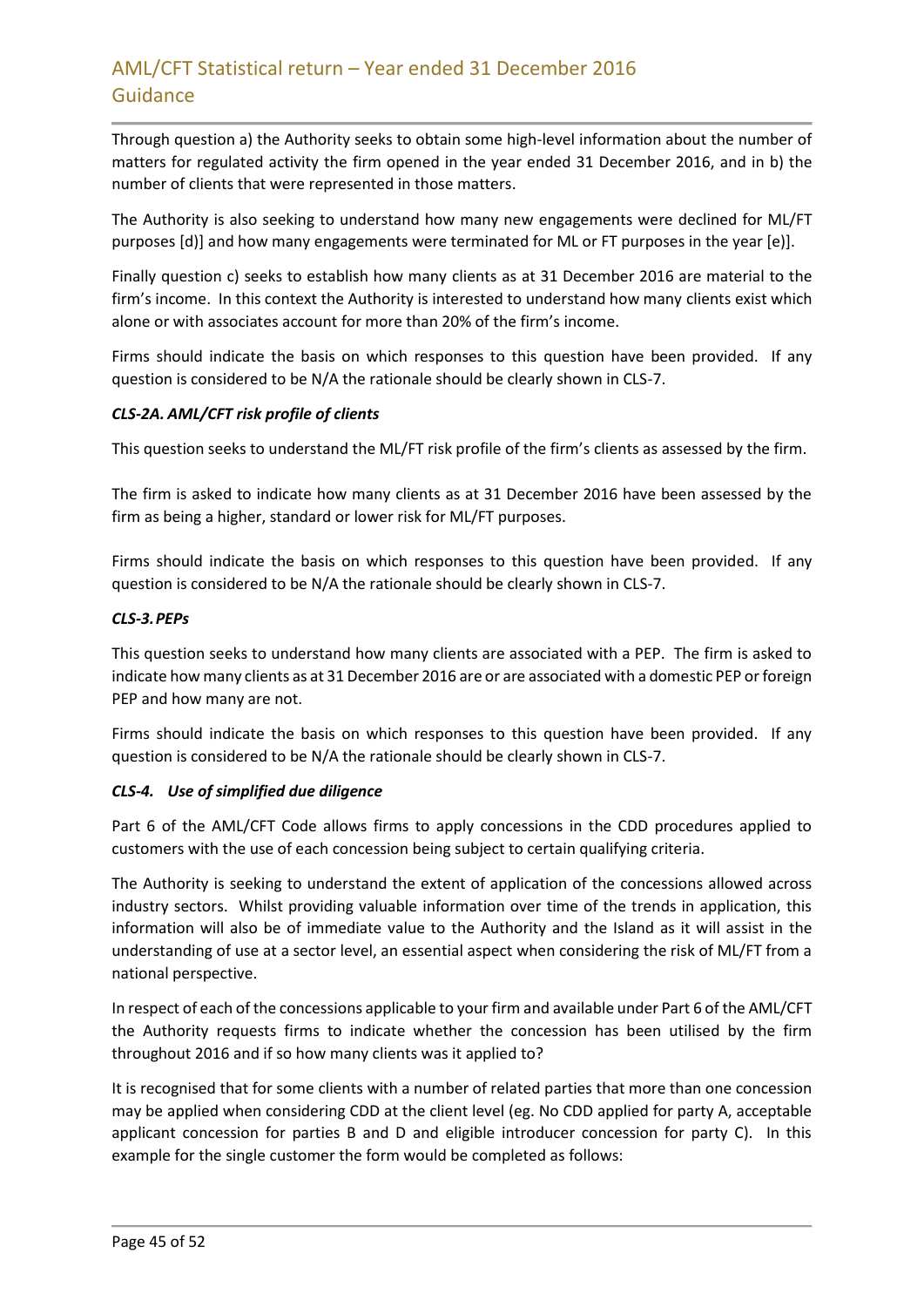Through question a) the Authority seeks to obtain some high-level information about the number of matters for regulated activity the firm opened in the year ended 31 December 2016, and in b) the number of clients that were represented in those matters.

The Authority is also seeking to understand how many new engagements were declined for ML/FT purposes [d)] and how many engagements were terminated for ML or FT purposes in the year [e)].

Finally question c) seeks to establish how many clients as at 31 December 2016 are material to the firm's income. In this context the Authority is interested to understand how many clients exist which alone or with associates account for more than 20% of the firm's income.

Firms should indicate the basis on which responses to this question have been provided. If any question is considered to be N/A the rationale should be clearly shown in CLS-7.

#### *CLS-2A. AML/CFT risk profile of clients*

This question seeks to understand the ML/FT risk profile of the firm's clients as assessed by the firm.

The firm is asked to indicate how many clients as at 31 December 2016 have been assessed by the firm as being a higher, standard or lower risk for ML/FT purposes.

Firms should indicate the basis on which responses to this question have been provided. If any question is considered to be N/A the rationale should be clearly shown in CLS-7.

#### *CLS-3. PEPs*

This question seeks to understand how many clients are associated with a PEP. The firm is asked to indicate how many clients as at 31 December 2016 are or are associated with a domestic PEP or foreign PEP and how many are not.

Firms should indicate the basis on which responses to this question have been provided. If any question is considered to be N/A the rationale should be clearly shown in CLS-7.

#### *CLS-4. Use of simplified due diligence*

Part 6 of the AML/CFT Code allows firms to apply concessions in the CDD procedures applied to customers with the use of each concession being subject to certain qualifying criteria.

The Authority is seeking to understand the extent of application of the concessions allowed across industry sectors. Whilst providing valuable information over time of the trends in application, this information will also be of immediate value to the Authority and the Island as it will assist in the understanding of use at a sector level, an essential aspect when considering the risk of ML/FT from a national perspective.

In respect of each of the concessions applicable to your firm and available under Part 6 of the AML/CFT the Authority requests firms to indicate whether the concession has been utilised by the firm throughout 2016 and if so how many clients was it applied to?

It is recognised that for some clients with a number of related parties that more than one concession may be applied when considering CDD at the client level (eg. No CDD applied for party A, acceptable applicant concession for parties B and D and eligible introducer concession for party C). In this example for the single customer the form would be completed as follows: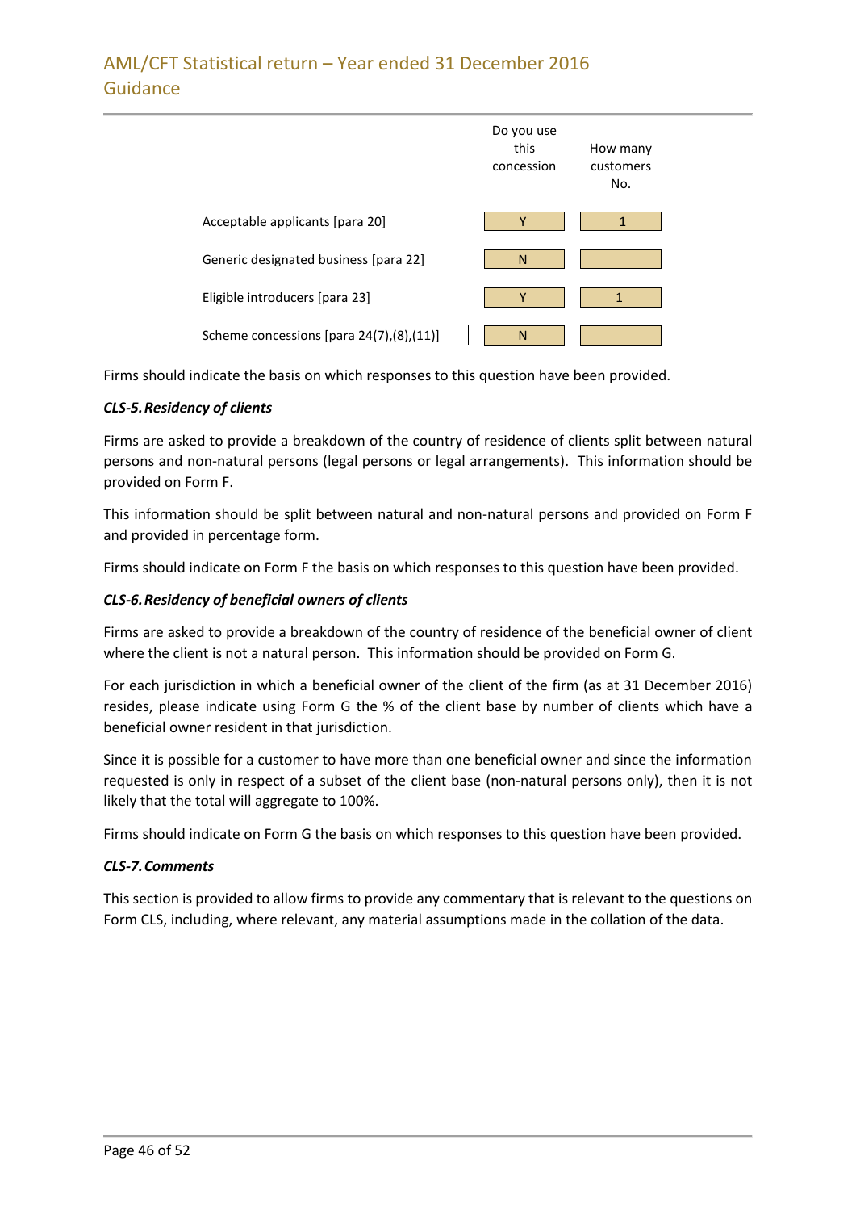| | Do you use this concession | How many customers No. |
|---|---|---|
| Acceptable applicants [para 20] | Y | 1 |
| Generic designated business [para 22] | N | |
| Eligible introducers [para 23] | Y | 1 |
| Scheme concessions [para 24(7),(8),(11)] | N | |

Firms should indicate the basis on which responses to this question have been provided.

***CLS-5. Residency of clients***

Firms are asked to provide a breakdown of the country of residence of clients split between natural persons and non-natural persons (legal persons or legal arrangements). This information should be provided on Form F.

This information should be split between natural and non-natural persons and provided on Form F and provided in percentage form.

Firms should indicate on Form F the basis on which responses to this question have been provided.

***CLS-6. Residency of beneficial owners of clients***

Firms are asked to provide a breakdown of the country of residence of the beneficial owner of client where the client is not a natural person. This information should be provided on Form G.

For each jurisdiction in which a beneficial owner of the client of the firm (as at 31 December 2016) resides, please indicate using Form G the % of the client base by number of clients which have a beneficial owner resident in that jurisdiction.

Since it is possible for a customer to have more than one beneficial owner and since the information requested is only in respect of a subset of the client base (non-natural persons only), then it is not likely that the total will aggregate to 100%.

Firms should indicate on Form G the basis on which responses to this question have been provided.

***CLS-7. Comments***

This section is provided to allow firms to provide any commentary that is relevant to the questions on Form CLS, including, where relevant, any material assumptions made in the collation of the data.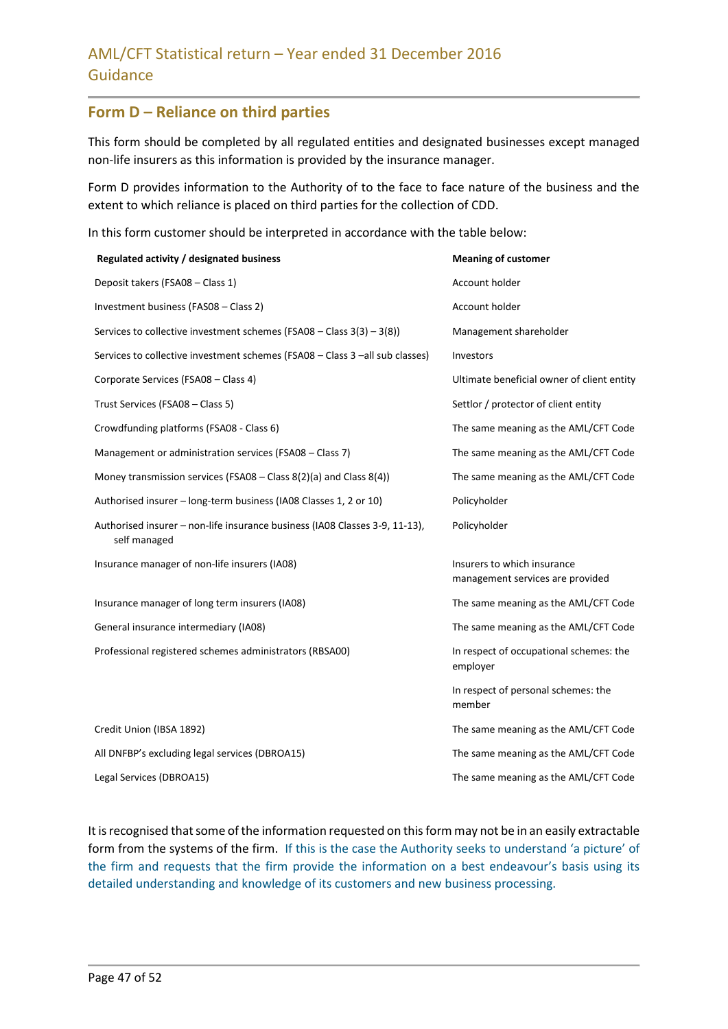## Form D – Reliance on third parties

This form should be completed by all regulated entities and designated businesses except managed non-life insurers as this information is provided by the insurance manager.

Form D provides information to the Authority of to the face to face nature of the business and the extent to which reliance is placed on third parties for the collection of CDD.

In this form customer should be interpreted in accordance with the table below:

| Regulated activity / designated business | Meaning of customer |
|---|---|
| Deposit takers (FSA08 – Class 1) | Account holder |
| Investment business (FAS08 – Class 2) | Account holder |
| Services to collective investment schemes (FSA08 – Class 3(3) – 3(8)) | Management shareholder |
| Services to collective investment schemes (FSA08 – Class 3 –all sub classes) | Investors |
| Corporate Services (FSA08 – Class 4) | Ultimate beneficial owner of client entity |
| Trust Services (FSA08 – Class 5) | Settlor / protector of client entity |
| Crowdfunding platforms (FSA08 - Class 6) | The same meaning as the AML/CFT Code |
| Management or administration services (FSA08 – Class 7) | The same meaning as the AML/CFT Code |
| Money transmission services (FSA08 – Class 8(2)(a) and Class 8(4)) | The same meaning as the AML/CFT Code |
| Authorised insurer – long-term business (IA08 Classes 1, 2 or 10) | Policyholder |
| Authorised insurer – non-life insurance business (IA08 Classes 3-9, 11-13), self managed | Policyholder |
| Insurance manager of non-life insurers (IA08) | Insurers to which insurance management services are provided |
| Insurance manager of long term insurers (IA08) | The same meaning as the AML/CFT Code |
| General insurance intermediary (IA08) | The same meaning as the AML/CFT Code |
| Professional registered schemes administrators (RBSA00) | In respect of occupational schemes: the employer |
| | In respect of personal schemes: the member |
| Credit Union (IBSA 1892) | The same meaning as the AML/CFT Code |
| All DNFBP's excluding legal services (DBROA15) | The same meaning as the AML/CFT Code |
| Legal Services (DBROA15) | The same meaning as the AML/CFT Code |

It is recognised that some of the information requested on this form may not be in an easily extractable form from the systems of the firm. If this is the case the Authority seeks to understand 'a picture' of the firm and requests that the firm provide the information on a best endeavour's basis using its detailed understanding and knowledge of its customers and new business processing.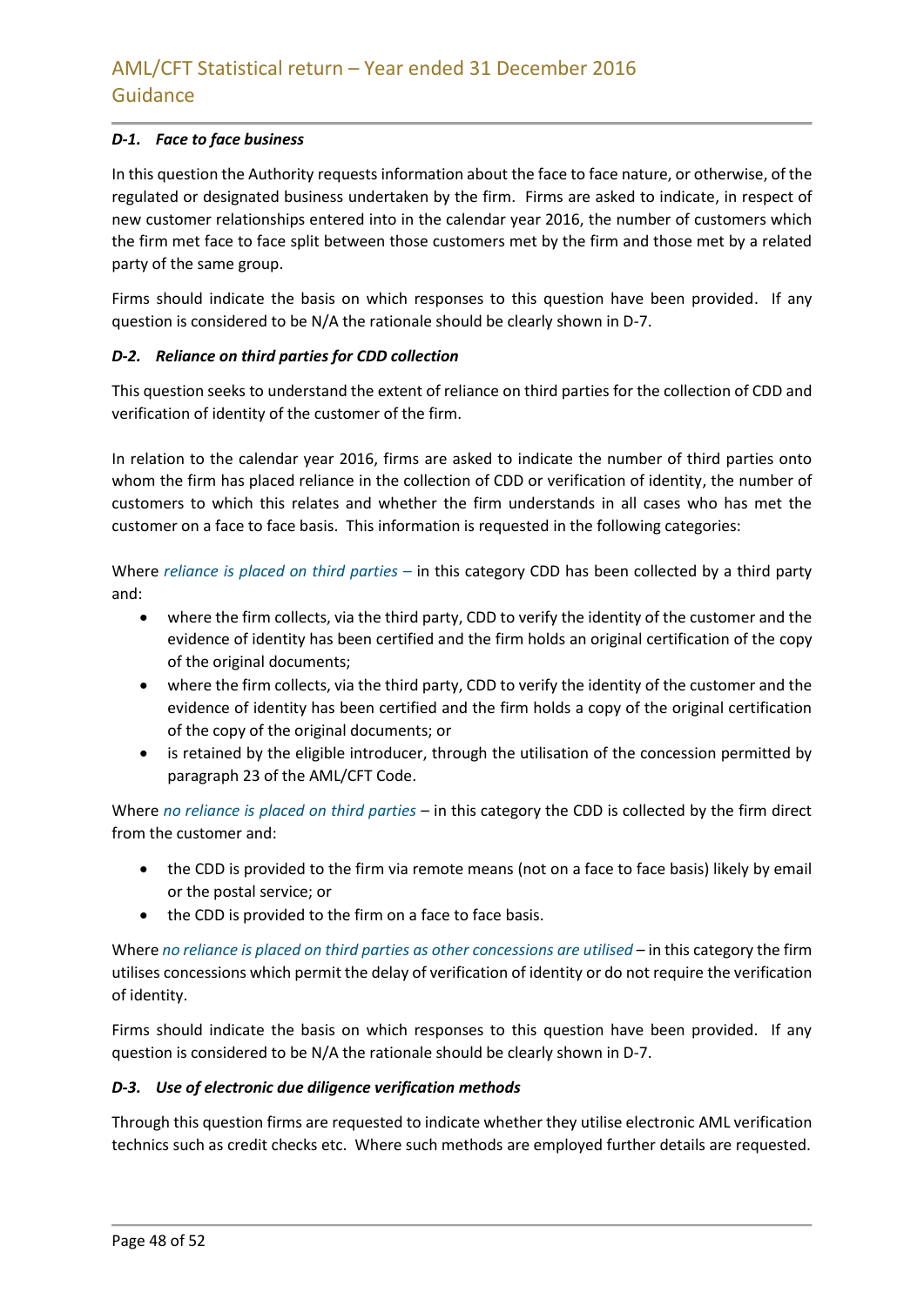#### *D-1. Face to face business*

In this question the Authority requests information about the face to face nature, or otherwise, of the regulated or designated business undertaken by the firm. Firms are asked to indicate, in respect of new customer relationships entered into in the calendar year 2016, the number of customers which the firm met face to face split between those customers met by the firm and those met by a related party of the same group.

Firms should indicate the basis on which responses to this question have been provided. If any question is considered to be N/A the rationale should be clearly shown in D-7.

#### *D-2. Reliance on third parties for CDD collection*

This question seeks to understand the extent of reliance on third parties for the collection of CDD and verification of identity of the customer of the firm.

In relation to the calendar year 2016, firms are asked to indicate the number of third parties onto whom the firm has placed reliance in the collection of CDD or verification of identity, the number of customers to which this relates and whether the firm understands in all cases who has met the customer on a face to face basis. This information is requested in the following categories:

Where *reliance is placed on third parties –* in this category CDD has been collected by a third party and:

- where the firm collects, via the third party, CDD to verify the identity of the customer and the evidence of identity has been certified and the firm holds an original certification of the copy of the original documents;
- where the firm collects, via the third party, CDD to verify the identity of the customer and the evidence of identity has been certified and the firm holds a copy of the original certification of the copy of the original documents; or
- is retained by the eligible introducer, through the utilisation of the concession permitted by paragraph 23 of the AML/CFT Code.

Where *no reliance is placed on third parties* – in this category the CDD is collected by the firm direct from the customer and:

- the CDD is provided to the firm via remote means (not on a face to face basis) likely by email or the postal service; or
- the CDD is provided to the firm on a face to face basis.

Where *no reliance is placed on third parties as other concessions are utilised* – in this category the firm utilises concessions which permit the delay of verification of identity or do not require the verification of identity.

Firms should indicate the basis on which responses to this question have been provided. If any question is considered to be N/A the rationale should be clearly shown in D-7.

#### *D-3. Use of electronic due diligence verification methods*

Through this question firms are requested to indicate whether they utilise electronic AML verification technics such as credit checks etc. Where such methods are employed further details are requested.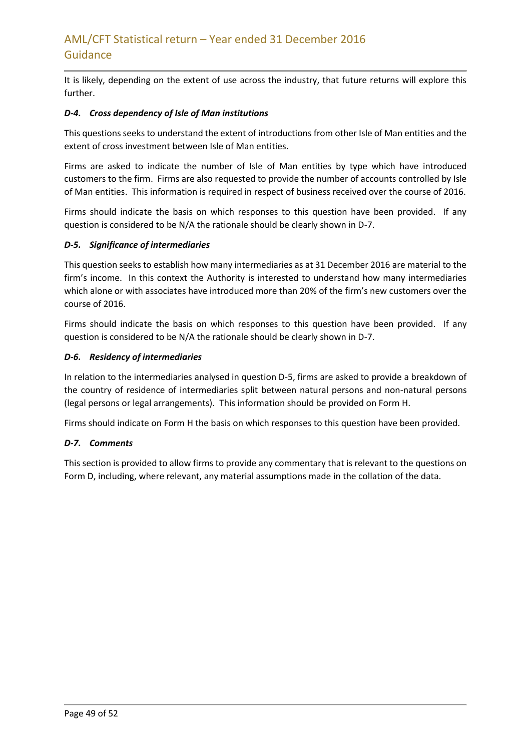It is likely, depending on the extent of use across the industry, that future returns will explore this further.

***D-4. Cross dependency of Isle of Man institutions***

This questions seeks to understand the extent of introductions from other Isle of Man entities and the extent of cross investment between Isle of Man entities.

Firms are asked to indicate the number of Isle of Man entities by type which have introduced customers to the firm. Firms are also requested to provide the number of accounts controlled by Isle of Man entities. This information is required in respect of business received over the course of 2016.

Firms should indicate the basis on which responses to this question have been provided. If any question is considered to be N/A the rationale should be clearly shown in D-7.

***D-5. Significance of intermediaries***

This question seeks to establish how many intermediaries as at 31 December 2016 are material to the firm's income. In this context the Authority is interested to understand how many intermediaries which alone or with associates have introduced more than 20% of the firm's new customers over the course of 2016.

Firms should indicate the basis on which responses to this question have been provided. If any question is considered to be N/A the rationale should be clearly shown in D-7.

***D-6. Residency of intermediaries***

In relation to the intermediaries analysed in question D-5, firms are asked to provide a breakdown of the country of residence of intermediaries split between natural persons and non-natural persons (legal persons or legal arrangements). This information should be provided on Form H.

Firms should indicate on Form H the basis on which responses to this question have been provided.

***D-7. Comments***

This section is provided to allow firms to provide any commentary that is relevant to the questions on Form D, including, where relevant, any material assumptions made in the collation of the data.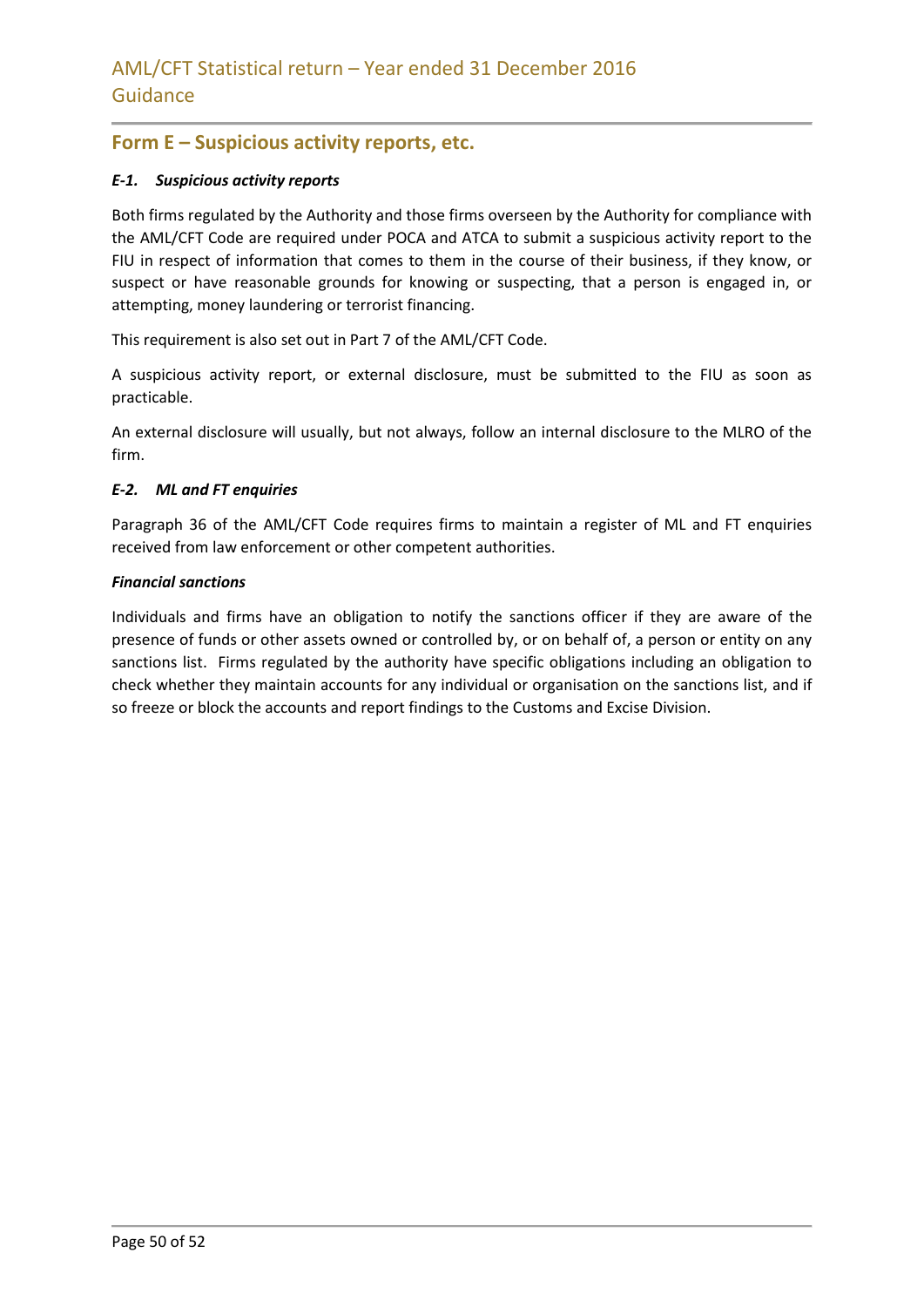## Form E – Suspicious activity reports, etc.

### *E-1. Suspicious activity reports*

Both firms regulated by the Authority and those firms overseen by the Authority for compliance with the AML/CFT Code are required under POCA and ATCA to submit a suspicious activity report to the FIU in respect of information that comes to them in the course of their business, if they know, or suspect or have reasonable grounds for knowing or suspecting, that a person is engaged in, or attempting, money laundering or terrorist financing.

This requirement is also set out in Part 7 of the AML/CFT Code.

A suspicious activity report, or external disclosure, must be submitted to the FIU as soon as practicable.

An external disclosure will usually, but not always, follow an internal disclosure to the MLRO of the firm.

### *E-2. ML and FT enquiries*

Paragraph 36 of the AML/CFT Code requires firms to maintain a register of ML and FT enquiries received from law enforcement or other competent authorities.

### *Financial sanctions*

Individuals and firms have an obligation to notify the sanctions officer if they are aware of the presence of funds or other assets owned or controlled by, or on behalf of, a person or entity on any sanctions list. Firms regulated by the authority have specific obligations including an obligation to check whether they maintain accounts for any individual or organisation on the sanctions list, and if so freeze or block the accounts and report findings to the Customs and Excise Division.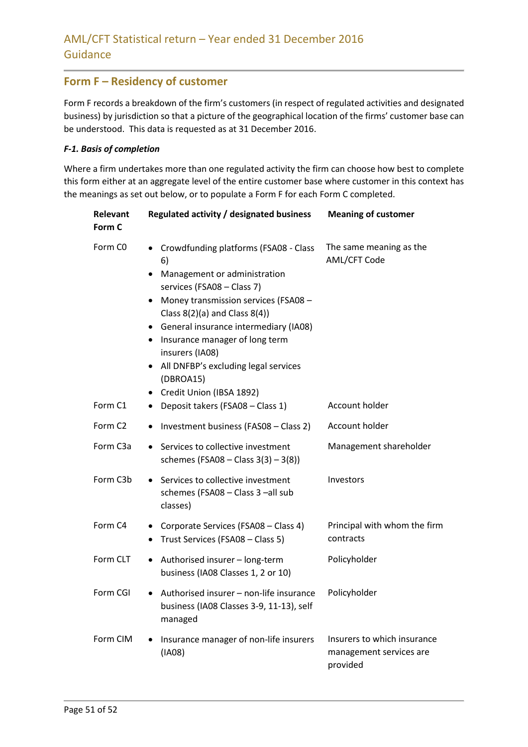## Form F – Residency of customer

Form F records a breakdown of the firm's customers (in respect of regulated activities and designated business) by jurisdiction so that a picture of the geographical location of the firms' customer base can be understood. This data is requested as at 31 December 2016.

***F-1. Basis of completion***

Where a firm undertakes more than one regulated activity the firm can choose how best to complete this form either at an aggregate level of the entire customer base where customer in this context has the meanings as set out below, or to populate a Form F for each Form C completed.

| Relevant Form C | Regulated activity / designated business | Meaning of customer |
|---|---|---|
| Form C0 | • Crowdfunding platforms (FSA08 - Class 6)<br>• Management or administration services (FSA08 – Class 7)<br>• Money transmission services (FSA08 – Class 8(2)(a) and Class 8(4))<br>• General insurance intermediary (IA08)<br>• Insurance manager of long term insurers (IA08)<br>• All DNFBP's excluding legal services (DBROA15)<br>• Credit Union (IBSA 1892) | The same meaning as the AML/CFT Code |
| Form C1 | • Deposit takers (FSA08 – Class 1) | Account holder |
| Form C2 | • Investment business (FAS08 – Class 2) | Account holder |
| Form C3a | • Services to collective investment schemes (FSA08 – Class 3(3) – 3(8)) | Management shareholder |
| Form C3b | • Services to collective investment schemes (FSA08 – Class 3 –all sub classes) | Investors |
| Form C4 | • Corporate Services (FSA08 – Class 4)<br>• Trust Services (FSA08 – Class 5) | Principal with whom the firm contracts |
| Form CLT | • Authorised insurer – long-term business (IA08 Classes 1, 2 or 10) | Policyholder |
| Form CGI | • Authorised insurer – non-life insurance business (IA08 Classes 3-9, 11-13), self managed | Policyholder |
| Form CIM | • Insurance manager of non-life insurers (IA08) | Insurers to which insurance management services are provided |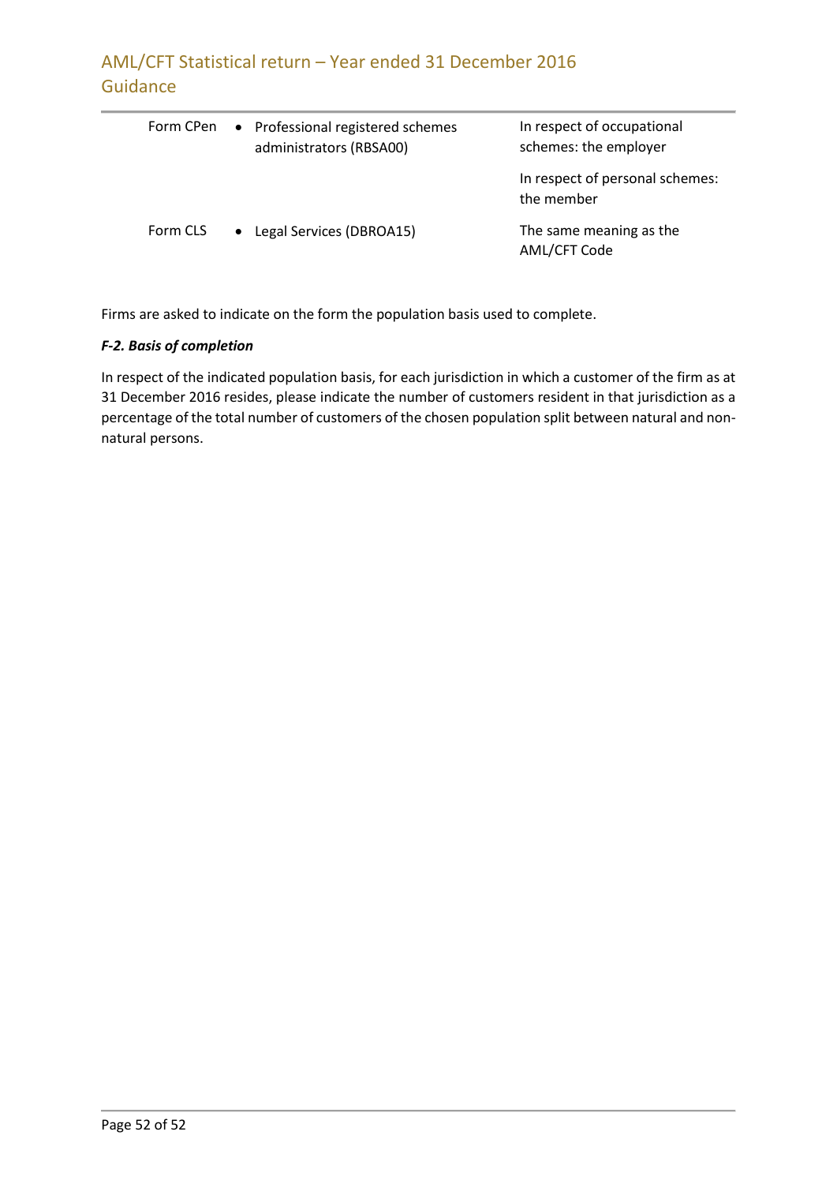| | | |
|---|---|---|
| Form CPen | • Professional registered schemes administrators (RBSA00) | In respect of occupational schemes: the employer<br><br>In respect of personal schemes: the member |
| Form CLS | • Legal Services (DBROA15) | The same meaning as the AML/CFT Code |

Firms are asked to indicate on the form the population basis used to complete.

***F-2. Basis of completion***

In respect of the indicated population basis, for each jurisdiction in which a customer of the firm as at 31 December 2016 resides, please indicate the number of customers resident in that jurisdiction as a percentage of the total number of customers of the chosen population split between natural and non-natural persons.